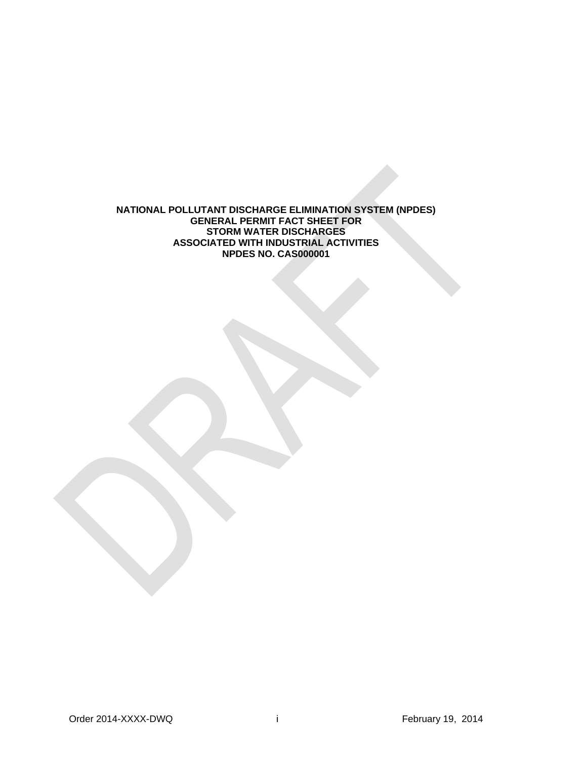# NATIONAL POLLUTANT DISCHARGE ELIMINATION SYSTEM (NPDES) GENERAL PERMIT FACT SHEET FOR STORM WATER DISCHARGES ASSOCIATED WITH INDUSTRIAL ACTIVITIES NPDES NO. CAS000001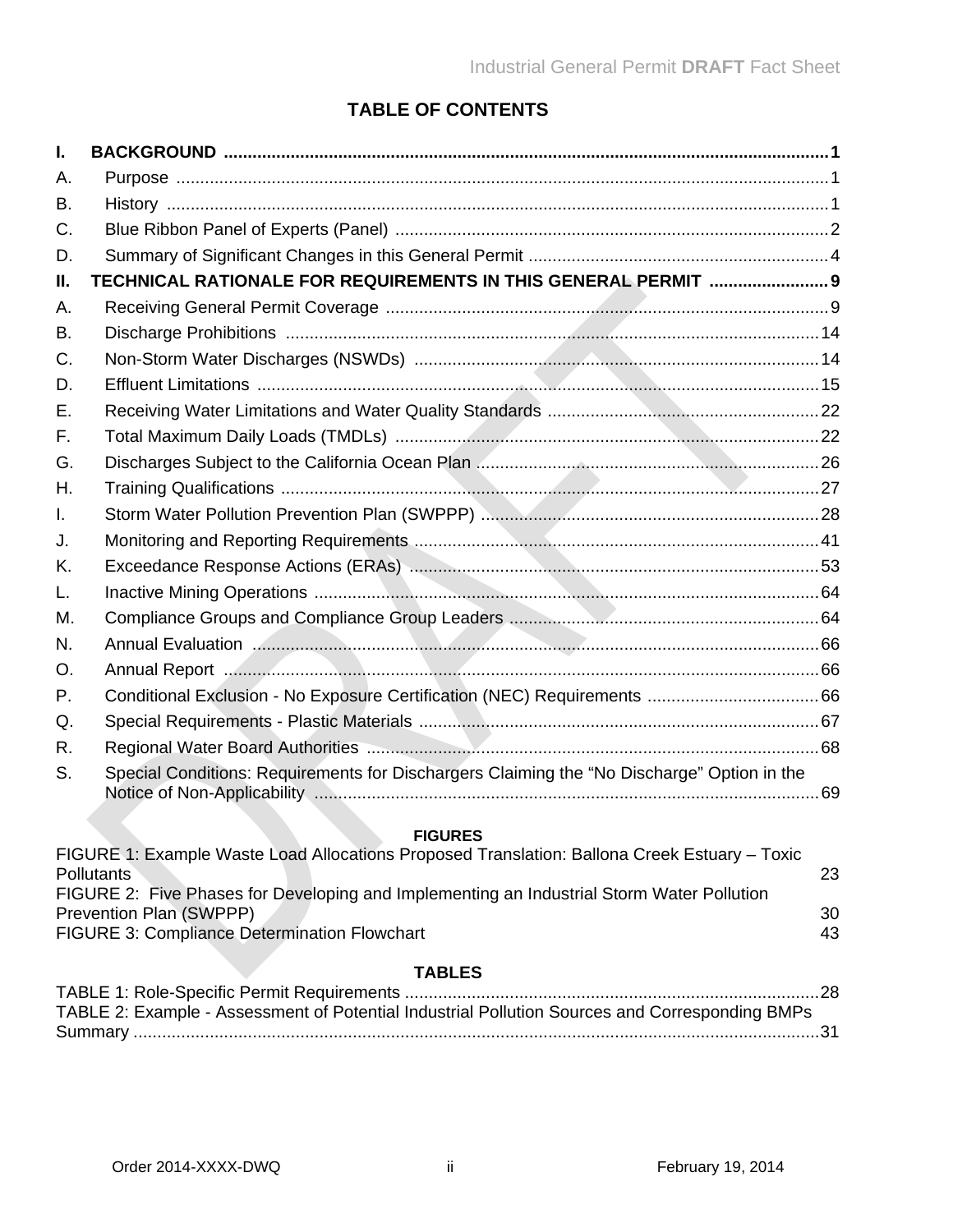# TABLE OF CONTENTS

**I. BACKGROUND** .......... **1**

A. Purpose .......... 1

B. History .......... 1

C. Blue Ribbon Panel of Experts (Panel) .......... 2

D. Summary of Significant Changes in this General Permit .......... 4

**II. TECHNICAL RATIONALE FOR REQUIREMENTS IN THIS GENERAL PERMIT** .......... **9**

A. Receiving General Permit Coverage .......... 9

B. Discharge Prohibitions .......... 14

C. Non-Storm Water Discharges (NSWDs) .......... 14

D. Effluent Limitations .......... 15

E. Receiving Water Limitations and Water Quality Standards .......... 22

F. Total Maximum Daily Loads (TMDLs) .......... 22

G. Discharges Subject to the California Ocean Plan .......... 26

H. Training Qualifications .......... 27

I. Storm Water Pollution Prevention Plan (SWPPP) .......... 28

J. Monitoring and Reporting Requirements .......... 41

K. Exceedance Response Actions (ERAs) .......... 53

L. Inactive Mining Operations .......... 64

M. Compliance Groups and Compliance Group Leaders .......... 64

N. Annual Evaluation .......... 66

O. Annual Report .......... 66

P. Conditional Exclusion - No Exposure Certification (NEC) Requirements .......... 66

Q. Special Requirements - Plastic Materials .......... 67

R. Regional Water Board Authorities .......... 68

S. Special Conditions: Requirements for Dischargers Claiming the “No Discharge” Option in the Notice of Non-Applicability .......... 69

**FIGURES**

FIGURE 1: Example Waste Load Allocations Proposed Translation: Ballona Creek Estuary – Toxic Pollutants 23

FIGURE 2: Five Phases for Developing and Implementing an Industrial Storm Water Pollution Prevention Plan (SWPPP) 30

FIGURE 3: Compliance Determination Flowchart 43

**TABLES**

TABLE 1: Role-Specific Permit Requirements .......... 28

TABLE 2: Example - Assessment of Potential Industrial Pollution Sources and Corresponding BMPs Summary .......... 31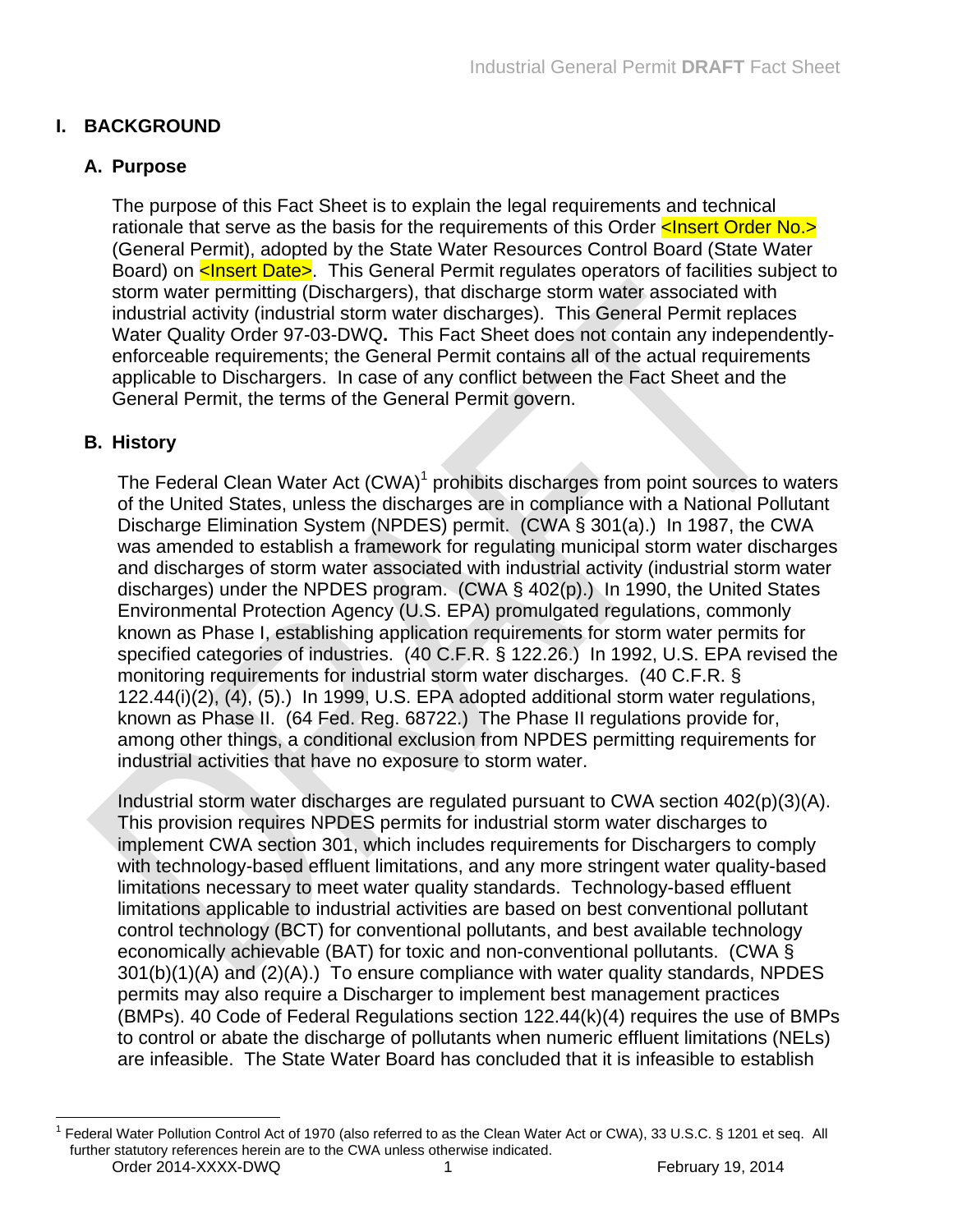# I. BACKGROUND

## A. Purpose

The purpose of this Fact Sheet is to explain the legal requirements and technical rationale that serve as the basis for the requirements of this Order <Insert Order No.> (General Permit), adopted by the State Water Resources Control Board (State Water Board) on <Insert Date>. This General Permit regulates operators of facilities subject to storm water permitting (Dischargers), that discharge storm water associated with industrial activity (industrial storm water discharges). This General Permit replaces Water Quality Order 97-03-DWQ**.** This Fact Sheet does not contain any independently-enforceable requirements; the General Permit contains all of the actual requirements applicable to Dischargers. In case of any conflict between the Fact Sheet and the General Permit, the terms of the General Permit govern.

## B. History

The Federal Clean Water Act (CWA)[1] prohibits discharges from point sources to waters of the United States, unless the discharges are in compliance with a National Pollutant Discharge Elimination System (NPDES) permit. (CWA § 301(a).) In 1987, the CWA was amended to establish a framework for regulating municipal storm water discharges and discharges of storm water associated with industrial activity (industrial storm water discharges) under the NPDES program. (CWA § 402(p).) In 1990, the United States Environmental Protection Agency (U.S. EPA) promulgated regulations, commonly known as Phase I, establishing application requirements for storm water permits for specified categories of industries. (40 C.F.R. § 122.26.) In 1992, U.S. EPA revised the monitoring requirements for industrial storm water discharges. (40 C.F.R. § 122.44(i)(2), (4), (5).) In 1999, U.S. EPA adopted additional storm water regulations, known as Phase II. (64 Fed. Reg. 68722.) The Phase II regulations provide for, among other things, a conditional exclusion from NPDES permitting requirements for industrial activities that have no exposure to storm water.

Industrial storm water discharges are regulated pursuant to CWA section 402(p)(3)(A). This provision requires NPDES permits for industrial storm water discharges to implement CWA section 301, which includes requirements for Dischargers to comply with technology-based effluent limitations, and any more stringent water quality-based limitations necessary to meet water quality standards. Technology-based effluent limitations applicable to industrial activities are based on best conventional pollutant control technology (BCT) for conventional pollutants, and best available technology economically achievable (BAT) for toxic and non-conventional pollutants. (CWA § 301(b)(1)(A) and (2)(A).) To ensure compliance with water quality standards, NPDES permits may also require a Discharger to implement best management practices (BMPs). 40 Code of Federal Regulations section 122.44(k)(4) requires the use of BMPs to control or abate the discharge of pollutants when numeric effluent limitations (NELs) are infeasible. The State Water Board has concluded that it is infeasible to establish

[1] Federal Water Pollution Control Act of 1970 (also referred to as the Clean Water Act or CWA), 33 U.S.C. § 1201 et seq. All further statutory references herein are to the CWA unless otherwise indicated.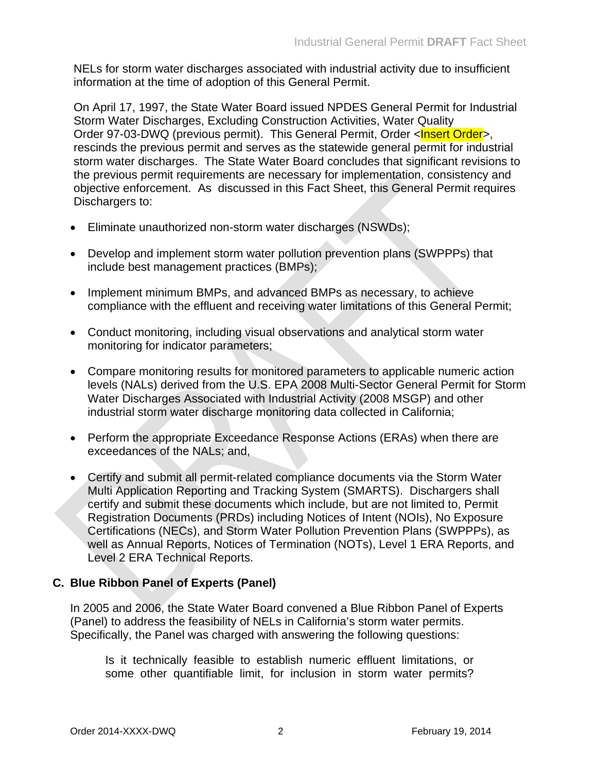NELs for storm water discharges associated with industrial activity due to insufficient information at the time of adoption of this General Permit.

On April 17, 1997, the State Water Board issued NPDES General Permit for Industrial Storm Water Discharges, Excluding Construction Activities, Water Quality Order 97-03-DWQ (previous permit). This General Permit, Order <Insert Order>, rescinds the previous permit and serves as the statewide general permit for industrial storm water discharges. The State Water Board concludes that significant revisions to the previous permit requirements are necessary for implementation, consistency and objective enforcement. As discussed in this Fact Sheet, this General Permit requires Dischargers to:

- Eliminate unauthorized non-storm water discharges (NSWDs);
- Develop and implement storm water pollution prevention plans (SWPPPs) that include best management practices (BMPs);
- Implement minimum BMPs, and advanced BMPs as necessary, to achieve compliance with the effluent and receiving water limitations of this General Permit;
- Conduct monitoring, including visual observations and analytical storm water monitoring for indicator parameters;
- Compare monitoring results for monitored parameters to applicable numeric action levels (NALs) derived from the U.S. EPA 2008 Multi-Sector General Permit for Storm Water Discharges Associated with Industrial Activity (2008 MSGP) and other industrial storm water discharge monitoring data collected in California;
- Perform the appropriate Exceedance Response Actions (ERAs) when there are exceedances of the NALs; and,
- Certify and submit all permit-related compliance documents via the Storm Water Multi Application Reporting and Tracking System (SMARTS). Dischargers shall certify and submit these documents which include, but are not limited to, Permit Registration Documents (PRDs) including Notices of Intent (NOIs), No Exposure Certifications (NECs), and Storm Water Pollution Prevention Plans (SWPPPs), as well as Annual Reports, Notices of Termination (NOTs), Level 1 ERA Reports, and Level 2 ERA Technical Reports.

## C. Blue Ribbon Panel of Experts (Panel)

In 2005 and 2006, the State Water Board convened a Blue Ribbon Panel of Experts (Panel) to address the feasibility of NELs in California's storm water permits. Specifically, the Panel was charged with answering the following questions:

> Is it technically feasible to establish numeric effluent limitations, or some other quantifiable limit, for inclusion in storm water permits?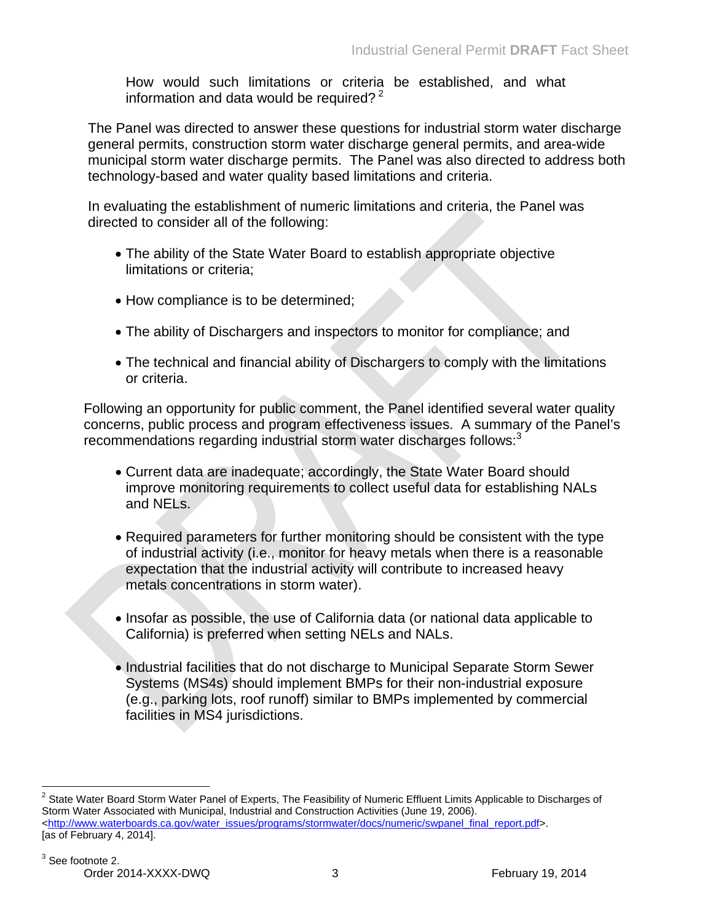How would such limitations or criteria be established, and what information and data would be required? [2]

The Panel was directed to answer these questions for industrial storm water discharge general permits, construction storm water discharge general permits, and area-wide municipal storm water discharge permits. The Panel was also directed to address both technology-based and water quality based limitations and criteria.

In evaluating the establishment of numeric limitations and criteria, the Panel was directed to consider all of the following:

- The ability of the State Water Board to establish appropriate objective limitations or criteria;
- How compliance is to be determined;
- The ability of Dischargers and inspectors to monitor for compliance; and
- The technical and financial ability of Dischargers to comply with the limitations or criteria.

Following an opportunity for public comment, the Panel identified several water quality concerns, public process and program effectiveness issues. A summary of the Panel's recommendations regarding industrial storm water discharges follows:[3]

- Current data are inadequate; accordingly, the State Water Board should improve monitoring requirements to collect useful data for establishing NALs and NELs.
- Required parameters for further monitoring should be consistent with the type of industrial activity (i.e., monitor for heavy metals when there is a reasonable expectation that the industrial activity will contribute to increased heavy metals concentrations in storm water).
- Insofar as possible, the use of California data (or national data applicable to California) is preferred when setting NELs and NALs.
- Industrial facilities that do not discharge to Municipal Separate Storm Sewer Systems (MS4s) should implement BMPs for their non-industrial exposure (e.g., parking lots, roof runoff) similar to BMPs implemented by commercial facilities in MS4 jurisdictions.

---

[2] State Water Board Storm Water Panel of Experts, The Feasibility of Numeric Effluent Limits Applicable to Discharges of Storm Water Associated with Municipal, Industrial and Construction Activities (June 19, 2006). <http://www.waterboards.ca.gov/water_issues/programs/stormwater/docs/numeric/swpanel_final_report.pdf>. [as of February 4, 2014].

[3] See footnote 2.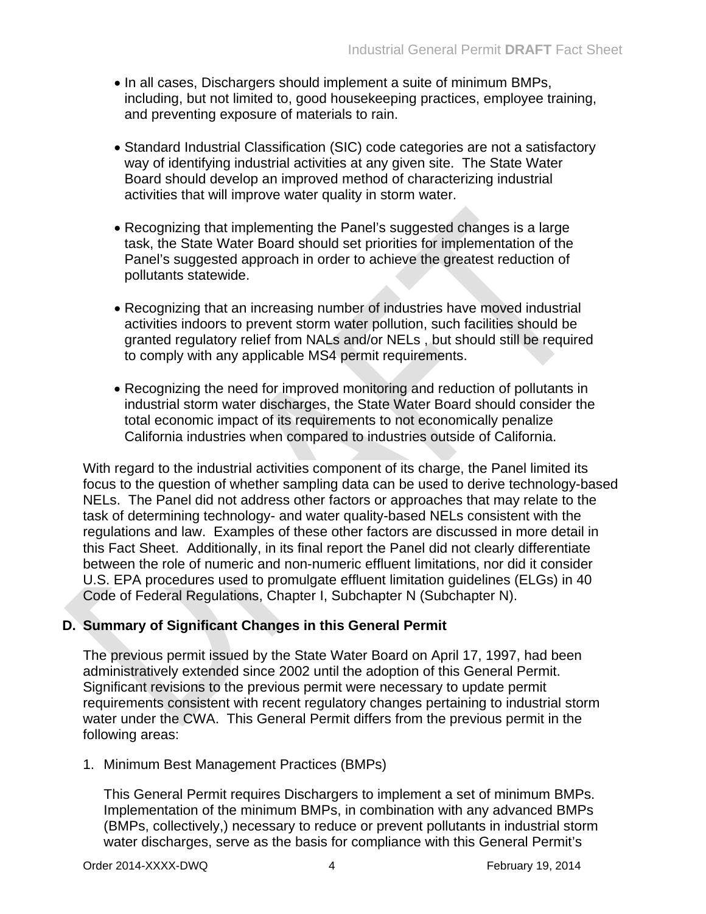- In all cases, Dischargers should implement a suite of minimum BMPs, including, but not limited to, good housekeeping practices, employee training, and preventing exposure of materials to rain.

- Standard Industrial Classification (SIC) code categories are not a satisfactory way of identifying industrial activities at any given site. The State Water Board should develop an improved method of characterizing industrial activities that will improve water quality in storm water.

- Recognizing that implementing the Panel's suggested changes is a large task, the State Water Board should set priorities for implementation of the Panel's suggested approach in order to achieve the greatest reduction of pollutants statewide.

- Recognizing that an increasing number of industries have moved industrial activities indoors to prevent storm water pollution, such facilities should be granted regulatory relief from NALs and/or NELs , but should still be required to comply with any applicable MS4 permit requirements.

- Recognizing the need for improved monitoring and reduction of pollutants in industrial storm water discharges, the State Water Board should consider the total economic impact of its requirements to not economically penalize California industries when compared to industries outside of California.

With regard to the industrial activities component of its charge, the Panel limited its focus to the question of whether sampling data can be used to derive technology-based NELs. The Panel did not address other factors or approaches that may relate to the task of determining technology- and water quality-based NELs consistent with the regulations and law. Examples of these other factors are discussed in more detail in this Fact Sheet. Additionally, in its final report the Panel did not clearly differentiate between the role of numeric and non-numeric effluent limitations, nor did it consider U.S. EPA procedures used to promulgate effluent limitation guidelines (ELGs) in 40 Code of Federal Regulations, Chapter I, Subchapter N (Subchapter N).

## D. Summary of Significant Changes in this General Permit

The previous permit issued by the State Water Board on April 17, 1997, had been administratively extended since 2002 until the adoption of this General Permit. Significant revisions to the previous permit were necessary to update permit requirements consistent with recent regulatory changes pertaining to industrial storm water under the CWA. This General Permit differs from the previous permit in the following areas:

1. Minimum Best Management Practices (BMPs)

   This General Permit requires Dischargers to implement a set of minimum BMPs. Implementation of the minimum BMPs, in combination with any advanced BMPs (BMPs, collectively,) necessary to reduce or prevent pollutants in industrial storm water discharges, serve as the basis for compliance with this General Permit's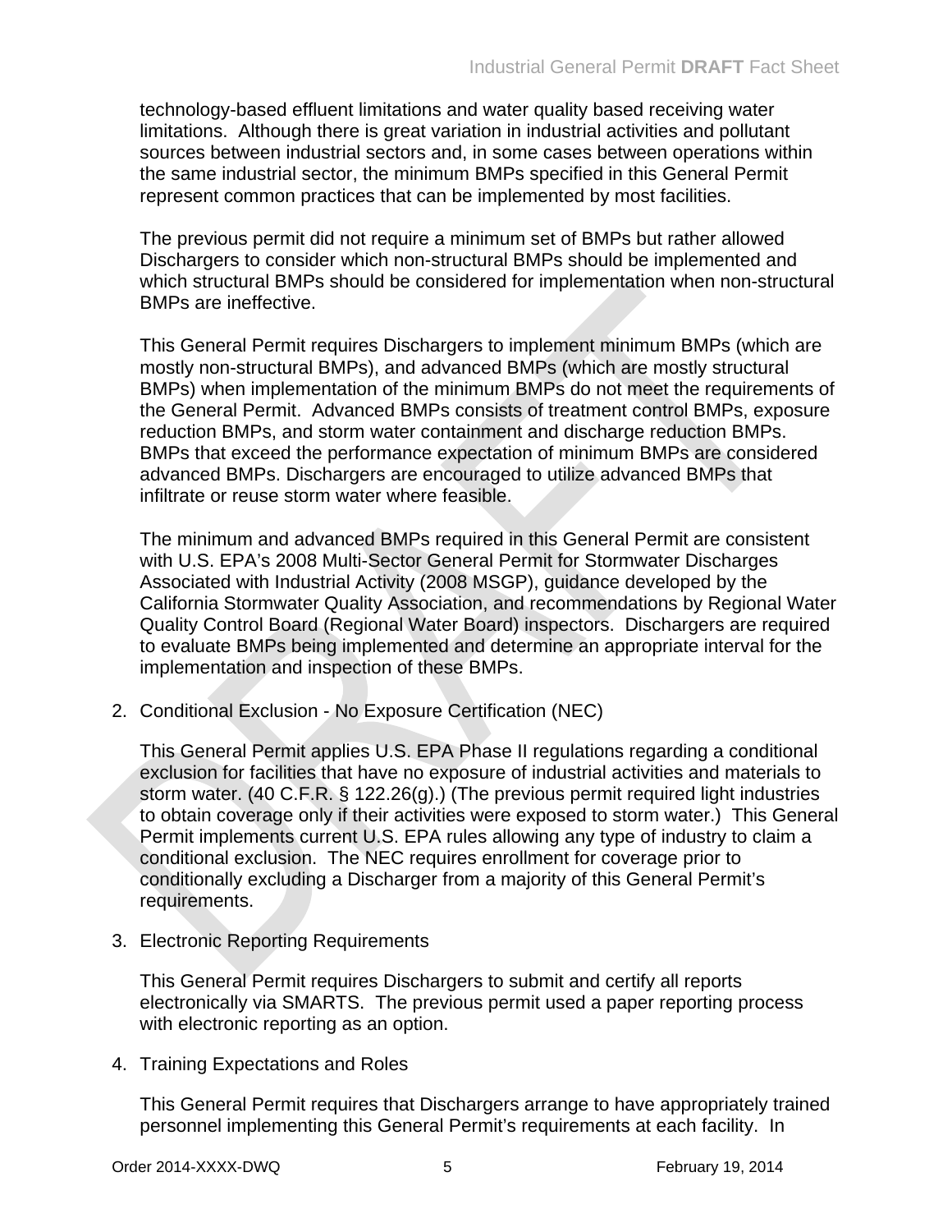technology-based effluent limitations and water quality based receiving water limitations. Although there is great variation in industrial activities and pollutant sources between industrial sectors and, in some cases between operations within the same industrial sector, the minimum BMPs specified in this General Permit represent common practices that can be implemented by most facilities.

The previous permit did not require a minimum set of BMPs but rather allowed Dischargers to consider which non-structural BMPs should be implemented and which structural BMPs should be considered for implementation when non-structural BMPs are ineffective.

This General Permit requires Dischargers to implement minimum BMPs (which are mostly non-structural BMPs), and advanced BMPs (which are mostly structural BMPs) when implementation of the minimum BMPs do not meet the requirements of the General Permit. Advanced BMPs consists of treatment control BMPs, exposure reduction BMPs, and storm water containment and discharge reduction BMPs. BMPs that exceed the performance expectation of minimum BMPs are considered advanced BMPs. Dischargers are encouraged to utilize advanced BMPs that infiltrate or reuse storm water where feasible.

The minimum and advanced BMPs required in this General Permit are consistent with U.S. EPA's 2008 Multi-Sector General Permit for Stormwater Discharges Associated with Industrial Activity (2008 MSGP), guidance developed by the California Stormwater Quality Association, and recommendations by Regional Water Quality Control Board (Regional Water Board) inspectors. Dischargers are required to evaluate BMPs being implemented and determine an appropriate interval for the implementation and inspection of these BMPs.

2. Conditional Exclusion - No Exposure Certification (NEC)

   This General Permit applies U.S. EPA Phase II regulations regarding a conditional exclusion for facilities that have no exposure of industrial activities and materials to storm water. (40 C.F.R. § 122.26(g).) (The previous permit required light industries to obtain coverage only if their activities were exposed to storm water.) This General Permit implements current U.S. EPA rules allowing any type of industry to claim a conditional exclusion. The NEC requires enrollment for coverage prior to conditionally excluding a Discharger from a majority of this General Permit's requirements.

3. Electronic Reporting Requirements

   This General Permit requires Dischargers to submit and certify all reports electronically via SMARTS. The previous permit used a paper reporting process with electronic reporting as an option.

4. Training Expectations and Roles

   This General Permit requires that Dischargers arrange to have appropriately trained personnel implementing this General Permit's requirements at each facility. In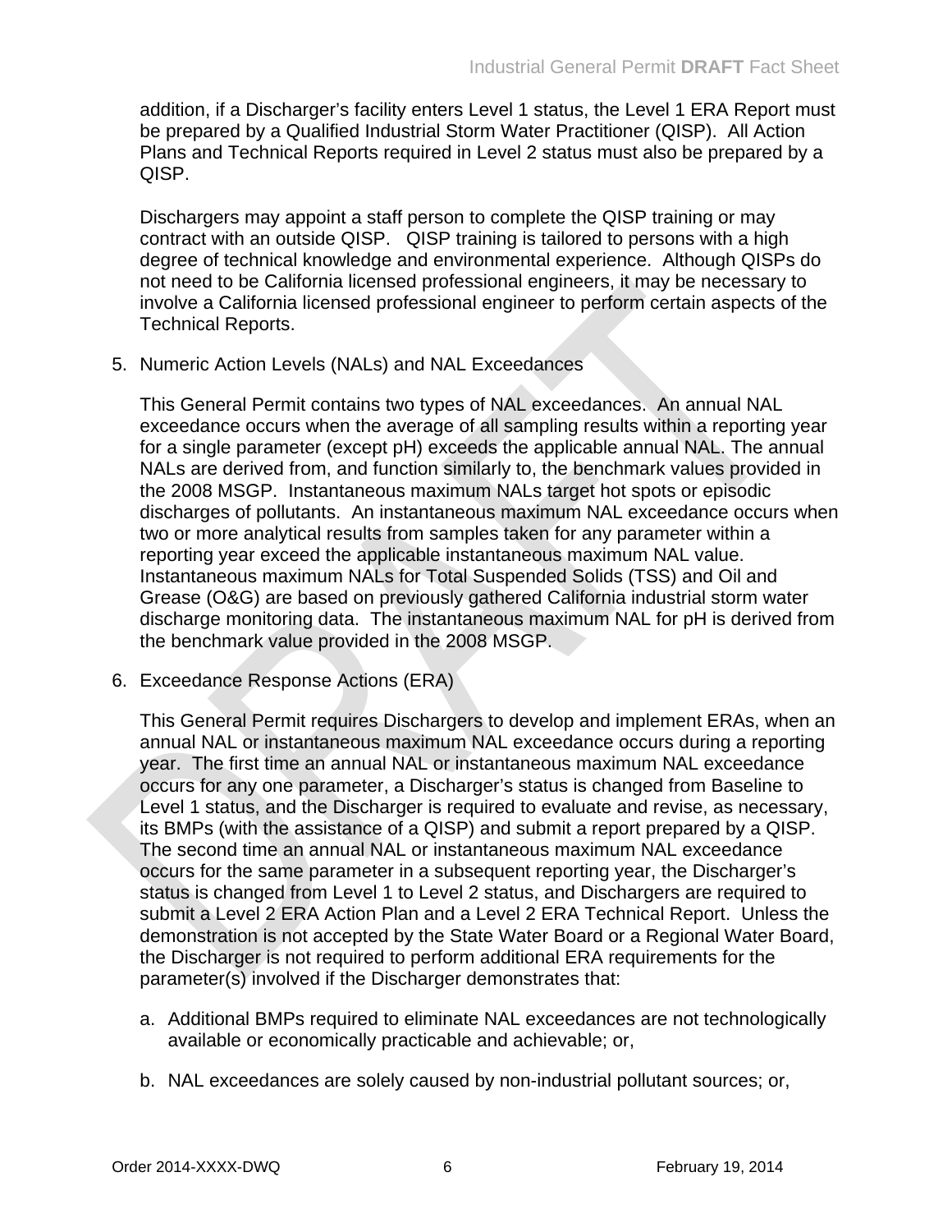addition, if a Discharger's facility enters Level 1 status, the Level 1 ERA Report must be prepared by a Qualified Industrial Storm Water Practitioner (QISP). All Action Plans and Technical Reports required in Level 2 status must also be prepared by a QISP.

Dischargers may appoint a staff person to complete the QISP training or may contract with an outside QISP. QISP training is tailored to persons with a high degree of technical knowledge and environmental experience. Although QISPs do not need to be California licensed professional engineers, it may be necessary to involve a California licensed professional engineer to perform certain aspects of the Technical Reports.

5. Numeric Action Levels (NALs) and NAL Exceedances

   This General Permit contains two types of NAL exceedances. An annual NAL exceedance occurs when the average of all sampling results within a reporting year for a single parameter (except pH) exceeds the applicable annual NAL. The annual NALs are derived from, and function similarly to, the benchmark values provided in the 2008 MSGP. Instantaneous maximum NALs target hot spots or episodic discharges of pollutants. An instantaneous maximum NAL exceedance occurs when two or more analytical results from samples taken for any parameter within a reporting year exceed the applicable instantaneous maximum NAL value. Instantaneous maximum NALs for Total Suspended Solids (TSS) and Oil and Grease (O&G) are based on previously gathered California industrial storm water discharge monitoring data. The instantaneous maximum NAL for pH is derived from the benchmark value provided in the 2008 MSGP.

6. Exceedance Response Actions (ERA)

   This General Permit requires Dischargers to develop and implement ERAs, when an annual NAL or instantaneous maximum NAL exceedance occurs during a reporting year. The first time an annual NAL or instantaneous maximum NAL exceedance occurs for any one parameter, a Discharger's status is changed from Baseline to Level 1 status, and the Discharger is required to evaluate and revise, as necessary, its BMPs (with the assistance of a QISP) and submit a report prepared by a QISP. The second time an annual NAL or instantaneous maximum NAL exceedance occurs for the same parameter in a subsequent reporting year, the Discharger's status is changed from Level 1 to Level 2 status, and Dischargers are required to submit a Level 2 ERA Action Plan and a Level 2 ERA Technical Report. Unless the demonstration is not accepted by the State Water Board or a Regional Water Board, the Discharger is not required to perform additional ERA requirements for the parameter(s) involved if the Discharger demonstrates that:

   a. Additional BMPs required to eliminate NAL exceedances are not technologically available or economically practicable and achievable; or,

   b. NAL exceedances are solely caused by non-industrial pollutant sources; or,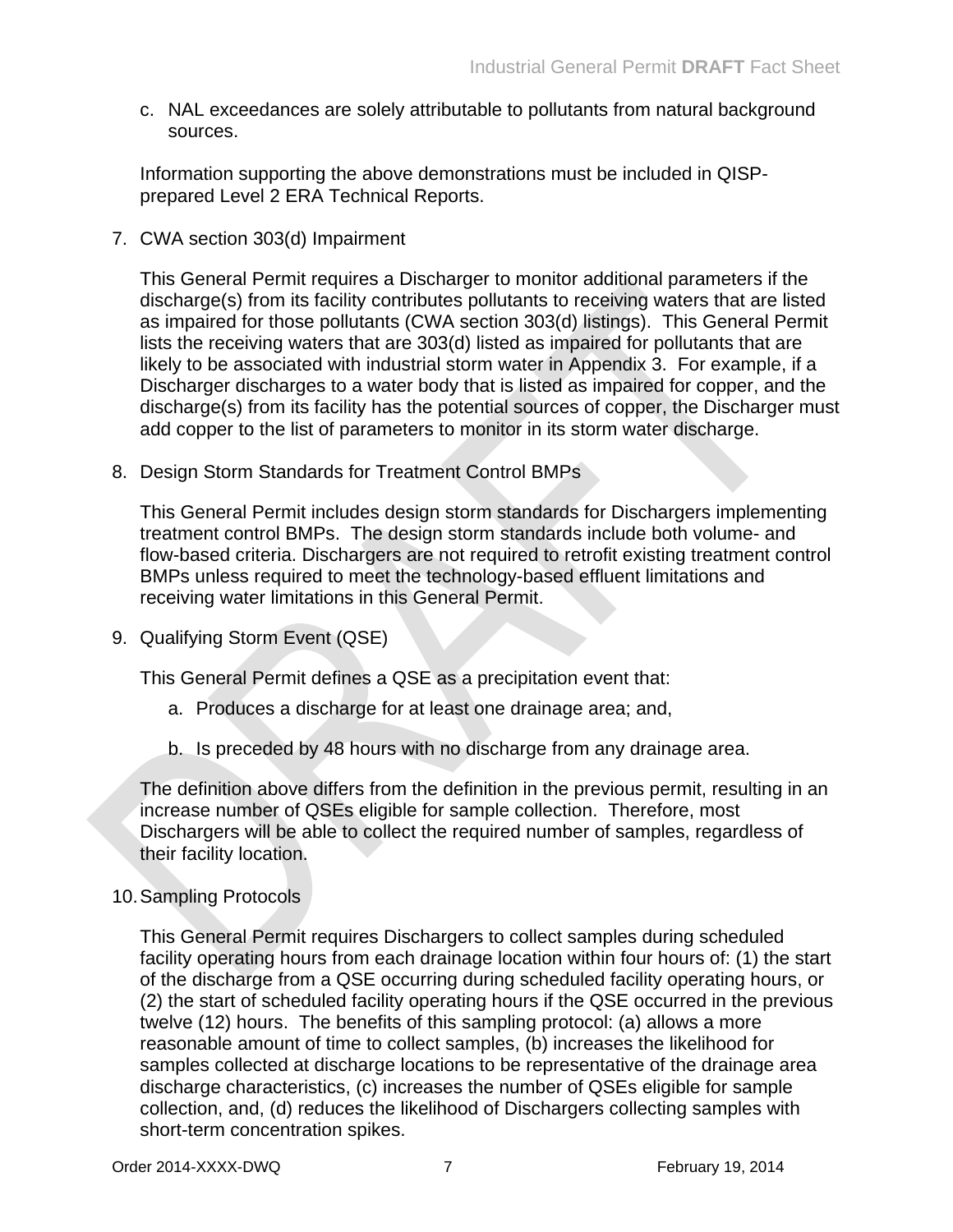c. NAL exceedances are solely attributable to pollutants from natural background sources.

Information supporting the above demonstrations must be included in QISP-prepared Level 2 ERA Technical Reports.

7. CWA section 303(d) Impairment

This General Permit requires a Discharger to monitor additional parameters if the discharge(s) from its facility contributes pollutants to receiving waters that are listed as impaired for those pollutants (CWA section 303(d) listings). This General Permit lists the receiving waters that are 303(d) listed as impaired for pollutants that are likely to be associated with industrial storm water in Appendix 3. For example, if a Discharger discharges to a water body that is listed as impaired for copper, and the discharge(s) from its facility has the potential sources of copper, the Discharger must add copper to the list of parameters to monitor in its storm water discharge.

8. Design Storm Standards for Treatment Control BMPs

This General Permit includes design storm standards for Dischargers implementing treatment control BMPs. The design storm standards include both volume- and flow-based criteria. Dischargers are not required to retrofit existing treatment control BMPs unless required to meet the technology-based effluent limitations and receiving water limitations in this General Permit.

9. Qualifying Storm Event (QSE)

This General Permit defines a QSE as a precipitation event that:

a. Produces a discharge for at least one drainage area; and,

b. Is preceded by 48 hours with no discharge from any drainage area.

The definition above differs from the definition in the previous permit, resulting in an increase number of QSEs eligible for sample collection. Therefore, most Dischargers will be able to collect the required number of samples, regardless of their facility location.

10. Sampling Protocols

This General Permit requires Dischargers to collect samples during scheduled facility operating hours from each drainage location within four hours of: (1) the start of the discharge from a QSE occurring during scheduled facility operating hours, or (2) the start of scheduled facility operating hours if the QSE occurred in the previous twelve (12) hours. The benefits of this sampling protocol: (a) allows a more reasonable amount of time to collect samples, (b) increases the likelihood for samples collected at discharge locations to be representative of the drainage area discharge characteristics, (c) increases the number of QSEs eligible for sample collection, and, (d) reduces the likelihood of Dischargers collecting samples with short-term concentration spikes.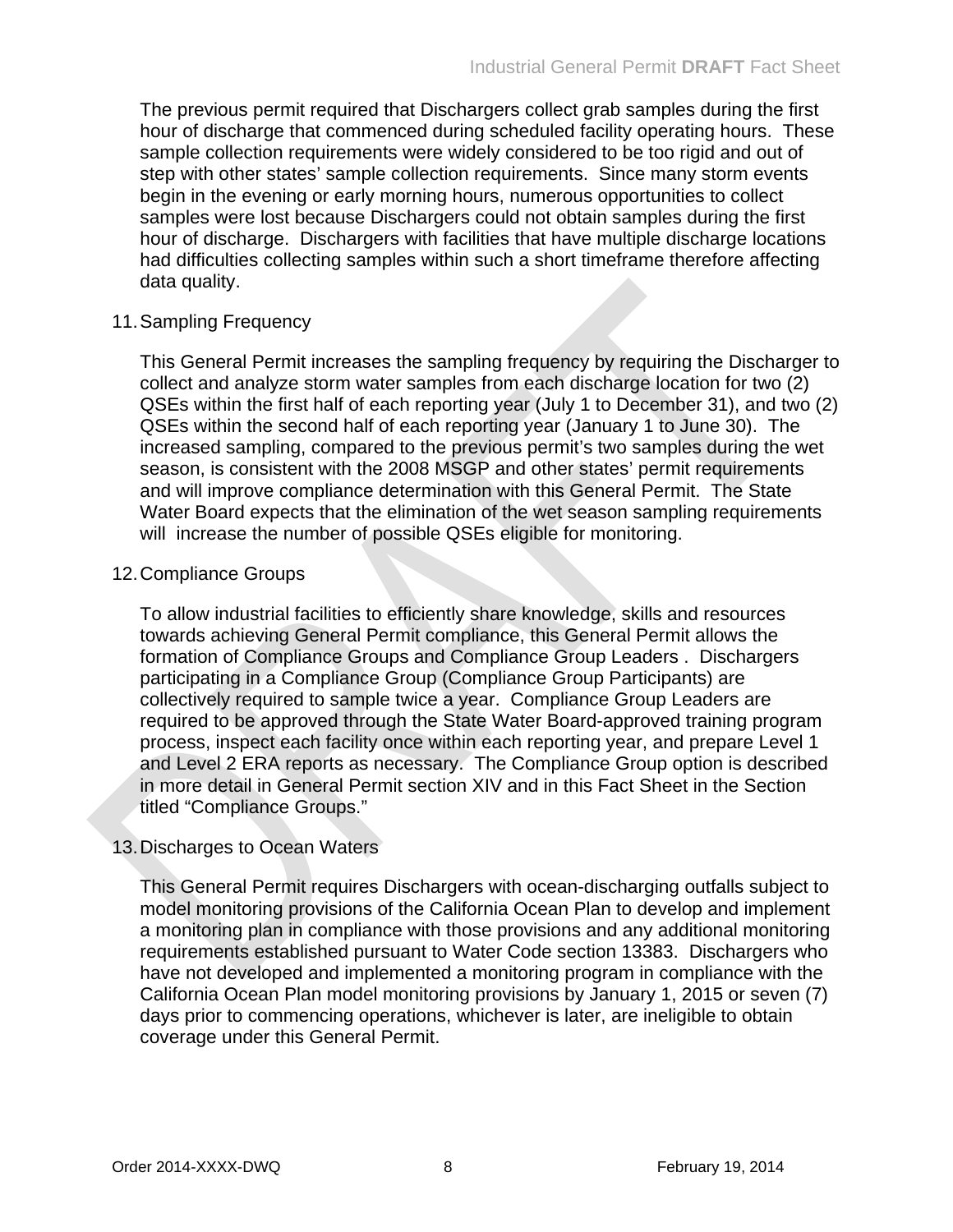The previous permit required that Dischargers collect grab samples during the first hour of discharge that commenced during scheduled facility operating hours. These sample collection requirements were widely considered to be too rigid and out of step with other states' sample collection requirements. Since many storm events begin in the evening or early morning hours, numerous opportunities to collect samples were lost because Dischargers could not obtain samples during the first hour of discharge. Dischargers with facilities that have multiple discharge locations had difficulties collecting samples within such a short timeframe therefore affecting data quality.

11. Sampling Frequency

This General Permit increases the sampling frequency by requiring the Discharger to collect and analyze storm water samples from each discharge location for two (2) QSEs within the first half of each reporting year (July 1 to December 31), and two (2) QSEs within the second half of each reporting year (January 1 to June 30). The increased sampling, compared to the previous permit's two samples during the wet season, is consistent with the 2008 MSGP and other states' permit requirements and will improve compliance determination with this General Permit. The State Water Board expects that the elimination of the wet season sampling requirements will increase the number of possible QSEs eligible for monitoring.

12. Compliance Groups

To allow industrial facilities to efficiently share knowledge, skills and resources towards achieving General Permit compliance, this General Permit allows the formation of Compliance Groups and Compliance Group Leaders . Dischargers participating in a Compliance Group (Compliance Group Participants) are collectively required to sample twice a year. Compliance Group Leaders are required to be approved through the State Water Board-approved training program process, inspect each facility once within each reporting year, and prepare Level 1 and Level 2 ERA reports as necessary. The Compliance Group option is described in more detail in General Permit section XIV and in this Fact Sheet in the Section titled "Compliance Groups."

13. Discharges to Ocean Waters

This General Permit requires Dischargers with ocean-discharging outfalls subject to model monitoring provisions of the California Ocean Plan to develop and implement a monitoring plan in compliance with those provisions and any additional monitoring requirements established pursuant to Water Code section 13383. Dischargers who have not developed and implemented a monitoring program in compliance with the California Ocean Plan model monitoring provisions by January 1, 2015 or seven (7) days prior to commencing operations, whichever is later, are ineligible to obtain coverage under this General Permit.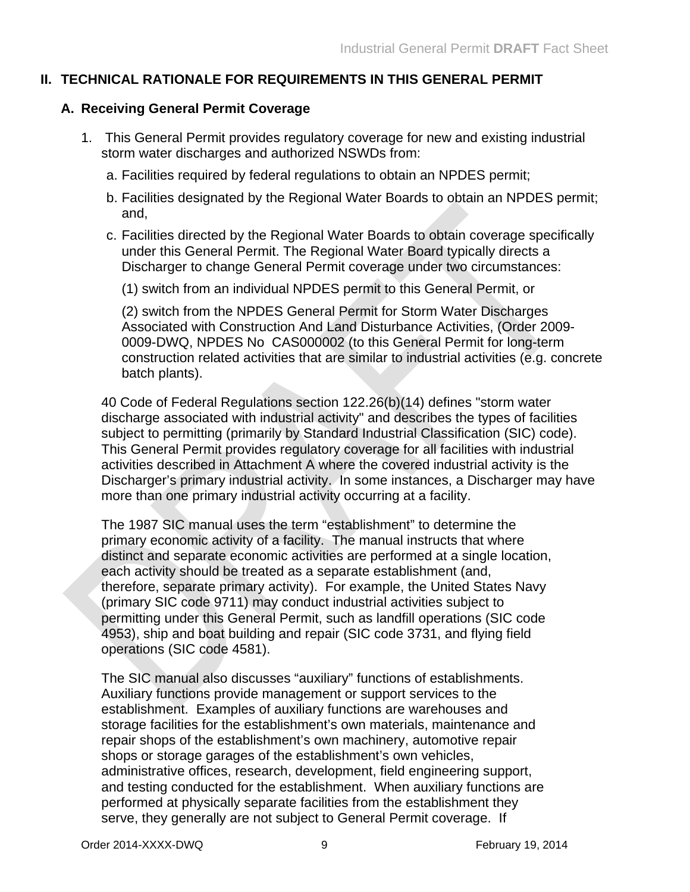## II. TECHNICAL RATIONALE FOR REQUIREMENTS IN THIS GENERAL PERMIT

### A. Receiving General Permit Coverage

1. This General Permit provides regulatory coverage for new and existing industrial storm water discharges and authorized NSWDs from:

   a. Facilities required by federal regulations to obtain an NPDES permit;

   b. Facilities designated by the Regional Water Boards to obtain an NPDES permit; and,

   c. Facilities directed by the Regional Water Boards to obtain coverage specifically under this General Permit. The Regional Water Board typically directs a Discharger to change General Permit coverage under two circumstances:

      (1) switch from an individual NPDES permit to this General Permit, or

      (2) switch from the NPDES General Permit for Storm Water Discharges Associated with Construction And Land Disturbance Activities, (Order 2009-0009-DWQ, NPDES No CAS000002 (to this General Permit for long-term construction related activities that are similar to industrial activities (e.g. concrete batch plants).

   40 Code of Federal Regulations section 122.26(b)(14) defines "storm water discharge associated with industrial activity" and describes the types of facilities subject to permitting (primarily by Standard Industrial Classification (SIC) code). This General Permit provides regulatory coverage for all facilities with industrial activities described in Attachment A where the covered industrial activity is the Discharger's primary industrial activity. In some instances, a Discharger may have more than one primary industrial activity occurring at a facility.

   The 1987 SIC manual uses the term "establishment" to determine the primary economic activity of a facility. The manual instructs that where distinct and separate economic activities are performed at a single location, each activity should be treated as a separate establishment (and, therefore, separate primary activity). For example, the United States Navy (primary SIC code 9711) may conduct industrial activities subject to permitting under this General Permit, such as landfill operations (SIC code 4953), ship and boat building and repair (SIC code 3731, and flying field operations (SIC code 4581).

   The SIC manual also discusses "auxiliary" functions of establishments. Auxiliary functions provide management or support services to the establishment. Examples of auxiliary functions are warehouses and storage facilities for the establishment's own materials, maintenance and repair shops of the establishment's own machinery, automotive repair shops or storage garages of the establishment's own vehicles, administrative offices, research, development, field engineering support, and testing conducted for the establishment. When auxiliary functions are performed at physically separate facilities from the establishment they serve, they generally are not subject to General Permit coverage. If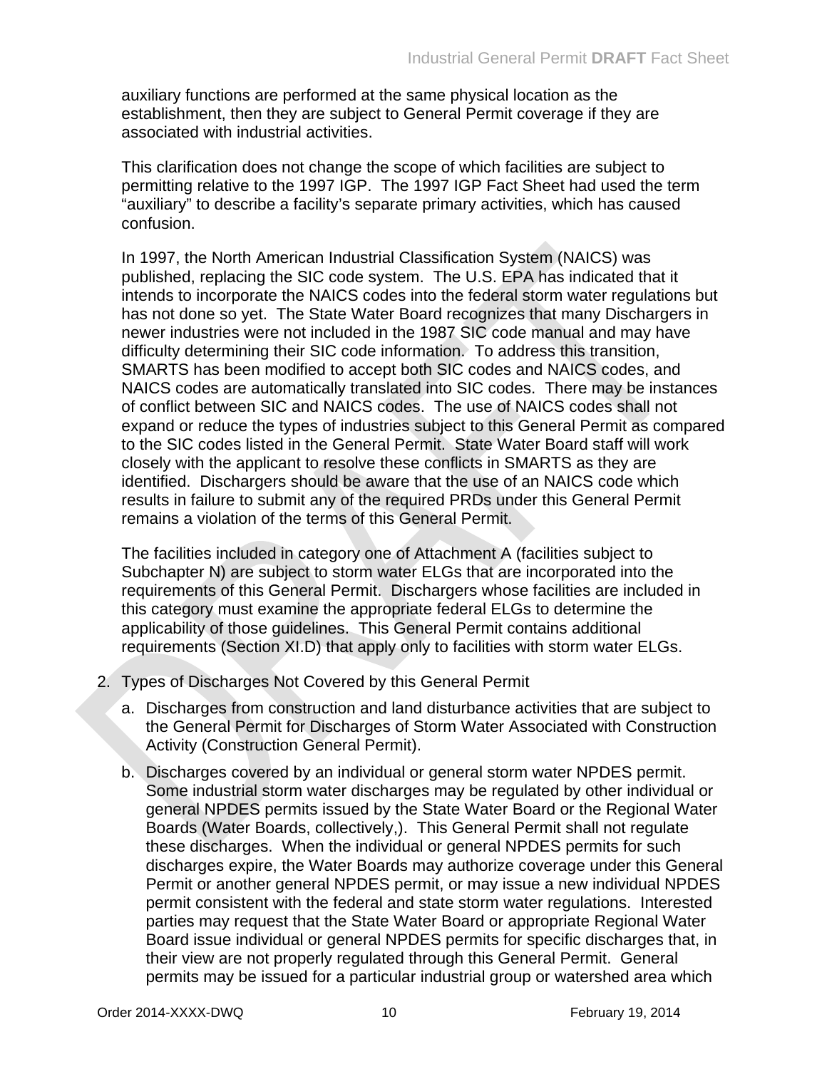auxiliary functions are performed at the same physical location as the establishment, then they are subject to General Permit coverage if they are associated with industrial activities.

This clarification does not change the scope of which facilities are subject to permitting relative to the 1997 IGP. The 1997 IGP Fact Sheet had used the term "auxiliary" to describe a facility's separate primary activities, which has caused confusion.

In 1997, the North American Industrial Classification System (NAICS) was published, replacing the SIC code system. The U.S. EPA has indicated that it intends to incorporate the NAICS codes into the federal storm water regulations but has not done so yet. The State Water Board recognizes that many Dischargers in newer industries were not included in the 1987 SIC code manual and may have difficulty determining their SIC code information. To address this transition, SMARTS has been modified to accept both SIC codes and NAICS codes, and NAICS codes are automatically translated into SIC codes. There may be instances of conflict between SIC and NAICS codes. The use of NAICS codes shall not expand or reduce the types of industries subject to this General Permit as compared to the SIC codes listed in the General Permit. State Water Board staff will work closely with the applicant to resolve these conflicts in SMARTS as they are identified. Dischargers should be aware that the use of an NAICS code which results in failure to submit any of the required PRDs under this General Permit remains a violation of the terms of this General Permit.

The facilities included in category one of Attachment A (facilities subject to Subchapter N) are subject to storm water ELGs that are incorporated into the requirements of this General Permit. Dischargers whose facilities are included in this category must examine the appropriate federal ELGs to determine the applicability of those guidelines. This General Permit contains additional requirements (Section XI.D) that apply only to facilities with storm water ELGs.

2. Types of Discharges Not Covered by this General Permit

   a. Discharges from construction and land disturbance activities that are subject to the General Permit for Discharges of Storm Water Associated with Construction Activity (Construction General Permit).

   b. Discharges covered by an individual or general storm water NPDES permit. Some industrial storm water discharges may be regulated by other individual or general NPDES permits issued by the State Water Board or the Regional Water Boards (Water Boards, collectively,). This General Permit shall not regulate these discharges. When the individual or general NPDES permits for such discharges expire, the Water Boards may authorize coverage under this General Permit or another general NPDES permit, or may issue a new individual NPDES permit consistent with the federal and state storm water regulations. Interested parties may request that the State Water Board or appropriate Regional Water Board issue individual or general NPDES permits for specific discharges that, in their view are not properly regulated through this General Permit. General permits may be issued for a particular industrial group or watershed area which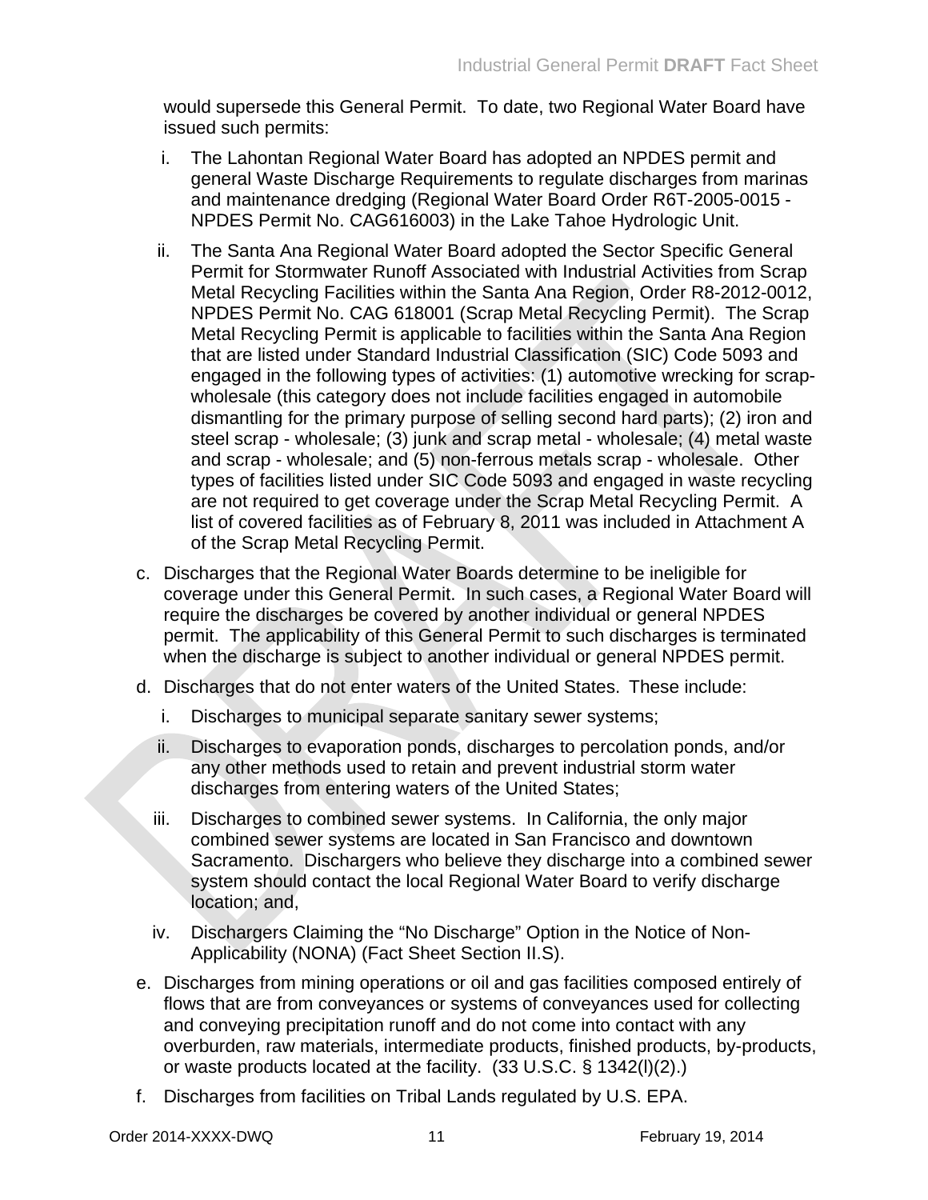would supersede this General Permit. To date, two Regional Water Board have issued such permits:

i. The Lahontan Regional Water Board has adopted an NPDES permit and general Waste Discharge Requirements to regulate discharges from marinas and maintenance dredging (Regional Water Board Order R6T-2005-0015 - NPDES Permit No. CAG616003) in the Lake Tahoe Hydrologic Unit.

ii. The Santa Ana Regional Water Board adopted the Sector Specific General Permit for Stormwater Runoff Associated with Industrial Activities from Scrap Metal Recycling Facilities within the Santa Ana Region, Order R8-2012-0012, NPDES Permit No. CAG 618001 (Scrap Metal Recycling Permit). The Scrap Metal Recycling Permit is applicable to facilities within the Santa Ana Region that are listed under Standard Industrial Classification (SIC) Code 5093 and engaged in the following types of activities: (1) automotive wrecking for scrap-wholesale (this category does not include facilities engaged in automobile dismantling for the primary purpose of selling second hard parts); (2) iron and steel scrap - wholesale; (3) junk and scrap metal - wholesale; (4) metal waste and scrap - wholesale; and (5) non-ferrous metals scrap - wholesale. Other types of facilities listed under SIC Code 5093 and engaged in waste recycling are not required to get coverage under the Scrap Metal Recycling Permit. A list of covered facilities as of February 8, 2011 was included in Attachment A of the Scrap Metal Recycling Permit.

c. Discharges that the Regional Water Boards determine to be ineligible for coverage under this General Permit. In such cases, a Regional Water Board will require the discharges be covered by another individual or general NPDES permit. The applicability of this General Permit to such discharges is terminated when the discharge is subject to another individual or general NPDES permit.

d. Discharges that do not enter waters of the United States. These include:

i. Discharges to municipal separate sanitary sewer systems;

ii. Discharges to evaporation ponds, discharges to percolation ponds, and/or any other methods used to retain and prevent industrial storm water discharges from entering waters of the United States;

iii. Discharges to combined sewer systems. In California, the only major combined sewer systems are located in San Francisco and downtown Sacramento. Dischargers who believe they discharge into a combined sewer system should contact the local Regional Water Board to verify discharge location; and,

iv. Dischargers Claiming the "No Discharge" Option in the Notice of Non-Applicability (NONA) (Fact Sheet Section II.S).

e. Discharges from mining operations or oil and gas facilities composed entirely of flows that are from conveyances or systems of conveyances used for collecting and conveying precipitation runoff and do not come into contact with any overburden, raw materials, intermediate products, finished products, by-products, or waste products located at the facility. (33 U.S.C. § 1342(l)(2).)

f. Discharges from facilities on Tribal Lands regulated by U.S. EPA.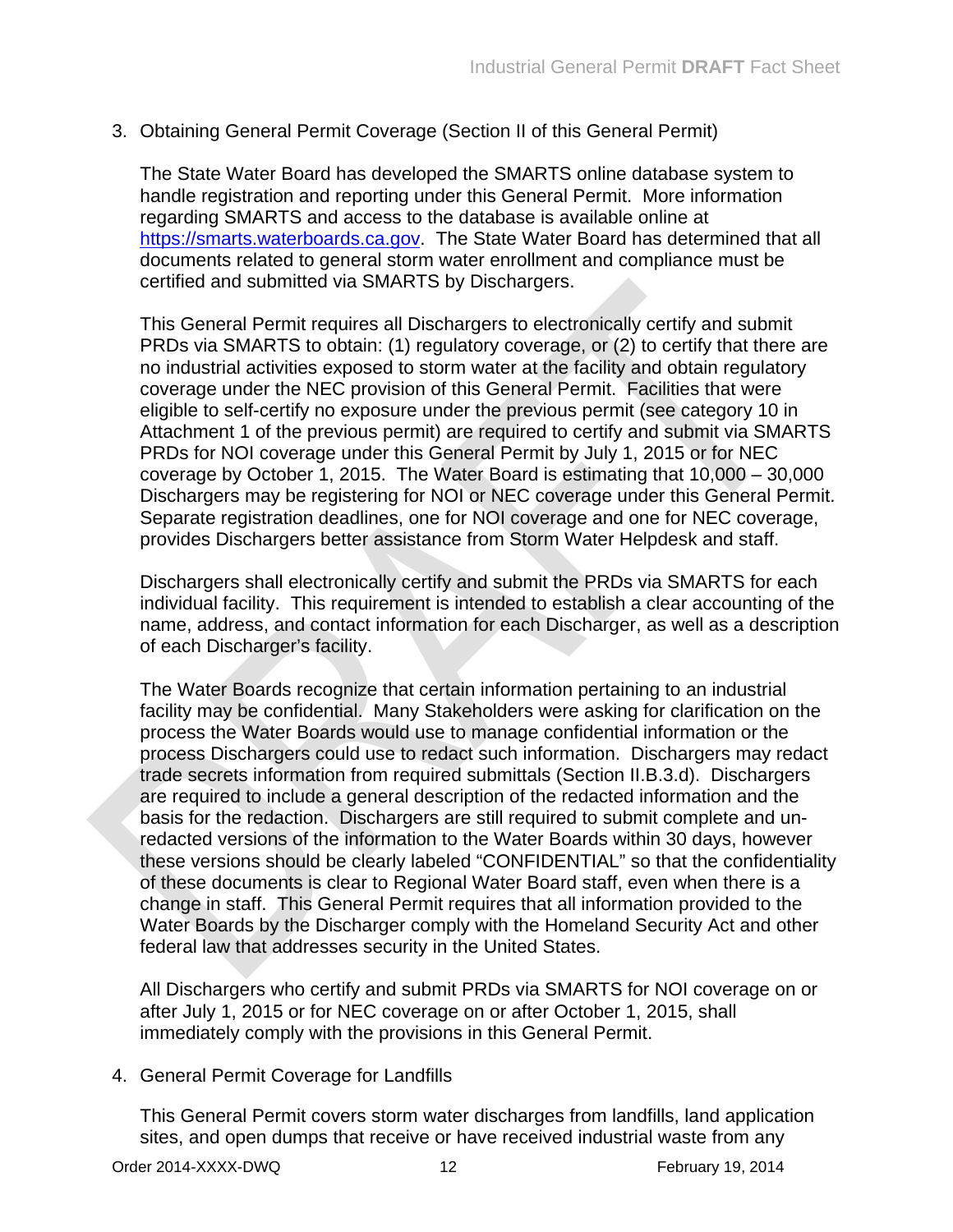3. Obtaining General Permit Coverage (Section II of this General Permit)

   The State Water Board has developed the SMARTS online database system to handle registration and reporting under this General Permit. More information regarding SMARTS and access to the database is available online at [https://smarts.waterboards.ca.gov](https://smarts.waterboards.ca.gov). The State Water Board has determined that all documents related to general storm water enrollment and compliance must be certified and submitted via SMARTS by Dischargers.

   This General Permit requires all Dischargers to electronically certify and submit PRDs via SMARTS to obtain: (1) regulatory coverage, or (2) to certify that there are no industrial activities exposed to storm water at the facility and obtain regulatory coverage under the NEC provision of this General Permit. Facilities that were eligible to self-certify no exposure under the previous permit (see category 10 in Attachment 1 of the previous permit) are required to certify and submit via SMARTS PRDs for NOI coverage under this General Permit by July 1, 2015 or for NEC coverage by October 1, 2015. The Water Board is estimating that 10,000 – 30,000 Dischargers may be registering for NOI or NEC coverage under this General Permit. Separate registration deadlines, one for NOI coverage and one for NEC coverage, provides Dischargers better assistance from Storm Water Helpdesk and staff.

   Dischargers shall electronically certify and submit the PRDs via SMARTS for each individual facility. This requirement is intended to establish a clear accounting of the name, address, and contact information for each Discharger, as well as a description of each Discharger's facility.

   The Water Boards recognize that certain information pertaining to an industrial facility may be confidential. Many Stakeholders were asking for clarification on the process the Water Boards would use to manage confidential information or the process Dischargers could use to redact such information. Dischargers may redact trade secrets information from required submittals (Section II.B.3.d). Dischargers are required to include a general description of the redacted information and the basis for the redaction. Dischargers are still required to submit complete and un-redacted versions of the information to the Water Boards within 30 days, however these versions should be clearly labeled "CONFIDENTIAL" so that the confidentiality of these documents is clear to Regional Water Board staff, even when there is a change in staff. This General Permit requires that all information provided to the Water Boards by the Discharger comply with the Homeland Security Act and other federal law that addresses security in the United States.

   All Dischargers who certify and submit PRDs via SMARTS for NOI coverage on or after July 1, 2015 or for NEC coverage on or after October 1, 2015, shall immediately comply with the provisions in this General Permit.

4. General Permit Coverage for Landfills

   This General Permit covers storm water discharges from landfills, land application sites, and open dumps that receive or have received industrial waste from any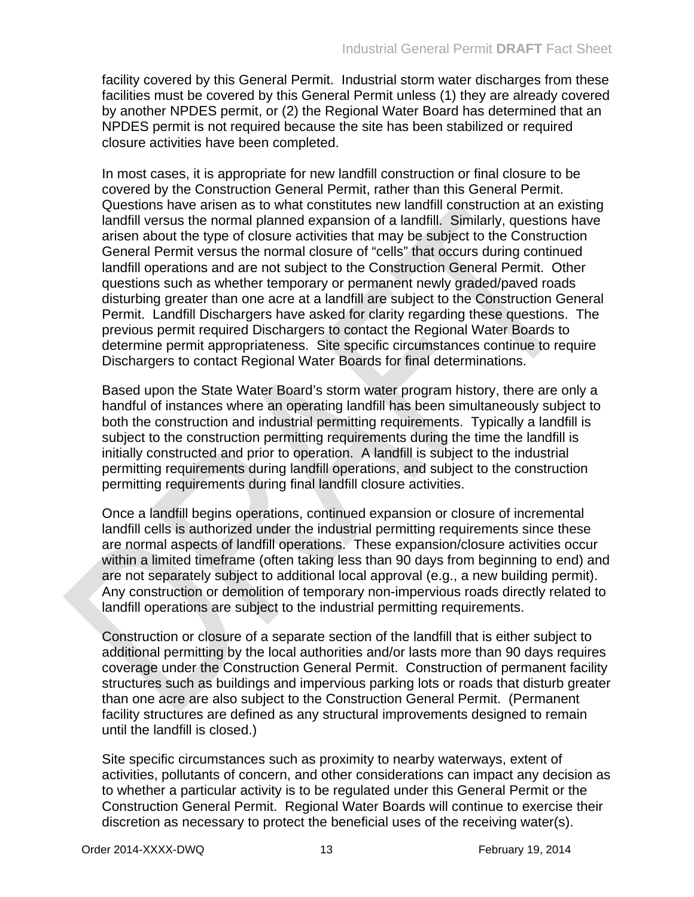facility covered by this General Permit. Industrial storm water discharges from these facilities must be covered by this General Permit unless (1) they are already covered by another NPDES permit, or (2) the Regional Water Board has determined that an NPDES permit is not required because the site has been stabilized or required closure activities have been completed.

In most cases, it is appropriate for new landfill construction or final closure to be covered by the Construction General Permit, rather than this General Permit. Questions have arisen as to what constitutes new landfill construction at an existing landfill versus the normal planned expansion of a landfill. Similarly, questions have arisen about the type of closure activities that may be subject to the Construction General Permit versus the normal closure of "cells" that occurs during continued landfill operations and are not subject to the Construction General Permit. Other questions such as whether temporary or permanent newly graded/paved roads disturbing greater than one acre at a landfill are subject to the Construction General Permit. Landfill Dischargers have asked for clarity regarding these questions. The previous permit required Dischargers to contact the Regional Water Boards to determine permit appropriateness. Site specific circumstances continue to require Dischargers to contact Regional Water Boards for final determinations.

Based upon the State Water Board's storm water program history, there are only a handful of instances where an operating landfill has been simultaneously subject to both the construction and industrial permitting requirements. Typically a landfill is subject to the construction permitting requirements during the time the landfill is initially constructed and prior to operation. A landfill is subject to the industrial permitting requirements during landfill operations, and subject to the construction permitting requirements during final landfill closure activities.

Once a landfill begins operations, continued expansion or closure of incremental landfill cells is authorized under the industrial permitting requirements since these are normal aspects of landfill operations. These expansion/closure activities occur within a limited timeframe (often taking less than 90 days from beginning to end) and are not separately subject to additional local approval (e.g., a new building permit). Any construction or demolition of temporary non-impervious roads directly related to landfill operations are subject to the industrial permitting requirements.

Construction or closure of a separate section of the landfill that is either subject to additional permitting by the local authorities and/or lasts more than 90 days requires coverage under the Construction General Permit. Construction of permanent facility structures such as buildings and impervious parking lots or roads that disturb greater than one acre are also subject to the Construction General Permit. (Permanent facility structures are defined as any structural improvements designed to remain until the landfill is closed.)

Site specific circumstances such as proximity to nearby waterways, extent of activities, pollutants of concern, and other considerations can impact any decision as to whether a particular activity is to be regulated under this General Permit or the Construction General Permit. Regional Water Boards will continue to exercise their discretion as necessary to protect the beneficial uses of the receiving water(s).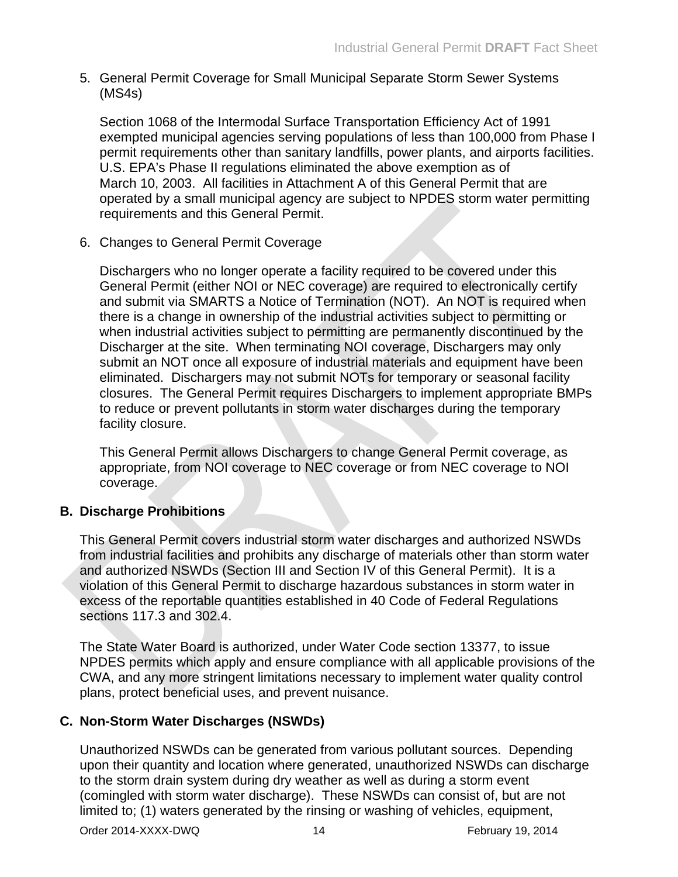5. General Permit Coverage for Small Municipal Separate Storm Sewer Systems (MS4s)

   Section 1068 of the Intermodal Surface Transportation Efficiency Act of 1991 exempted municipal agencies serving populations of less than 100,000 from Phase I permit requirements other than sanitary landfills, power plants, and airports facilities. U.S. EPA's Phase II regulations eliminated the above exemption as of March 10, 2003. All facilities in Attachment A of this General Permit that are operated by a small municipal agency are subject to NPDES storm water permitting requirements and this General Permit.

6. Changes to General Permit Coverage

   Dischargers who no longer operate a facility required to be covered under this General Permit (either NOI or NEC coverage) are required to electronically certify and submit via SMARTS a Notice of Termination (NOT). An NOT is required when there is a change in ownership of the industrial activities subject to permitting or when industrial activities subject to permitting are permanently discontinued by the Discharger at the site. When terminating NOI coverage, Dischargers may only submit an NOT once all exposure of industrial materials and equipment have been eliminated. Dischargers may not submit NOTs for temporary or seasonal facility closures. The General Permit requires Dischargers to implement appropriate BMPs to reduce or prevent pollutants in storm water discharges during the temporary facility closure.

   This General Permit allows Dischargers to change General Permit coverage, as appropriate, from NOI coverage to NEC coverage or from NEC coverage to NOI coverage.

## B. Discharge Prohibitions

This General Permit covers industrial storm water discharges and authorized NSWDs from industrial facilities and prohibits any discharge of materials other than storm water and authorized NSWDs (Section III and Section IV of this General Permit). It is a violation of this General Permit to discharge hazardous substances in storm water in excess of the reportable quantities established in 40 Code of Federal Regulations sections 117.3 and 302.4.

The State Water Board is authorized, under Water Code section 13377, to issue NPDES permits which apply and ensure compliance with all applicable provisions of the CWA, and any more stringent limitations necessary to implement water quality control plans, protect beneficial uses, and prevent nuisance.

## C. Non-Storm Water Discharges (NSWDs)

Unauthorized NSWDs can be generated from various pollutant sources. Depending upon their quantity and location where generated, unauthorized NSWDs can discharge to the storm drain system during dry weather as well as during a storm event (comingled with storm water discharge). These NSWDs can consist of, but are not limited to; (1) waters generated by the rinsing or washing of vehicles, equipment,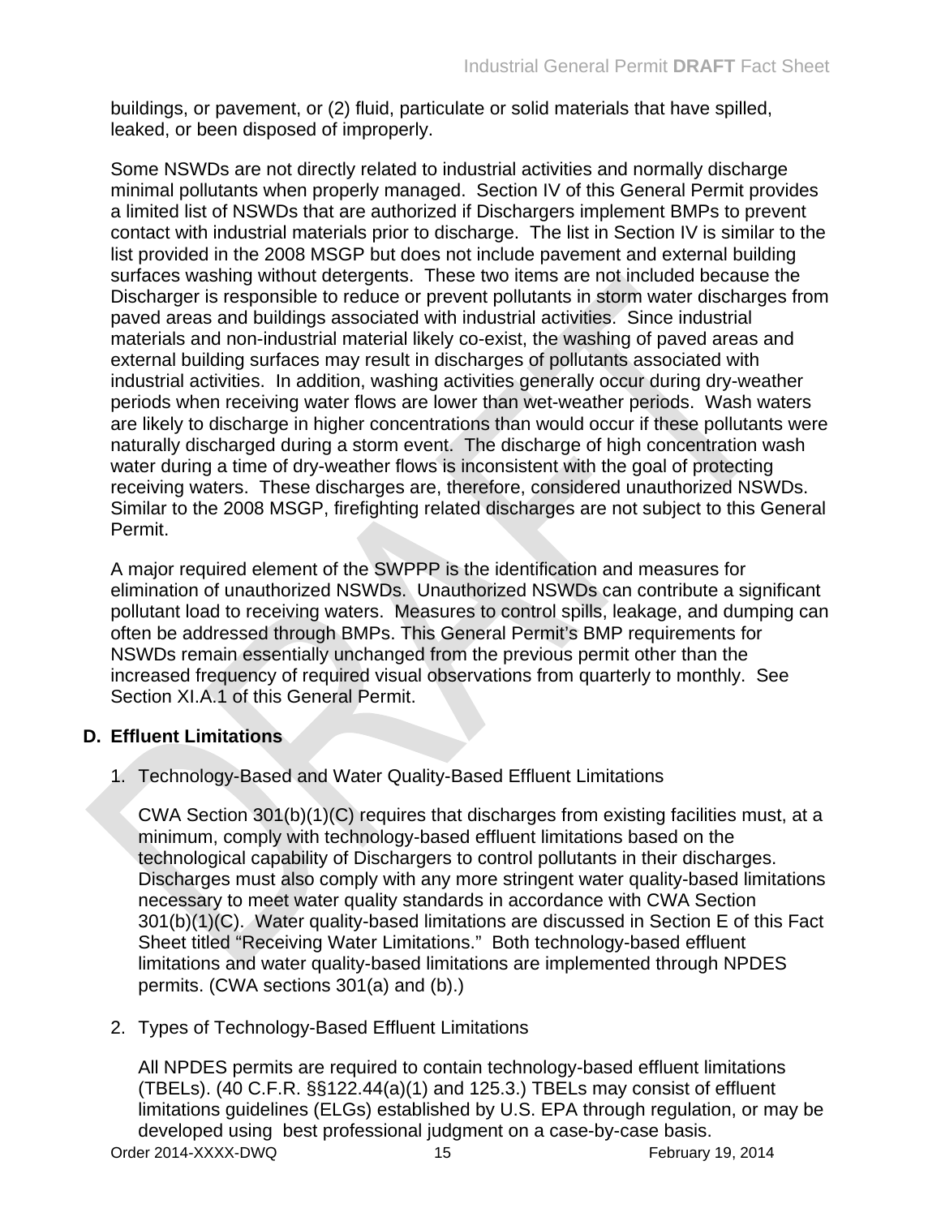buildings, or pavement, or (2) fluid, particulate or solid materials that have spilled, leaked, or been disposed of improperly.

Some NSWDs are not directly related to industrial activities and normally discharge minimal pollutants when properly managed. Section IV of this General Permit provides a limited list of NSWDs that are authorized if Dischargers implement BMPs to prevent contact with industrial materials prior to discharge. The list in Section IV is similar to the list provided in the 2008 MSGP but does not include pavement and external building surfaces washing without detergents. These two items are not included because the Discharger is responsible to reduce or prevent pollutants in storm water discharges from paved areas and buildings associated with industrial activities. Since industrial materials and non-industrial material likely co-exist, the washing of paved areas and external building surfaces may result in discharges of pollutants associated with industrial activities. In addition, washing activities generally occur during dry-weather periods when receiving water flows are lower than wet-weather periods. Wash waters are likely to discharge in higher concentrations than would occur if these pollutants were naturally discharged during a storm event. The discharge of high concentration wash water during a time of dry-weather flows is inconsistent with the goal of protecting receiving waters. These discharges are, therefore, considered unauthorized NSWDs. Similar to the 2008 MSGP, firefighting related discharges are not subject to this General Permit.

A major required element of the SWPPP is the identification and measures for elimination of unauthorized NSWDs. Unauthorized NSWDs can contribute a significant pollutant load to receiving waters. Measures to control spills, leakage, and dumping can often be addressed through BMPs. This General Permit's BMP requirements for NSWDs remain essentially unchanged from the previous permit other than the increased frequency of required visual observations from quarterly to monthly. See Section XI.A.1 of this General Permit.

## D. Effluent Limitations

1. Technology-Based and Water Quality-Based Effluent Limitations

   CWA Section 301(b)(1)(C) requires that discharges from existing facilities must, at a minimum, comply with technology-based effluent limitations based on the technological capability of Dischargers to control pollutants in their discharges. Discharges must also comply with any more stringent water quality-based limitations necessary to meet water quality standards in accordance with CWA Section 301(b)(1)(C). Water quality-based limitations are discussed in Section E of this Fact Sheet titled "Receiving Water Limitations." Both technology-based effluent limitations and water quality-based limitations are implemented through NPDES permits. (CWA sections 301(a) and (b).)

2. Types of Technology-Based Effluent Limitations

   All NPDES permits are required to contain technology-based effluent limitations (TBELs). (40 C.F.R. §§122.44(a)(1) and 125.3.) TBELs may consist of effluent limitations guidelines (ELGs) established by U.S. EPA through regulation, or may be developed using best professional judgment on a case-by-case basis.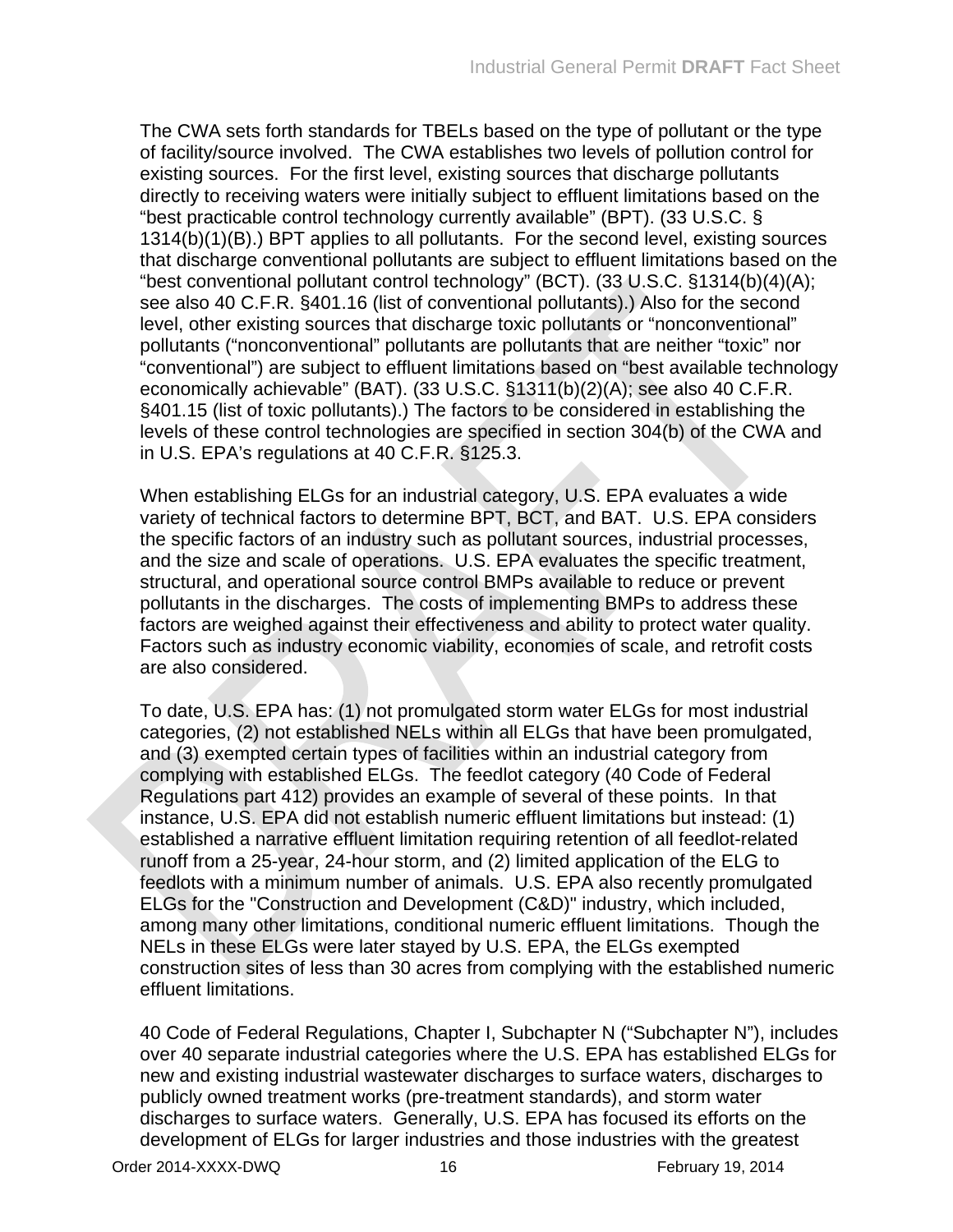The CWA sets forth standards for TBELs based on the type of pollutant or the type of facility/source involved. The CWA establishes two levels of pollution control for existing sources. For the first level, existing sources that discharge pollutants directly to receiving waters were initially subject to effluent limitations based on the "best practicable control technology currently available" (BPT). (33 U.S.C. § 1314(b)(1)(B).) BPT applies to all pollutants. For the second level, existing sources that discharge conventional pollutants are subject to effluent limitations based on the "best conventional pollutant control technology" (BCT). (33 U.S.C. §1314(b)(4)(A); see also 40 C.F.R. §401.16 (list of conventional pollutants).) Also for the second level, other existing sources that discharge toxic pollutants or "nonconventional" pollutants ("nonconventional" pollutants are pollutants that are neither "toxic" nor "conventional") are subject to effluent limitations based on "best available technology economically achievable" (BAT). (33 U.S.C. §1311(b)(2)(A); see also 40 C.F.R. §401.15 (list of toxic pollutants).) The factors to be considered in establishing the levels of these control technologies are specified in section 304(b) of the CWA and in U.S. EPA's regulations at 40 C.F.R. §125.3.

When establishing ELGs for an industrial category, U.S. EPA evaluates a wide variety of technical factors to determine BPT, BCT, and BAT. U.S. EPA considers the specific factors of an industry such as pollutant sources, industrial processes, and the size and scale of operations. U.S. EPA evaluates the specific treatment, structural, and operational source control BMPs available to reduce or prevent pollutants in the discharges. The costs of implementing BMPs to address these factors are weighed against their effectiveness and ability to protect water quality. Factors such as industry economic viability, economies of scale, and retrofit costs are also considered.

To date, U.S. EPA has: (1) not promulgated storm water ELGs for most industrial categories, (2) not established NELs within all ELGs that have been promulgated, and (3) exempted certain types of facilities within an industrial category from complying with established ELGs. The feedlot category (40 Code of Federal Regulations part 412) provides an example of several of these points. In that instance, U.S. EPA did not establish numeric effluent limitations but instead: (1) established a narrative effluent limitation requiring retention of all feedlot-related runoff from a 25-year, 24-hour storm, and (2) limited application of the ELG to feedlots with a minimum number of animals. U.S. EPA also recently promulgated ELGs for the "Construction and Development (C&D)" industry, which included, among many other limitations, conditional numeric effluent limitations. Though the NELs in these ELGs were later stayed by U.S. EPA, the ELGs exempted construction sites of less than 30 acres from complying with the established numeric effluent limitations.

40 Code of Federal Regulations, Chapter I, Subchapter N ("Subchapter N"), includes over 40 separate industrial categories where the U.S. EPA has established ELGs for new and existing industrial wastewater discharges to surface waters, discharges to publicly owned treatment works (pre-treatment standards), and storm water discharges to surface waters. Generally, U.S. EPA has focused its efforts on the development of ELGs for larger industries and those industries with the greatest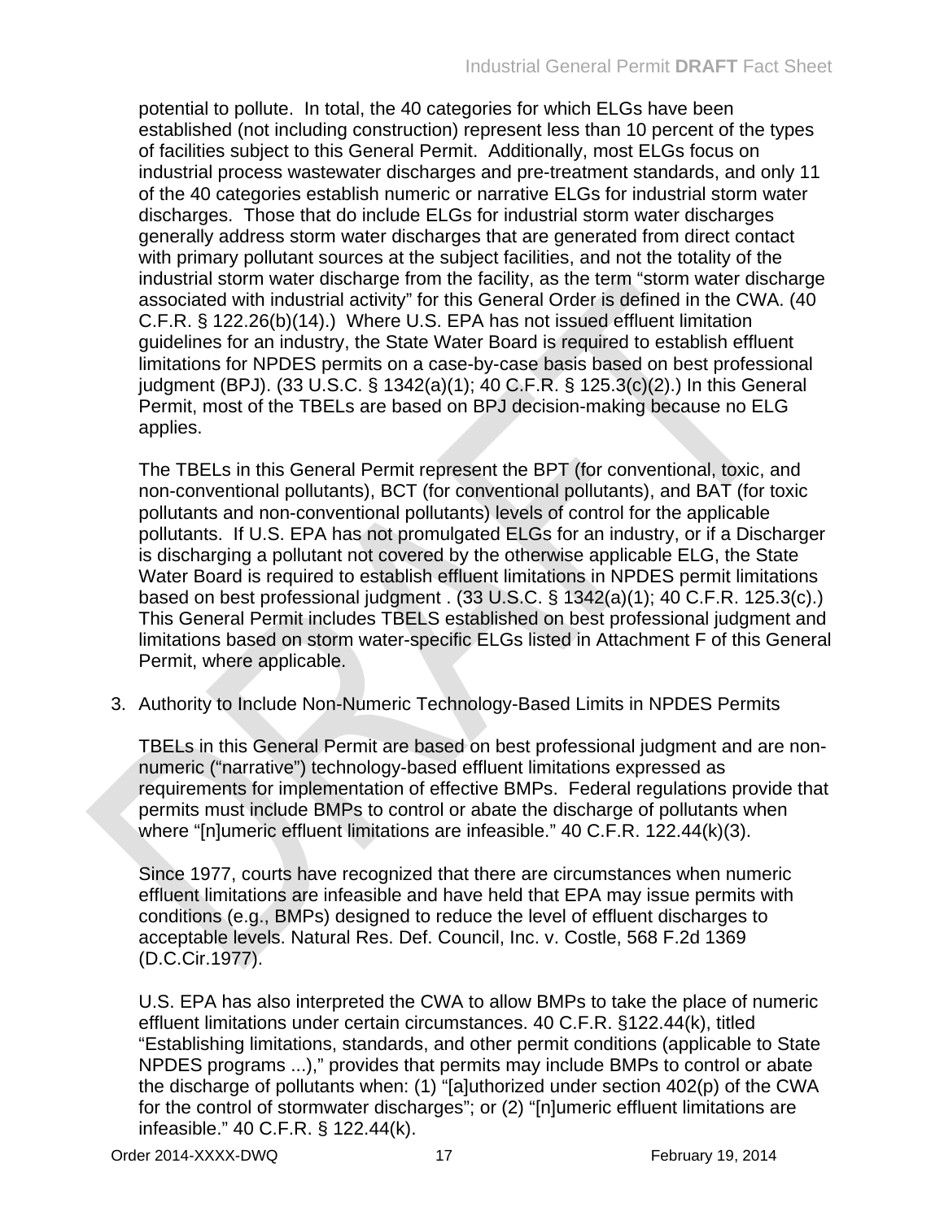potential to pollute. In total, the 40 categories for which ELGs have been established (not including construction) represent less than 10 percent of the types of facilities subject to this General Permit. Additionally, most ELGs focus on industrial process wastewater discharges and pre-treatment standards, and only 11 of the 40 categories establish numeric or narrative ELGs for industrial storm water discharges. Those that do include ELGs for industrial storm water discharges generally address storm water discharges that are generated from direct contact with primary pollutant sources at the subject facilities, and not the totality of the industrial storm water discharge from the facility, as the term "storm water discharge associated with industrial activity" for this General Order is defined in the CWA. (40 C.F.R. § 122.26(b)(14).) Where U.S. EPA has not issued effluent limitation guidelines for an industry, the State Water Board is required to establish effluent limitations for NPDES permits on a case-by-case basis based on best professional judgment (BPJ). (33 U.S.C. § 1342(a)(1); 40 C.F.R. § 125.3(c)(2).) In this General Permit, most of the TBELs are based on BPJ decision-making because no ELG applies.

The TBELs in this General Permit represent the BPT (for conventional, toxic, and non-conventional pollutants), BCT (for conventional pollutants), and BAT (for toxic pollutants and non-conventional pollutants) levels of control for the applicable pollutants. If U.S. EPA has not promulgated ELGs for an industry, or if a Discharger is discharging a pollutant not covered by the otherwise applicable ELG, the State Water Board is required to establish effluent limitations in NPDES permit limitations based on best professional judgment . (33 U.S.C. § 1342(a)(1); 40 C.F.R. 125.3(c).) This General Permit includes TBELS established on best professional judgment and limitations based on storm water-specific ELGs listed in Attachment F of this General Permit, where applicable.

3. Authority to Include Non-Numeric Technology-Based Limits in NPDES Permits

TBELs in this General Permit are based on best professional judgment and are non-numeric ("narrative") technology-based effluent limitations expressed as requirements for implementation of effective BMPs. Federal regulations provide that permits must include BMPs to control or abate the discharge of pollutants when where "[n]umeric effluent limitations are infeasible." 40 C.F.R. 122.44(k)(3).

Since 1977, courts have recognized that there are circumstances when numeric effluent limitations are infeasible and have held that EPA may issue permits with conditions (e.g., BMPs) designed to reduce the level of effluent discharges to acceptable levels. Natural Res. Def. Council, Inc. v. Costle, 568 F.2d 1369 (D.C.Cir.1977).

U.S. EPA has also interpreted the CWA to allow BMPs to take the place of numeric effluent limitations under certain circumstances. 40 C.F.R. §122.44(k), titled "Establishing limitations, standards, and other permit conditions (applicable to State NPDES programs ...)," provides that permits may include BMPs to control or abate the discharge of pollutants when: (1) "[a]uthorized under section 402(p) of the CWA for the control of stormwater discharges"; or (2) "[n]umeric effluent limitations are infeasible." 40 C.F.R. § 122.44(k).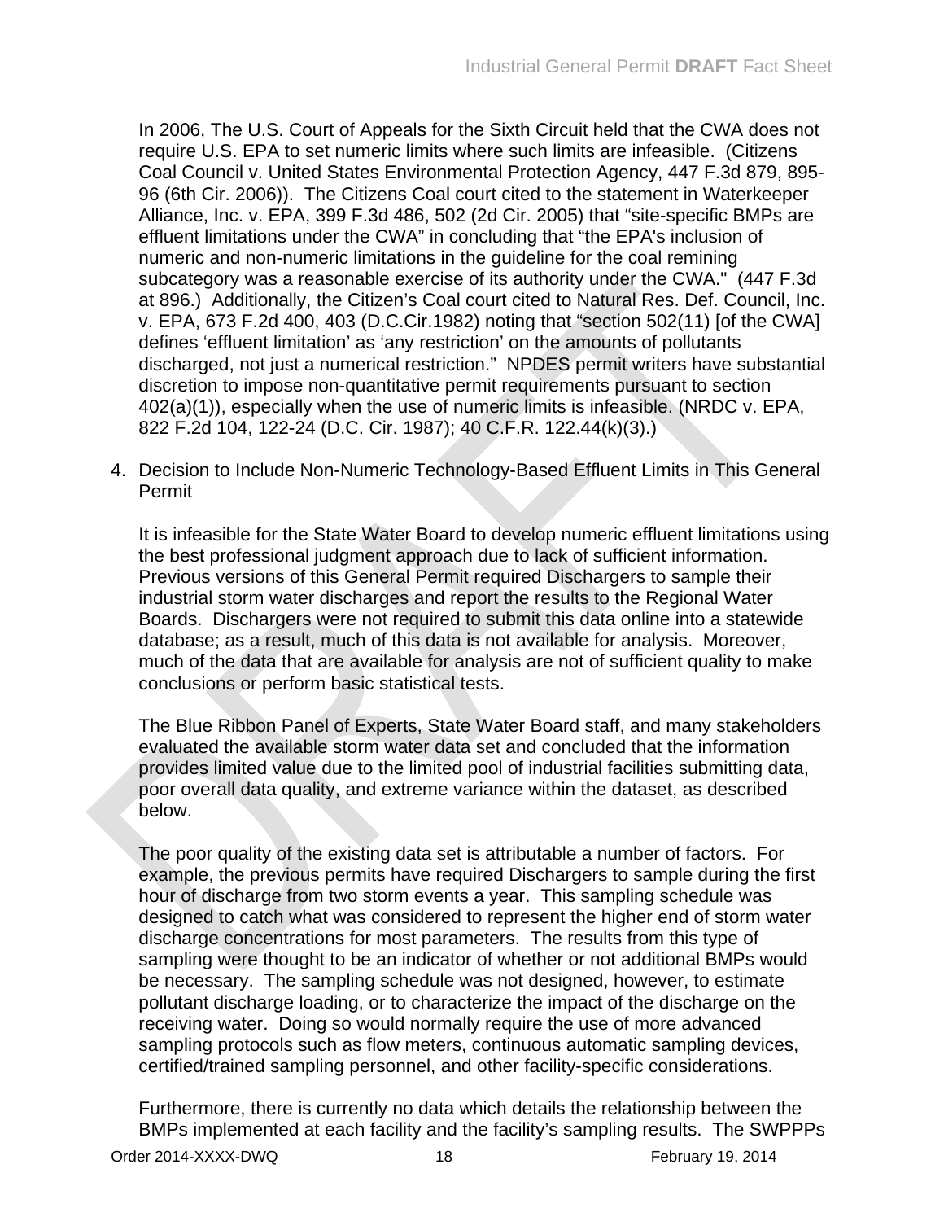In 2006, The U.S. Court of Appeals for the Sixth Circuit held that the CWA does not require U.S. EPA to set numeric limits where such limits are infeasible. (Citizens Coal Council v. United States Environmental Protection Agency, 447 F.3d 879, 895-96 (6th Cir. 2006)). The Citizens Coal court cited to the statement in Waterkeeper Alliance, Inc. v. EPA, 399 F.3d 486, 502 (2d Cir. 2005) that "site-specific BMPs are effluent limitations under the CWA" in concluding that "the EPA's inclusion of numeric and non-numeric limitations in the guideline for the coal remining subcategory was a reasonable exercise of its authority under the CWA." (447 F.3d at 896.) Additionally, the Citizen's Coal court cited to Natural Res. Def. Council, Inc. v. EPA, 673 F.2d 400, 403 (D.C.Cir.1982) noting that "section 502(11) [of the CWA] defines 'effluent limitation' as 'any restriction' on the amounts of pollutants discharged, not just a numerical restriction." NPDES permit writers have substantial discretion to impose non-quantitative permit requirements pursuant to section 402(a)(1)), especially when the use of numeric limits is infeasible. (NRDC v. EPA, 822 F.2d 104, 122-24 (D.C. Cir. 1987); 40 C.F.R. 122.44(k)(3).)

4. Decision to Include Non-Numeric Technology-Based Effluent Limits in This General Permit

It is infeasible for the State Water Board to develop numeric effluent limitations using the best professional judgment approach due to lack of sufficient information. Previous versions of this General Permit required Dischargers to sample their industrial storm water discharges and report the results to the Regional Water Boards. Dischargers were not required to submit this data online into a statewide database; as a result, much of this data is not available for analysis. Moreover, much of the data that are available for analysis are not of sufficient quality to make conclusions or perform basic statistical tests.

The Blue Ribbon Panel of Experts, State Water Board staff, and many stakeholders evaluated the available storm water data set and concluded that the information provides limited value due to the limited pool of industrial facilities submitting data, poor overall data quality, and extreme variance within the dataset, as described below.

The poor quality of the existing data set is attributable a number of factors. For example, the previous permits have required Dischargers to sample during the first hour of discharge from two storm events a year. This sampling schedule was designed to catch what was considered to represent the higher end of storm water discharge concentrations for most parameters. The results from this type of sampling were thought to be an indicator of whether or not additional BMPs would be necessary. The sampling schedule was not designed, however, to estimate pollutant discharge loading, or to characterize the impact of the discharge on the receiving water. Doing so would normally require the use of more advanced sampling protocols such as flow meters, continuous automatic sampling devices, certified/trained sampling personnel, and other facility-specific considerations.

Furthermore, there is currently no data which details the relationship between the BMPs implemented at each facility and the facility's sampling results. The SWPPPs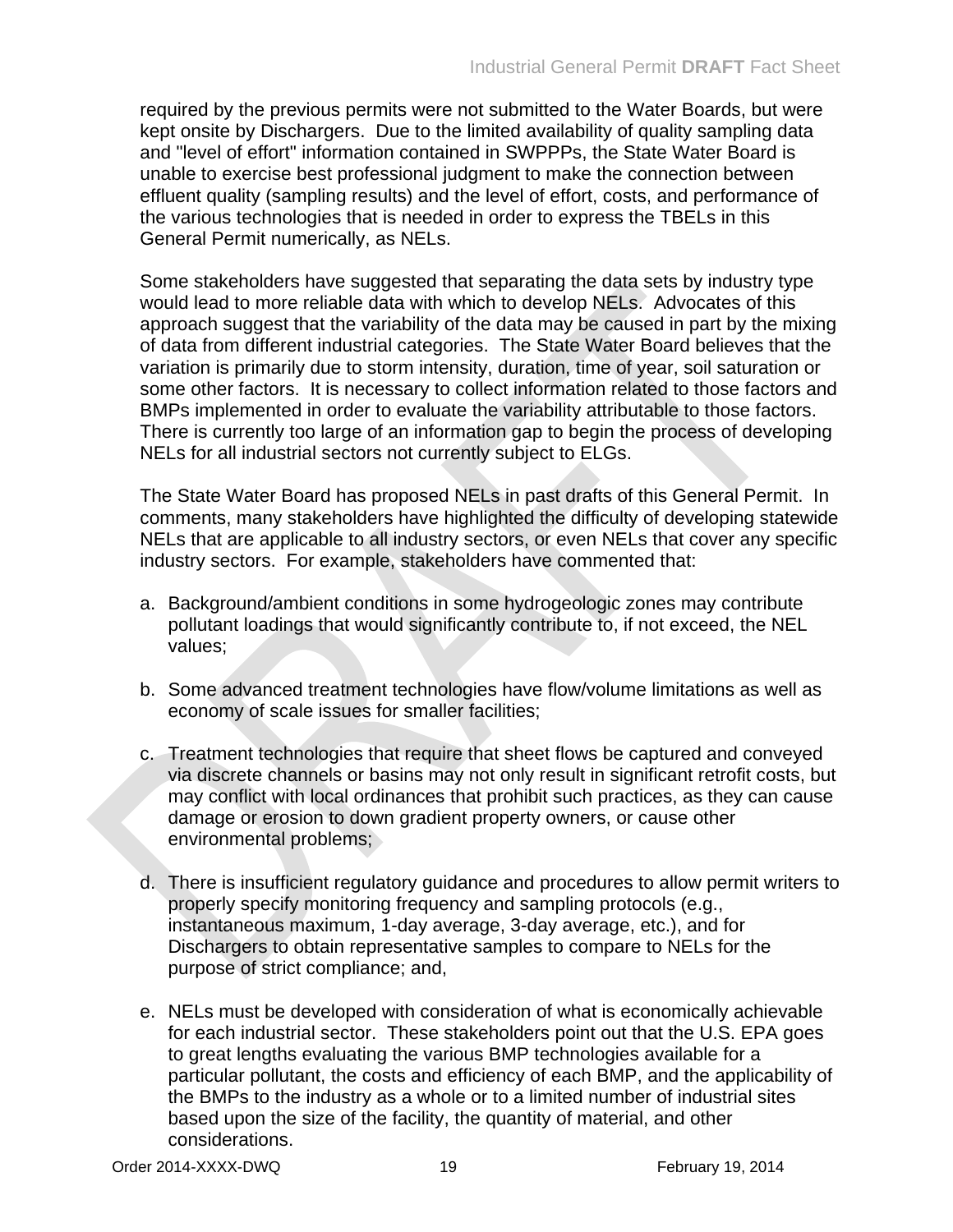required by the previous permits were not submitted to the Water Boards, but were kept onsite by Dischargers. Due to the limited availability of quality sampling data and "level of effort" information contained in SWPPPs, the State Water Board is unable to exercise best professional judgment to make the connection between effluent quality (sampling results) and the level of effort, costs, and performance of the various technologies that is needed in order to express the TBELs in this General Permit numerically, as NELs.

Some stakeholders have suggested that separating the data sets by industry type would lead to more reliable data with which to develop NELs. Advocates of this approach suggest that the variability of the data may be caused in part by the mixing of data from different industrial categories. The State Water Board believes that the variation is primarily due to storm intensity, duration, time of year, soil saturation or some other factors. It is necessary to collect information related to those factors and BMPs implemented in order to evaluate the variability attributable to those factors. There is currently too large of an information gap to begin the process of developing NELs for all industrial sectors not currently subject to ELGs.

The State Water Board has proposed NELs in past drafts of this General Permit. In comments, many stakeholders have highlighted the difficulty of developing statewide NELs that are applicable to all industry sectors, or even NELs that cover any specific industry sectors. For example, stakeholders have commented that:

a. Background/ambient conditions in some hydrogeologic zones may contribute pollutant loadings that would significantly contribute to, if not exceed, the NEL values;

b. Some advanced treatment technologies have flow/volume limitations as well as economy of scale issues for smaller facilities;

c. Treatment technologies that require that sheet flows be captured and conveyed via discrete channels or basins may not only result in significant retrofit costs, but may conflict with local ordinances that prohibit such practices, as they can cause damage or erosion to down gradient property owners, or cause other environmental problems;

d. There is insufficient regulatory guidance and procedures to allow permit writers to properly specify monitoring frequency and sampling protocols (e.g., instantaneous maximum, 1-day average, 3-day average, etc.), and for Dischargers to obtain representative samples to compare to NELs for the purpose of strict compliance; and,

e. NELs must be developed with consideration of what is economically achievable for each industrial sector. These stakeholders point out that the U.S. EPA goes to great lengths evaluating the various BMP technologies available for a particular pollutant, the costs and efficiency of each BMP, and the applicability of the BMPs to the industry as a whole or to a limited number of industrial sites based upon the size of the facility, the quantity of material, and other considerations.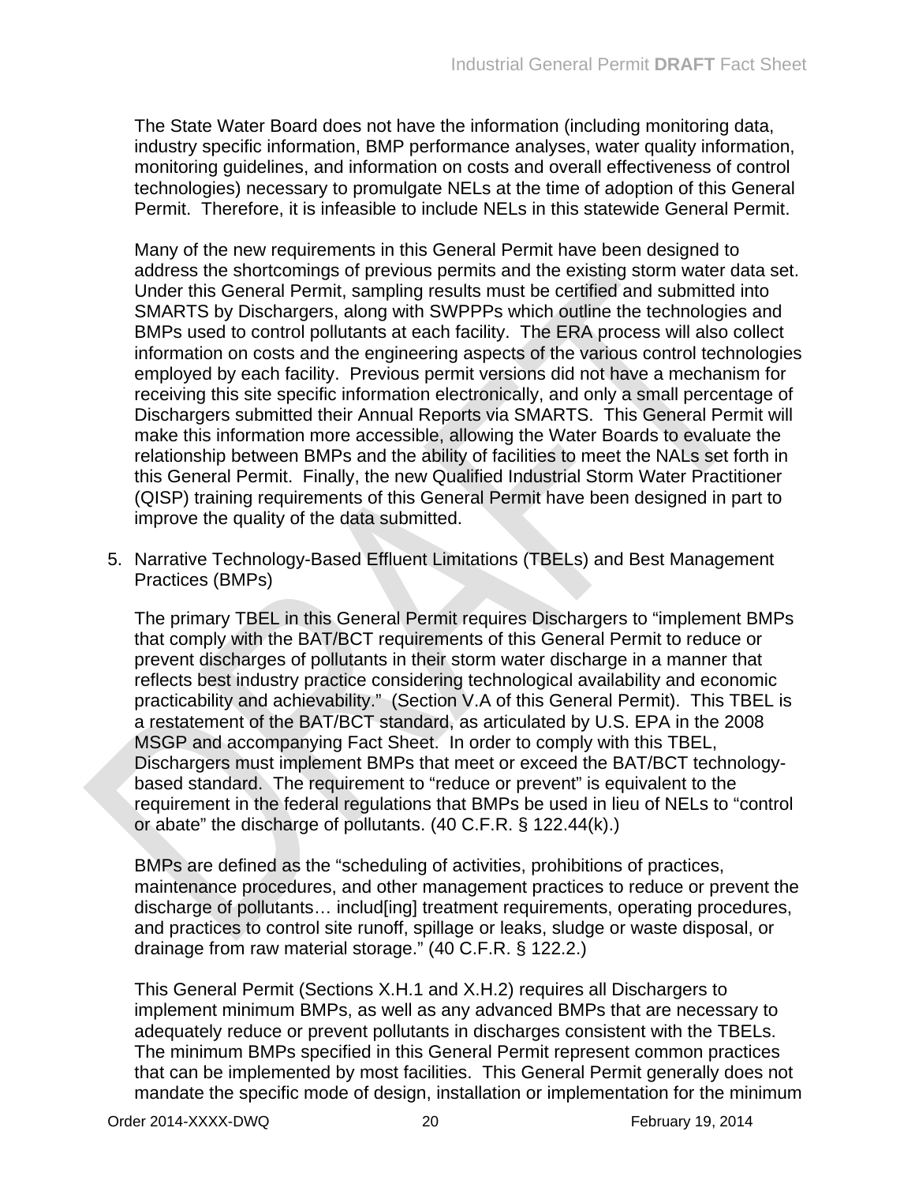The State Water Board does not have the information (including monitoring data, industry specific information, BMP performance analyses, water quality information, monitoring guidelines, and information on costs and overall effectiveness of control technologies) necessary to promulgate NELs at the time of adoption of this General Permit. Therefore, it is infeasible to include NELs in this statewide General Permit.

Many of the new requirements in this General Permit have been designed to address the shortcomings of previous permits and the existing storm water data set. Under this General Permit, sampling results must be certified and submitted into SMARTS by Dischargers, along with SWPPPs which outline the technologies and BMPs used to control pollutants at each facility. The ERA process will also collect information on costs and the engineering aspects of the various control technologies employed by each facility. Previous permit versions did not have a mechanism for receiving this site specific information electronically, and only a small percentage of Dischargers submitted their Annual Reports via SMARTS. This General Permit will make this information more accessible, allowing the Water Boards to evaluate the relationship between BMPs and the ability of facilities to meet the NALs set forth in this General Permit. Finally, the new Qualified Industrial Storm Water Practitioner (QISP) training requirements of this General Permit have been designed in part to improve the quality of the data submitted.

5. Narrative Technology-Based Effluent Limitations (TBELs) and Best Management Practices (BMPs)

   The primary TBEL in this General Permit requires Dischargers to "implement BMPs that comply with the BAT/BCT requirements of this General Permit to reduce or prevent discharges of pollutants in their storm water discharge in a manner that reflects best industry practice considering technological availability and economic practicability and achievability." (Section V.A of this General Permit). This TBEL is a restatement of the BAT/BCT standard, as articulated by U.S. EPA in the 2008 MSGP and accompanying Fact Sheet. In order to comply with this TBEL, Dischargers must implement BMPs that meet or exceed the BAT/BCT technology-based standard. The requirement to "reduce or prevent" is equivalent to the requirement in the federal regulations that BMPs be used in lieu of NELs to "control or abate" the discharge of pollutants. (40 C.F.R. § 122.44(k).)

   BMPs are defined as the "scheduling of activities, prohibitions of practices, maintenance procedures, and other management practices to reduce or prevent the discharge of pollutants… includ[ing] treatment requirements, operating procedures, and practices to control site runoff, spillage or leaks, sludge or waste disposal, or drainage from raw material storage." (40 C.F.R. § 122.2.)

   This General Permit (Sections X.H.1 and X.H.2) requires all Dischargers to implement minimum BMPs, as well as any advanced BMPs that are necessary to adequately reduce or prevent pollutants in discharges consistent with the TBELs. The minimum BMPs specified in this General Permit represent common practices that can be implemented by most facilities. This General Permit generally does not mandate the specific mode of design, installation or implementation for the minimum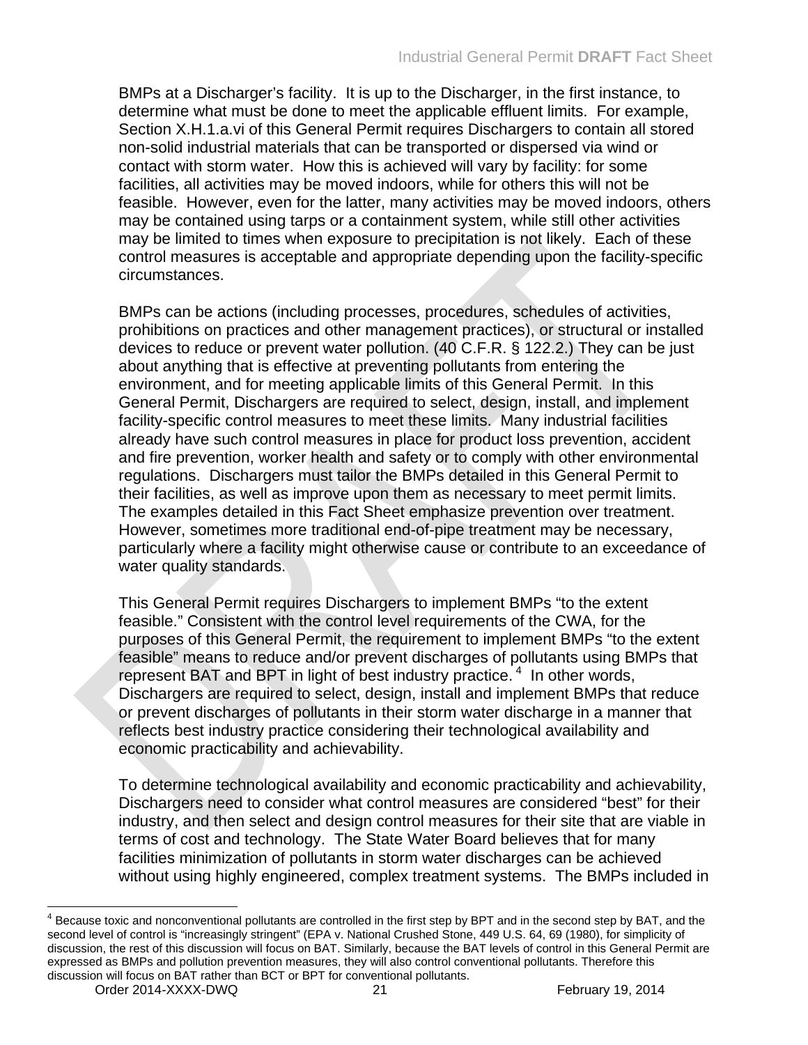BMPs at a Discharger's facility. It is up to the Discharger, in the first instance, to determine what must be done to meet the applicable effluent limits. For example, Section X.H.1.a.vi of this General Permit requires Dischargers to contain all stored non-solid industrial materials that can be transported or dispersed via wind or contact with storm water. How this is achieved will vary by facility: for some facilities, all activities may be moved indoors, while for others this will not be feasible. However, even for the latter, many activities may be moved indoors, others may be contained using tarps or a containment system, while still other activities may be limited to times when exposure to precipitation is not likely. Each of these control measures is acceptable and appropriate depending upon the facility-specific circumstances.

BMPs can be actions (including processes, procedures, schedules of activities, prohibitions on practices and other management practices), or structural or installed devices to reduce or prevent water pollution. (40 C.F.R. § 122.2.) They can be just about anything that is effective at preventing pollutants from entering the environment, and for meeting applicable limits of this General Permit. In this General Permit, Dischargers are required to select, design, install, and implement facility-specific control measures to meet these limits. Many industrial facilities already have such control measures in place for product loss prevention, accident and fire prevention, worker health and safety or to comply with other environmental regulations. Dischargers must tailor the BMPs detailed in this General Permit to their facilities, as well as improve upon them as necessary to meet permit limits. The examples detailed in this Fact Sheet emphasize prevention over treatment. However, sometimes more traditional end-of-pipe treatment may be necessary, particularly where a facility might otherwise cause or contribute to an exceedance of water quality standards.

This General Permit requires Dischargers to implement BMPs "to the extent feasible." Consistent with the control level requirements of the CWA, for the purposes of this General Permit, the requirement to implement BMPs "to the extent feasible" means to reduce and/or prevent discharges of pollutants using BMPs that represent BAT and BPT in light of best industry practice.[4] In other words, Dischargers are required to select, design, install and implement BMPs that reduce or prevent discharges of pollutants in their storm water discharge in a manner that reflects best industry practice considering their technological availability and economic practicability and achievability.

To determine technological availability and economic practicability and achievability, Dischargers need to consider what control measures are considered "best" for their industry, and then select and design control measures for their site that are viable in terms of cost and technology. The State Water Board believes that for many facilities minimization of pollutants in storm water discharges can be achieved without using highly engineered, complex treatment systems. The BMPs included in

---

[4] Because toxic and nonconventional pollutants are controlled in the first step by BPT and in the second step by BAT, and the second level of control is "increasingly stringent" (EPA v. National Crushed Stone, 449 U.S. 64, 69 (1980), for simplicity of discussion, the rest of this discussion will focus on BAT. Similarly, because the BAT levels of control in this General Permit are expressed as BMPs and pollution prevention measures, they will also control conventional pollutants. Therefore this discussion will focus on BAT rather than BCT or BPT for conventional pollutants.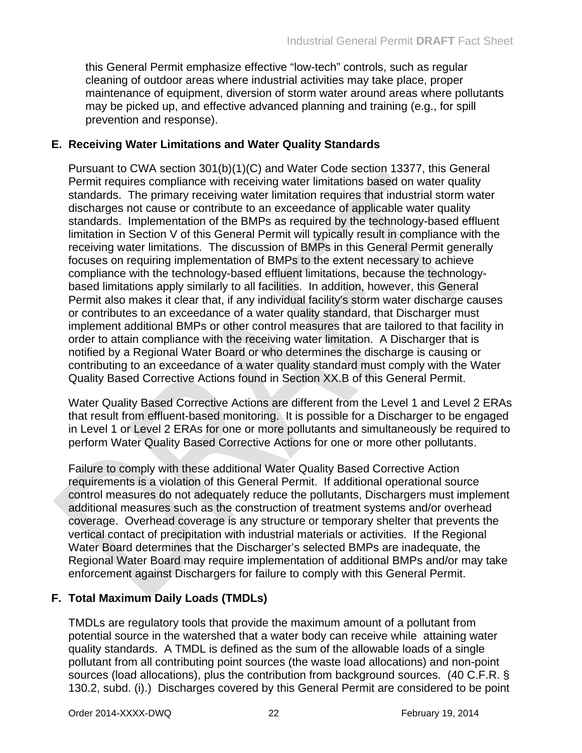this General Permit emphasize effective “low-tech” controls, such as regular cleaning of outdoor areas where industrial activities may take place, proper maintenance of equipment, diversion of storm water around areas where pollutants may be picked up, and effective advanced planning and training (e.g., for spill prevention and response).

## E. Receiving Water Limitations and Water Quality Standards

Pursuant to CWA section 301(b)(1)(C) and Water Code section 13377, this General Permit requires compliance with receiving water limitations based on water quality standards. The primary receiving water limitation requires that industrial storm water discharges not cause or contribute to an exceedance of applicable water quality standards. Implementation of the BMPs as required by the technology-based effluent limitation in Section V of this General Permit will typically result in compliance with the receiving water limitations. The discussion of BMPs in this General Permit generally focuses on requiring implementation of BMPs to the extent necessary to achieve compliance with the technology-based effluent limitations, because the technology-based limitations apply similarly to all facilities. In addition, however, this General Permit also makes it clear that, if any individual facility's storm water discharge causes or contributes to an exceedance of a water quality standard, that Discharger must implement additional BMPs or other control measures that are tailored to that facility in order to attain compliance with the receiving water limitation. A Discharger that is notified by a Regional Water Board or who determines the discharge is causing or contributing to an exceedance of a water quality standard must comply with the Water Quality Based Corrective Actions found in Section XX.B of this General Permit.

Water Quality Based Corrective Actions are different from the Level 1 and Level 2 ERAs that result from effluent-based monitoring. It is possible for a Discharger to be engaged in Level 1 or Level 2 ERAs for one or more pollutants and simultaneously be required to perform Water Quality Based Corrective Actions for one or more other pollutants.

Failure to comply with these additional Water Quality Based Corrective Action requirements is a violation of this General Permit. If additional operational source control measures do not adequately reduce the pollutants, Dischargers must implement additional measures such as the construction of treatment systems and/or overhead coverage. Overhead coverage is any structure or temporary shelter that prevents the vertical contact of precipitation with industrial materials or activities. If the Regional Water Board determines that the Discharger’s selected BMPs are inadequate, the Regional Water Board may require implementation of additional BMPs and/or may take enforcement against Dischargers for failure to comply with this General Permit.

## F. Total Maximum Daily Loads (TMDLs)

TMDLs are regulatory tools that provide the maximum amount of a pollutant from potential source in the watershed that a water body can receive while attaining water quality standards. A TMDL is defined as the sum of the allowable loads of a single pollutant from all contributing point sources (the waste load allocations) and non-point sources (load allocations), plus the contribution from background sources. (40 C.F.R. § 130.2, subd. (i).) Discharges covered by this General Permit are considered to be point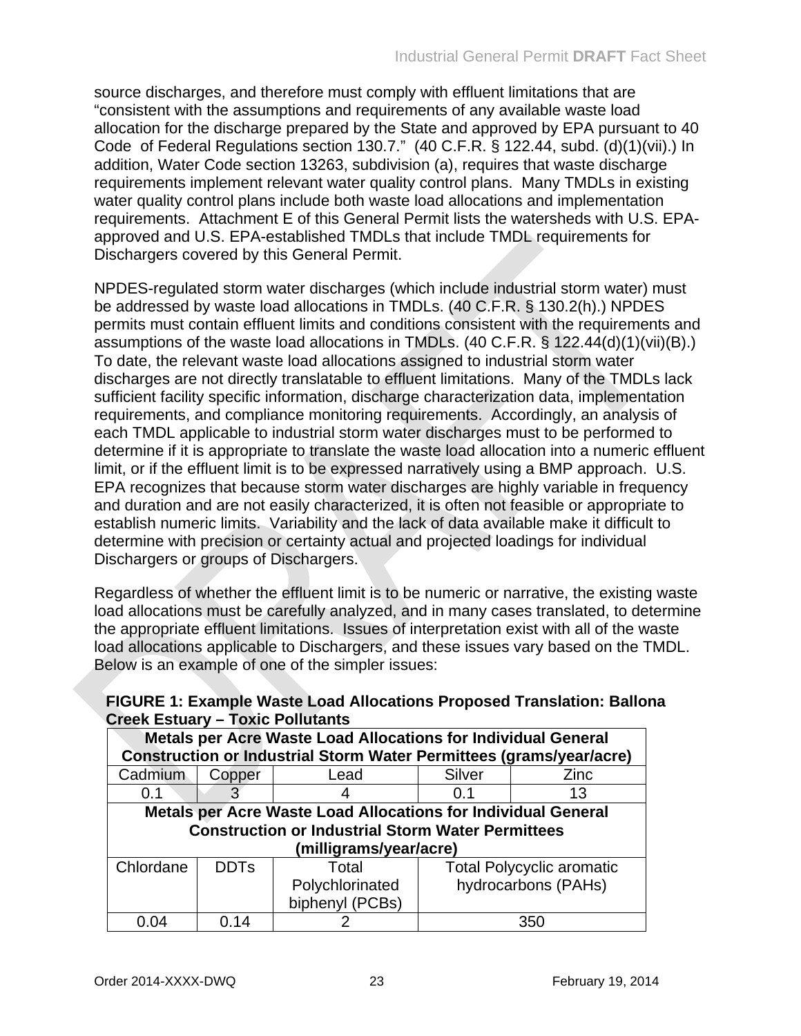source discharges, and therefore must comply with effluent limitations that are "consistent with the assumptions and requirements of any available waste load allocation for the discharge prepared by the State and approved by EPA pursuant to 40 Code of Federal Regulations section 130.7." (40 C.F.R. § 122.44, subd. (d)(1)(vii).) In addition, Water Code section 13263, subdivision (a), requires that waste discharge requirements implement relevant water quality control plans. Many TMDLs in existing water quality control plans include both waste load allocations and implementation requirements. Attachment E of this General Permit lists the watersheds with U.S. EPA-approved and U.S. EPA-established TMDLs that include TMDL requirements for Dischargers covered by this General Permit.

NPDES-regulated storm water discharges (which include industrial storm water) must be addressed by waste load allocations in TMDLs. (40 C.F.R. § 130.2(h).) NPDES permits must contain effluent limits and conditions consistent with the requirements and assumptions of the waste load allocations in TMDLs. (40 C.F.R. § 122.44(d)(1)(vii)(B).) To date, the relevant waste load allocations assigned to industrial storm water discharges are not directly translatable to effluent limitations. Many of the TMDLs lack sufficient facility specific information, discharge characterization data, implementation requirements, and compliance monitoring requirements. Accordingly, an analysis of each TMDL applicable to industrial storm water discharges must to be performed to determine if it is appropriate to translate the waste load allocation into a numeric effluent limit, or if the effluent limit is to be expressed narratively using a BMP approach. U.S. EPA recognizes that because storm water discharges are highly variable in frequency and duration and are not easily characterized, it is often not feasible or appropriate to establish numeric limits. Variability and the lack of data available make it difficult to determine with precision or certainty actual and projected loadings for individual Dischargers or groups of Dischargers.

Regardless of whether the effluent limit is to be numeric or narrative, the existing waste load allocations must be carefully analyzed, and in many cases translated, to determine the appropriate effluent limitations. Issues of interpretation exist with all of the waste load allocations applicable to Dischargers, and these issues vary based on the TMDL. Below is an example of one of the simpler issues:

**FIGURE 1: Example Waste Load Allocations Proposed Translation: Ballona Creek Estuary – Toxic Pollutants**

| **Metals per Acre Waste Load Allocations for Individual General Construction or Industrial Storm Water Permittees (grams/year/acre)** | | | | |
|---|---|---|---|---|
| Cadmium | Copper | Lead | Silver | Zinc |
| 0.1 | 3 | 4 | 0.1 | 13 |
| **Metals per Acre Waste Load Allocations for Individual General Construction or Industrial Storm Water Permittees (milligrams/year/acre)** | | | | |
| Chlordane | DDTs | Total Polychlorinated biphenyl (PCBs) | Total Polycyclic aromatic hydrocarbons (PAHs) | |
| 0.04 | 0.14 | 2 | 350 | |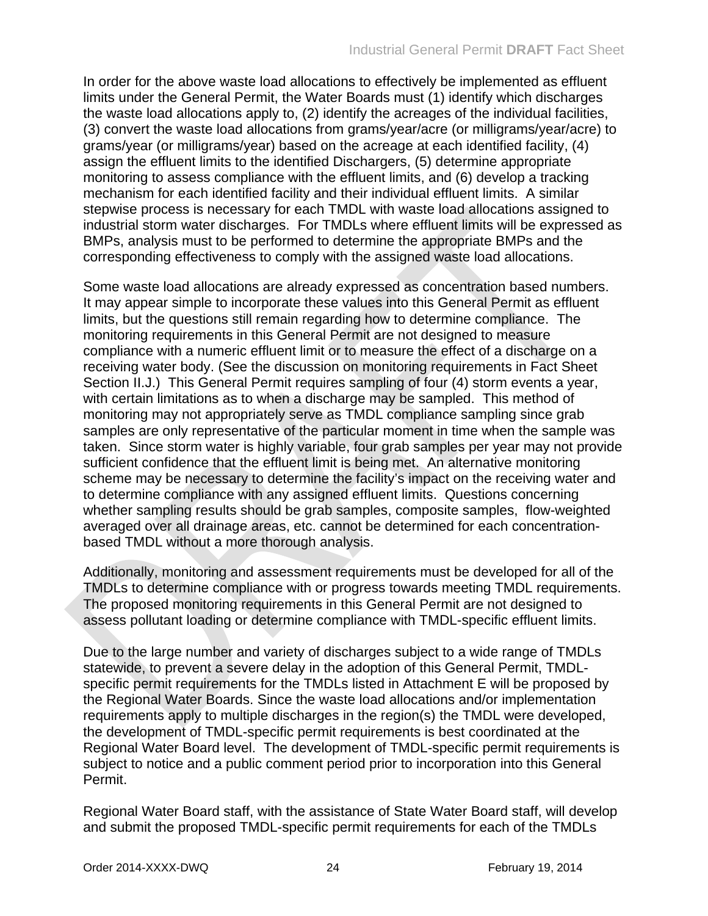In order for the above waste load allocations to effectively be implemented as effluent limits under the General Permit, the Water Boards must (1) identify which discharges the waste load allocations apply to, (2) identify the acreages of the individual facilities, (3) convert the waste load allocations from grams/year/acre (or milligrams/year/acre) to grams/year (or milligrams/year) based on the acreage at each identified facility, (4) assign the effluent limits to the identified Dischargers, (5) determine appropriate monitoring to assess compliance with the effluent limits, and (6) develop a tracking mechanism for each identified facility and their individual effluent limits. A similar stepwise process is necessary for each TMDL with waste load allocations assigned to industrial storm water discharges. For TMDLs where effluent limits will be expressed as BMPs, analysis must to be performed to determine the appropriate BMPs and the corresponding effectiveness to comply with the assigned waste load allocations.

Some waste load allocations are already expressed as concentration based numbers. It may appear simple to incorporate these values into this General Permit as effluent limits, but the questions still remain regarding how to determine compliance. The monitoring requirements in this General Permit are not designed to measure compliance with a numeric effluent limit or to measure the effect of a discharge on a receiving water body. (See the discussion on monitoring requirements in Fact Sheet Section II.J.) This General Permit requires sampling of four (4) storm events a year, with certain limitations as to when a discharge may be sampled. This method of monitoring may not appropriately serve as TMDL compliance sampling since grab samples are only representative of the particular moment in time when the sample was taken. Since storm water is highly variable, four grab samples per year may not provide sufficient confidence that the effluent limit is being met. An alternative monitoring scheme may be necessary to determine the facility's impact on the receiving water and to determine compliance with any assigned effluent limits. Questions concerning whether sampling results should be grab samples, composite samples, flow-weighted averaged over all drainage areas, etc. cannot be determined for each concentration-based TMDL without a more thorough analysis.

Additionally, monitoring and assessment requirements must be developed for all of the TMDLs to determine compliance with or progress towards meeting TMDL requirements. The proposed monitoring requirements in this General Permit are not designed to assess pollutant loading or determine compliance with TMDL-specific effluent limits.

Due to the large number and variety of discharges subject to a wide range of TMDLs statewide, to prevent a severe delay in the adoption of this General Permit, TMDL-specific permit requirements for the TMDLs listed in Attachment E will be proposed by the Regional Water Boards. Since the waste load allocations and/or implementation requirements apply to multiple discharges in the region(s) the TMDL were developed, the development of TMDL-specific permit requirements is best coordinated at the Regional Water Board level. The development of TMDL-specific permit requirements is subject to notice and a public comment period prior to incorporation into this General Permit.

Regional Water Board staff, with the assistance of State Water Board staff, will develop and submit the proposed TMDL-specific permit requirements for each of the TMDLs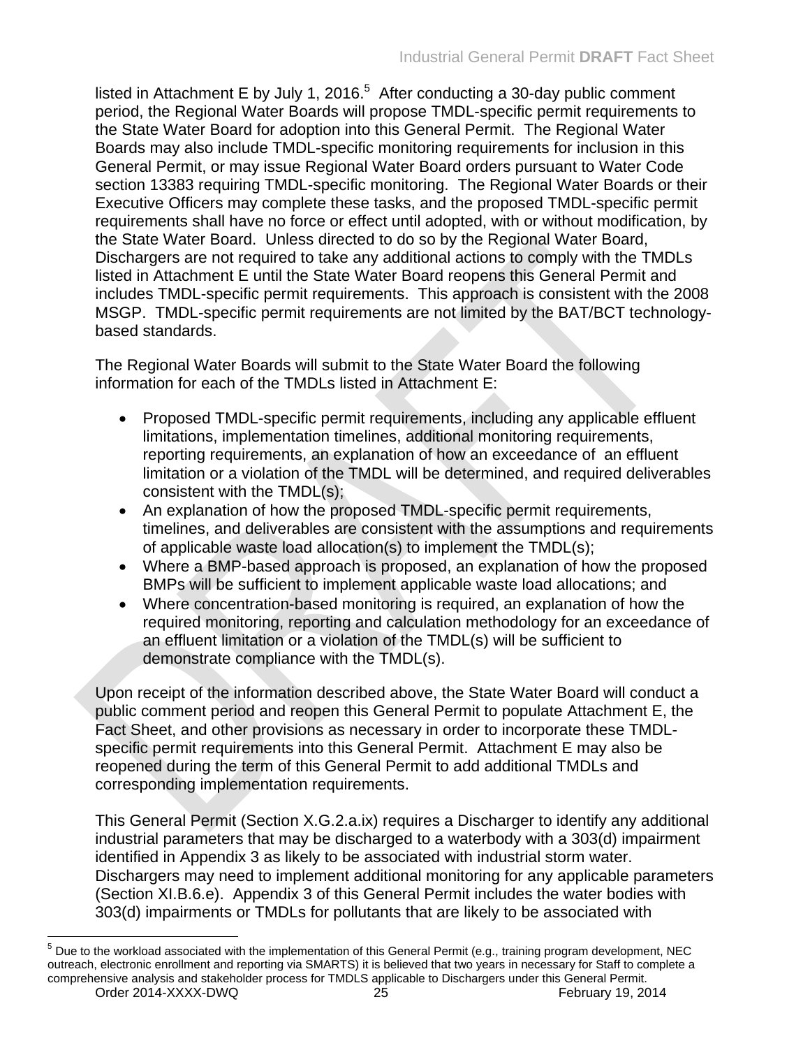listed in Attachment E by July 1, 2016.[5] After conducting a 30-day public comment period, the Regional Water Boards will propose TMDL-specific permit requirements to the State Water Board for adoption into this General Permit. The Regional Water Boards may also include TMDL-specific monitoring requirements for inclusion in this General Permit, or may issue Regional Water Board orders pursuant to Water Code section 13383 requiring TMDL-specific monitoring. The Regional Water Boards or their Executive Officers may complete these tasks, and the proposed TMDL-specific permit requirements shall have no force or effect until adopted, with or without modification, by the State Water Board. Unless directed to do so by the Regional Water Board, Dischargers are not required to take any additional actions to comply with the TMDLs listed in Attachment E until the State Water Board reopens this General Permit and includes TMDL-specific permit requirements. This approach is consistent with the 2008 MSGP. TMDL-specific permit requirements are not limited by the BAT/BCT technology-based standards.

The Regional Water Boards will submit to the State Water Board the following information for each of the TMDLs listed in Attachment E:

- Proposed TMDL-specific permit requirements, including any applicable effluent limitations, implementation timelines, additional monitoring requirements, reporting requirements, an explanation of how an exceedance of an effluent limitation or a violation of the TMDL will be determined, and required deliverables consistent with the TMDL(s);
- An explanation of how the proposed TMDL-specific permit requirements, timelines, and deliverables are consistent with the assumptions and requirements of applicable waste load allocation(s) to implement the TMDL(s);
- Where a BMP-based approach is proposed, an explanation of how the proposed BMPs will be sufficient to implement applicable waste load allocations; and
- Where concentration-based monitoring is required, an explanation of how the required monitoring, reporting and calculation methodology for an exceedance of an effluent limitation or a violation of the TMDL(s) will be sufficient to demonstrate compliance with the TMDL(s).

Upon receipt of the information described above, the State Water Board will conduct a public comment period and reopen this General Permit to populate Attachment E, the Fact Sheet, and other provisions as necessary in order to incorporate these TMDL-specific permit requirements into this General Permit. Attachment E may also be reopened during the term of this General Permit to add additional TMDLs and corresponding implementation requirements.

This General Permit (Section X.G.2.a.ix) requires a Discharger to identify any additional industrial parameters that may be discharged to a waterbody with a 303(d) impairment identified in Appendix 3 as likely to be associated with industrial storm water. Dischargers may need to implement additional monitoring for any applicable parameters (Section XI.B.6.e). Appendix 3 of this General Permit includes the water bodies with 303(d) impairments or TMDLs for pollutants that are likely to be associated with

[5] Due to the workload associated with the implementation of this General Permit (e.g., training program development, NEC outreach, electronic enrollment and reporting via SMARTS) it is believed that two years in necessary for Staff to complete a comprehensive analysis and stakeholder process for TMDLS applicable to Dischargers under this General Permit.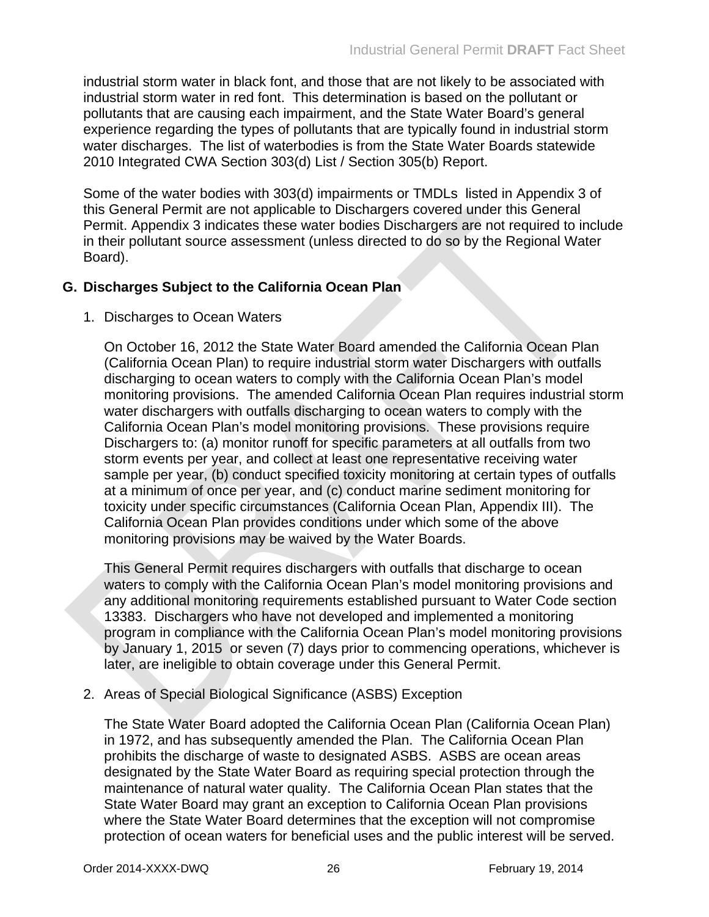industrial storm water in black font, and those that are not likely to be associated with industrial storm water in red font. This determination is based on the pollutant or pollutants that are causing each impairment, and the State Water Board's general experience regarding the types of pollutants that are typically found in industrial storm water discharges. The list of waterbodies is from the State Water Boards statewide 2010 Integrated CWA Section 303(d) List / Section 305(b) Report.

Some of the water bodies with 303(d) impairments or TMDLs listed in Appendix 3 of this General Permit are not applicable to Dischargers covered under this General Permit. Appendix 3 indicates these water bodies Dischargers are not required to include in their pollutant source assessment (unless directed to do so by the Regional Water Board).

## G. Discharges Subject to the California Ocean Plan

### 1. Discharges to Ocean Waters

On October 16, 2012 the State Water Board amended the California Ocean Plan (California Ocean Plan) to require industrial storm water Dischargers with outfalls discharging to ocean waters to comply with the California Ocean Plan's model monitoring provisions. The amended California Ocean Plan requires industrial storm water dischargers with outfalls discharging to ocean waters to comply with the California Ocean Plan's model monitoring provisions. These provisions require Dischargers to: (a) monitor runoff for specific parameters at all outfalls from two storm events per year, and collect at least one representative receiving water sample per year, (b) conduct specified toxicity monitoring at certain types of outfalls at a minimum of once per year, and (c) conduct marine sediment monitoring for toxicity under specific circumstances (California Ocean Plan, Appendix III). The California Ocean Plan provides conditions under which some of the above monitoring provisions may be waived by the Water Boards.

This General Permit requires dischargers with outfalls that discharge to ocean waters to comply with the California Ocean Plan's model monitoring provisions and any additional monitoring requirements established pursuant to Water Code section 13383. Dischargers who have not developed and implemented a monitoring program in compliance with the California Ocean Plan's model monitoring provisions by January 1, 2015 or seven (7) days prior to commencing operations, whichever is later, are ineligible to obtain coverage under this General Permit.

### 2. Areas of Special Biological Significance (ASBS) Exception

The State Water Board adopted the California Ocean Plan (California Ocean Plan) in 1972, and has subsequently amended the Plan. The California Ocean Plan prohibits the discharge of waste to designated ASBS. ASBS are ocean areas designated by the State Water Board as requiring special protection through the maintenance of natural water quality. The California Ocean Plan states that the State Water Board may grant an exception to California Ocean Plan provisions where the State Water Board determines that the exception will not compromise protection of ocean waters for beneficial uses and the public interest will be served.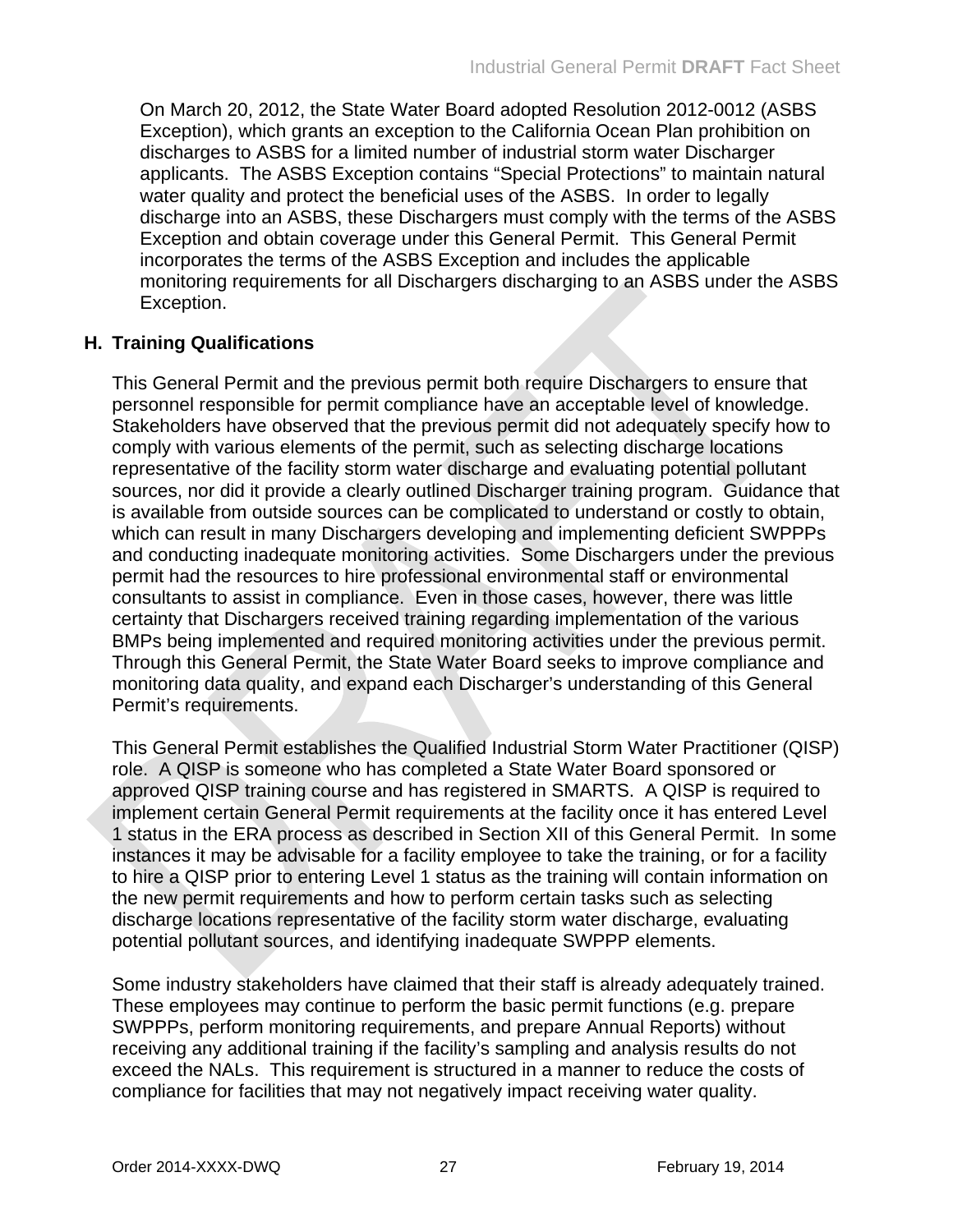On March 20, 2012, the State Water Board adopted Resolution 2012-0012 (ASBS Exception), which grants an exception to the California Ocean Plan prohibition on discharges to ASBS for a limited number of industrial storm water Discharger applicants. The ASBS Exception contains "Special Protections" to maintain natural water quality and protect the beneficial uses of the ASBS. In order to legally discharge into an ASBS, these Dischargers must comply with the terms of the ASBS Exception and obtain coverage under this General Permit. This General Permit incorporates the terms of the ASBS Exception and includes the applicable monitoring requirements for all Dischargers discharging to an ASBS under the ASBS Exception.

## H. Training Qualifications

This General Permit and the previous permit both require Dischargers to ensure that personnel responsible for permit compliance have an acceptable level of knowledge. Stakeholders have observed that the previous permit did not adequately specify how to comply with various elements of the permit, such as selecting discharge locations representative of the facility storm water discharge and evaluating potential pollutant sources, nor did it provide a clearly outlined Discharger training program. Guidance that is available from outside sources can be complicated to understand or costly to obtain, which can result in many Dischargers developing and implementing deficient SWPPPs and conducting inadequate monitoring activities. Some Dischargers under the previous permit had the resources to hire professional environmental staff or environmental consultants to assist in compliance. Even in those cases, however, there was little certainty that Dischargers received training regarding implementation of the various BMPs being implemented and required monitoring activities under the previous permit. Through this General Permit, the State Water Board seeks to improve compliance and monitoring data quality, and expand each Discharger's understanding of this General Permit's requirements.

This General Permit establishes the Qualified Industrial Storm Water Practitioner (QISP) role. A QISP is someone who has completed a State Water Board sponsored or approved QISP training course and has registered in SMARTS. A QISP is required to implement certain General Permit requirements at the facility once it has entered Level 1 status in the ERA process as described in Section XII of this General Permit. In some instances it may be advisable for a facility employee to take the training, or for a facility to hire a QISP prior to entering Level 1 status as the training will contain information on the new permit requirements and how to perform certain tasks such as selecting discharge locations representative of the facility storm water discharge, evaluating potential pollutant sources, and identifying inadequate SWPPP elements.

Some industry stakeholders have claimed that their staff is already adequately trained. These employees may continue to perform the basic permit functions (e.g. prepare SWPPPs, perform monitoring requirements, and prepare Annual Reports) without receiving any additional training if the facility's sampling and analysis results do not exceed the NALs. This requirement is structured in a manner to reduce the costs of compliance for facilities that may not negatively impact receiving water quality.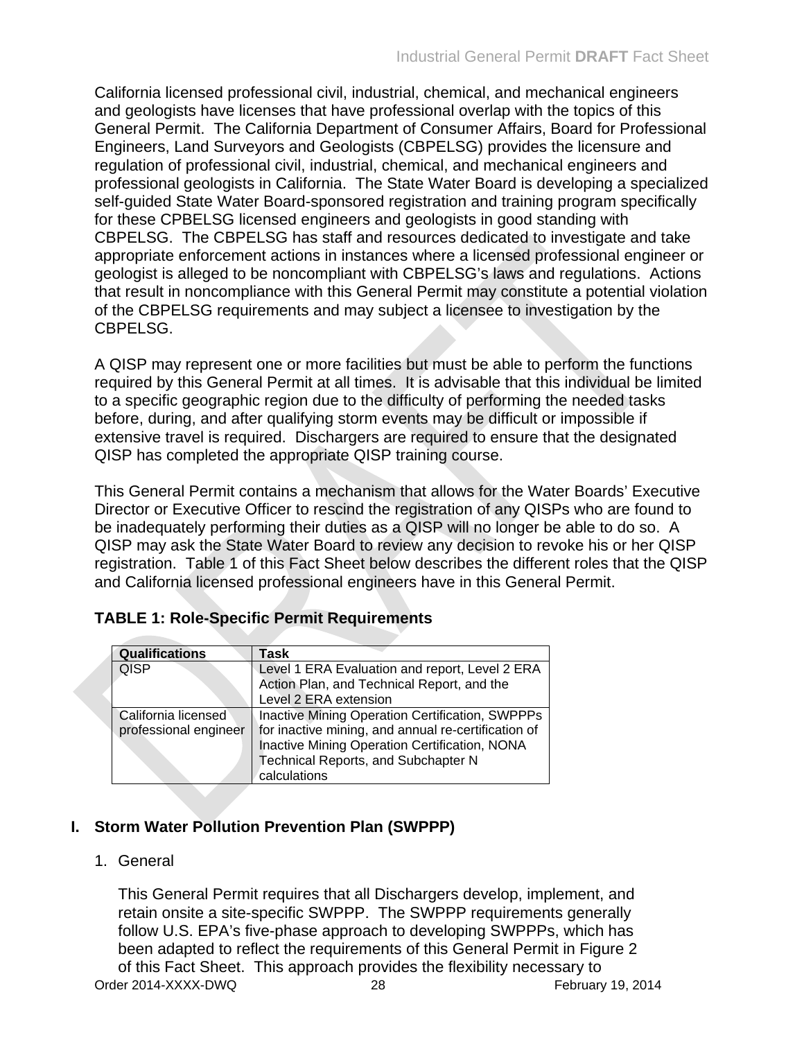California licensed professional civil, industrial, chemical, and mechanical engineers and geologists have licenses that have professional overlap with the topics of this General Permit. The California Department of Consumer Affairs, Board for Professional Engineers, Land Surveyors and Geologists (CBPELSG) provides the licensure and regulation of professional civil, industrial, chemical, and mechanical engineers and professional geologists in California. The State Water Board is developing a specialized self-guided State Water Board-sponsored registration and training program specifically for these CPBELSG licensed engineers and geologists in good standing with CBPELSG. The CBPELSG has staff and resources dedicated to investigate and take appropriate enforcement actions in instances where a licensed professional engineer or geologist is alleged to be noncompliant with CBPELSG's laws and regulations. Actions that result in noncompliance with this General Permit may constitute a potential violation of the CBPELSG requirements and may subject a licensee to investigation by the CBPELSG.

A QISP may represent one or more facilities but must be able to perform the functions required by this General Permit at all times. It is advisable that this individual be limited to a specific geographic region due to the difficulty of performing the needed tasks before, during, and after qualifying storm events may be difficult or impossible if extensive travel is required. Dischargers are required to ensure that the designated QISP has completed the appropriate QISP training course.

This General Permit contains a mechanism that allows for the Water Boards' Executive Director or Executive Officer to rescind the registration of any QISPs who are found to be inadequately performing their duties as a QISP will no longer be able to do so. A QISP may ask the State Water Board to review any decision to revoke his or her QISP registration. Table 1 of this Fact Sheet below describes the different roles that the QISP and California licensed professional engineers have in this General Permit.

**TABLE 1: Role-Specific Permit Requirements**

| Qualifications | Task |
|---|---|
| QISP | Level 1 ERA Evaluation and report, Level 2 ERA Action Plan, and Technical Report, and the Level 2 ERA extension |
| California licensed professional engineer | Inactive Mining Operation Certification, SWPPPs for inactive mining, and annual re-certification of Inactive Mining Operation Certification, NONA Technical Reports, and Subchapter N calculations |

## I. Storm Water Pollution Prevention Plan (SWPPP)

1. General

This General Permit requires that all Dischargers develop, implement, and retain onsite a site-specific SWPPP. The SWPPP requirements generally follow U.S. EPA's five-phase approach to developing SWPPPs, which has been adapted to reflect the requirements of this General Permit in Figure 2 of this Fact Sheet. This approach provides the flexibility necessary to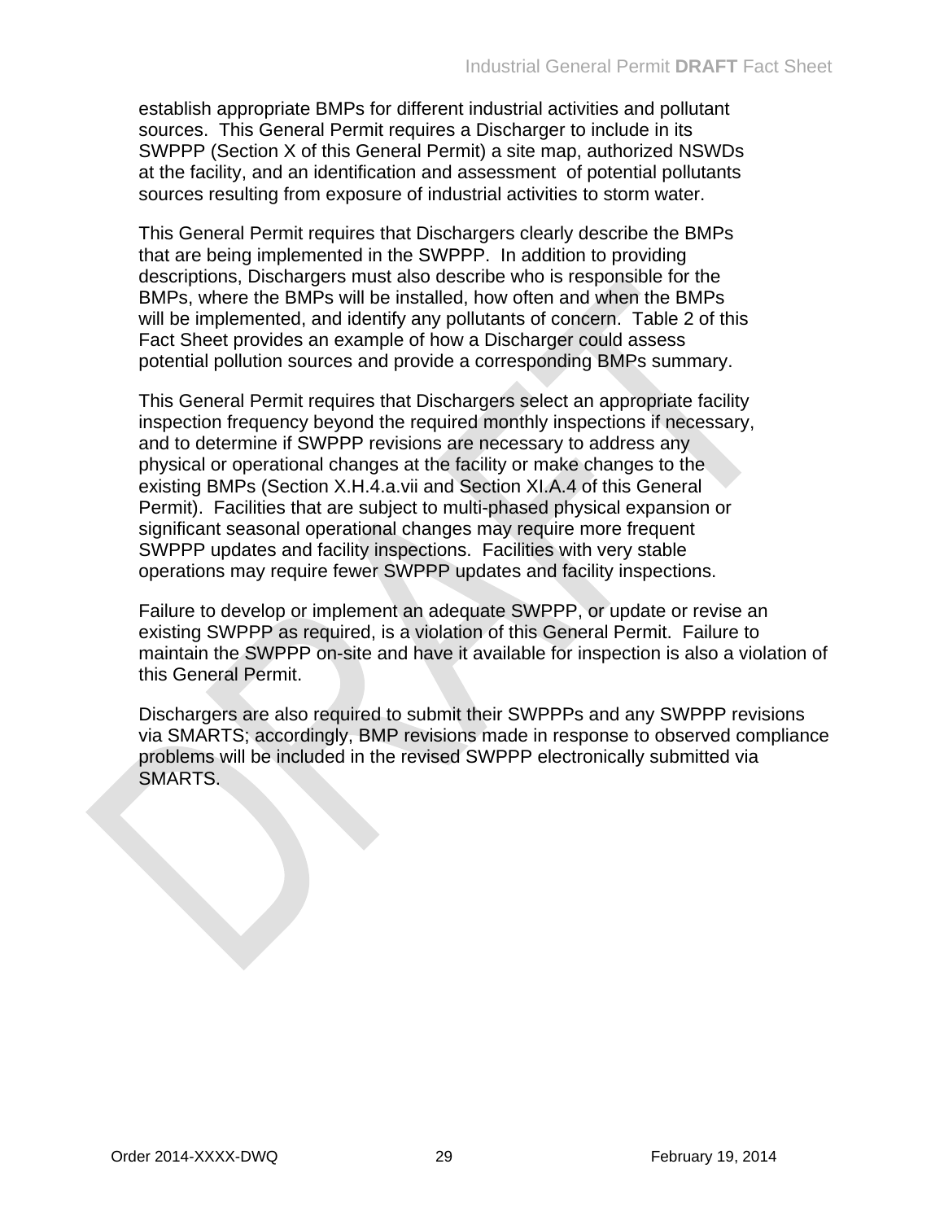establish appropriate BMPs for different industrial activities and pollutant sources. This General Permit requires a Discharger to include in its SWPPP (Section X of this General Permit) a site map, authorized NSWDs at the facility, and an identification and assessment of potential pollutants sources resulting from exposure of industrial activities to storm water.

This General Permit requires that Dischargers clearly describe the BMPs that are being implemented in the SWPPP. In addition to providing descriptions, Dischargers must also describe who is responsible for the BMPs, where the BMPs will be installed, how often and when the BMPs will be implemented, and identify any pollutants of concern. Table 2 of this Fact Sheet provides an example of how a Discharger could assess potential pollution sources and provide a corresponding BMPs summary.

This General Permit requires that Dischargers select an appropriate facility inspection frequency beyond the required monthly inspections if necessary, and to determine if SWPPP revisions are necessary to address any physical or operational changes at the facility or make changes to the existing BMPs (Section X.H.4.a.vii and Section XI.A.4 of this General Permit). Facilities that are subject to multi-phased physical expansion or significant seasonal operational changes may require more frequent SWPPP updates and facility inspections. Facilities with very stable operations may require fewer SWPPP updates and facility inspections.

Failure to develop or implement an adequate SWPPP, or update or revise an existing SWPPP as required, is a violation of this General Permit. Failure to maintain the SWPPP on-site and have it available for inspection is also a violation of this General Permit.

Dischargers are also required to submit their SWPPPs and any SWPPP revisions via SMARTS; accordingly, BMP revisions made in response to observed compliance problems will be included in the revised SWPPP electronically submitted via SMARTS.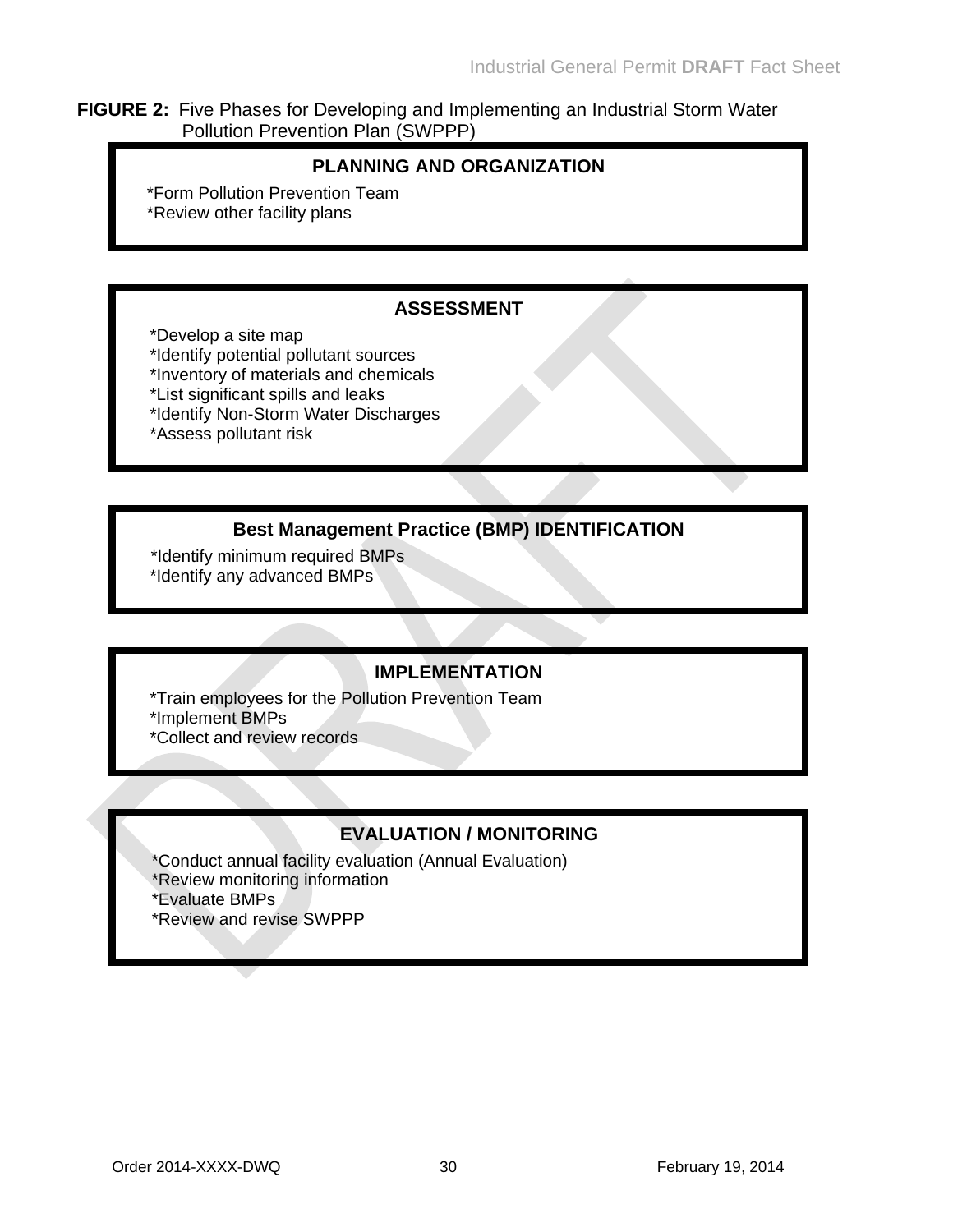**FIGURE 2:** Five Phases for Developing and Implementing an Industrial Storm Water Pollution Prevention Plan (SWPPP)

**PLANNING AND ORGANIZATION**

*Form Pollution Prevention Team
*Review other facility plans

**ASSESSMENT**

*Develop a site map
*Identify potential pollutant sources
*Inventory of materials and chemicals
*List significant spills and leaks
*Identify Non-Storm Water Discharges
*Assess pollutant risk

**Best Management Practice (BMP) IDENTIFICATION**

*Identify minimum required BMPs
*Identify any advanced BMPs

**IMPLEMENTATION**

*Train employees for the Pollution Prevention Team
*Implement BMPs
*Collect and review records

**EVALUATION / MONITORING**

*Conduct annual facility evaluation (Annual Evaluation)
*Review monitoring information
*Evaluate BMPs
*Review and revise SWPPP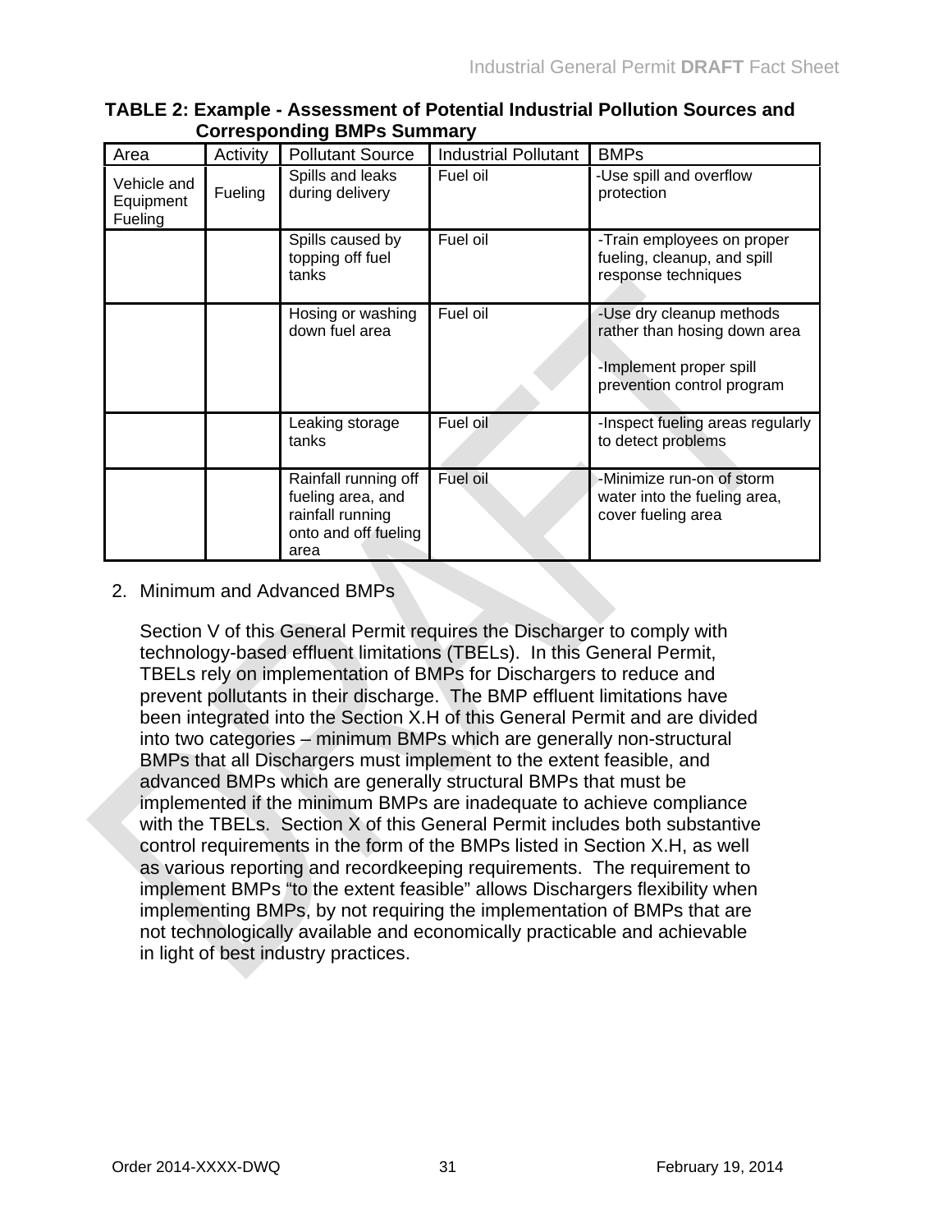**TABLE 2: Example - Assessment of Potential Industrial Pollution Sources and Corresponding BMPs Summary**

| Area | Activity | Pollutant Source | Industrial Pollutant | BMPs |
|---|---|---|---|---|
| Vehicle and Equipment Fueling | Fueling | Spills and leaks during delivery | Fuel oil | -Use spill and overflow protection |
| | | Spills caused by topping off fuel tanks | Fuel oil | -Train employees on proper fueling, cleanup, and spill response techniques |
| | | Hosing or washing down fuel area | Fuel oil | -Use dry cleanup methods rather than hosing down area<br><br>-Implement proper spill prevention control program |
| | | Leaking storage tanks | Fuel oil | -Inspect fueling areas regularly to detect problems |
| | | Rainfall running off fueling area, and rainfall running onto and off fueling area | Fuel oil | -Minimize run-on of storm water into the fueling area, cover fueling area |

2. Minimum and Advanced BMPs

   Section V of this General Permit requires the Discharger to comply with technology-based effluent limitations (TBELs). In this General Permit, TBELs rely on implementation of BMPs for Dischargers to reduce and prevent pollutants in their discharge. The BMP effluent limitations have been integrated into the Section X.H of this General Permit and are divided into two categories – minimum BMPs which are generally non-structural BMPs that all Dischargers must implement to the extent feasible, and advanced BMPs which are generally structural BMPs that must be implemented if the minimum BMPs are inadequate to achieve compliance with the TBELs. Section X of this General Permit includes both substantive control requirements in the form of the BMPs listed in Section X.H, as well as various reporting and recordkeeping requirements. The requirement to implement BMPs "to the extent feasible" allows Dischargers flexibility when implementing BMPs, by not requiring the implementation of BMPs that are not technologically available and economically practicable and achievable in light of best industry practices.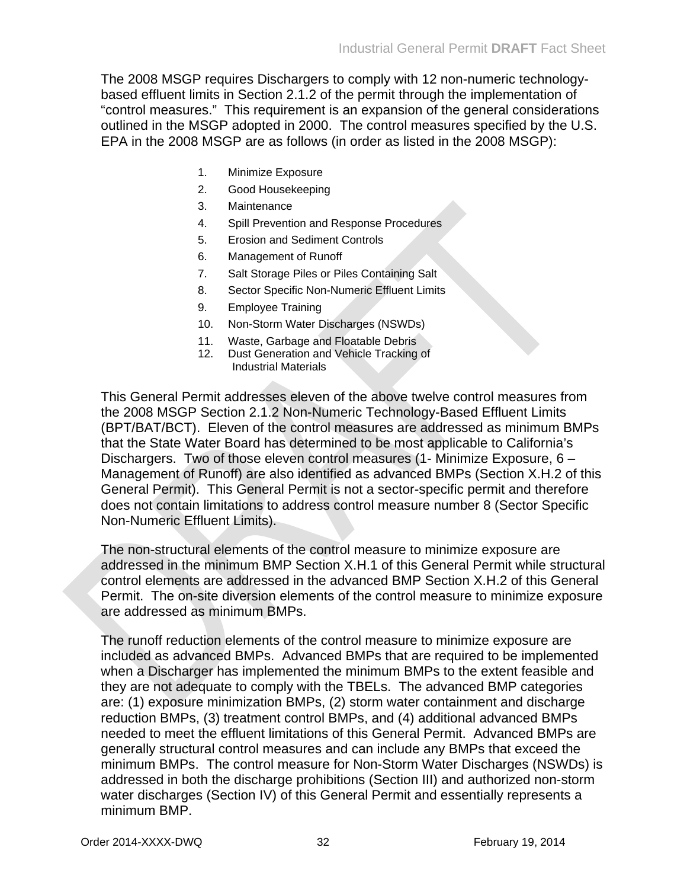The 2008 MSGP requires Dischargers to comply with 12 non-numeric technology-based effluent limits in Section 2.1.2 of the permit through the implementation of "control measures." This requirement is an expansion of the general considerations outlined in the MSGP adopted in 2000. The control measures specified by the U.S. EPA in the 2008 MSGP are as follows (in order as listed in the 2008 MSGP):

1. Minimize Exposure
2. Good Housekeeping
3. Maintenance
4. Spill Prevention and Response Procedures
5. Erosion and Sediment Controls
6. Management of Runoff
7. Salt Storage Piles or Piles Containing Salt
8. Sector Specific Non-Numeric Effluent Limits
9. Employee Training
10. Non-Storm Water Discharges (NSWDs)
11. Waste, Garbage and Floatable Debris
12. Dust Generation and Vehicle Tracking of Industrial Materials

This General Permit addresses eleven of the above twelve control measures from the 2008 MSGP Section 2.1.2 Non-Numeric Technology-Based Effluent Limits (BPT/BAT/BCT). Eleven of the control measures are addressed as minimum BMPs that the State Water Board has determined to be most applicable to California's Dischargers. Two of those eleven control measures (1- Minimize Exposure, 6 – Management of Runoff) are also identified as advanced BMPs (Section X.H.2 of this General Permit). This General Permit is not a sector-specific permit and therefore does not contain limitations to address control measure number 8 (Sector Specific Non-Numeric Effluent Limits).

The non-structural elements of the control measure to minimize exposure are addressed in the minimum BMP Section X.H.1 of this General Permit while structural control elements are addressed in the advanced BMP Section X.H.2 of this General Permit. The on-site diversion elements of the control measure to minimize exposure are addressed as minimum BMPs.

The runoff reduction elements of the control measure to minimize exposure are included as advanced BMPs. Advanced BMPs that are required to be implemented when a Discharger has implemented the minimum BMPs to the extent feasible and they are not adequate to comply with the TBELs. The advanced BMP categories are: (1) exposure minimization BMPs, (2) storm water containment and discharge reduction BMPs, (3) treatment control BMPs, and (4) additional advanced BMPs needed to meet the effluent limitations of this General Permit. Advanced BMPs are generally structural control measures and can include any BMPs that exceed the minimum BMPs. The control measure for Non-Storm Water Discharges (NSWDs) is addressed in both the discharge prohibitions (Section III) and authorized non-storm water discharges (Section IV) of this General Permit and essentially represents a minimum BMP.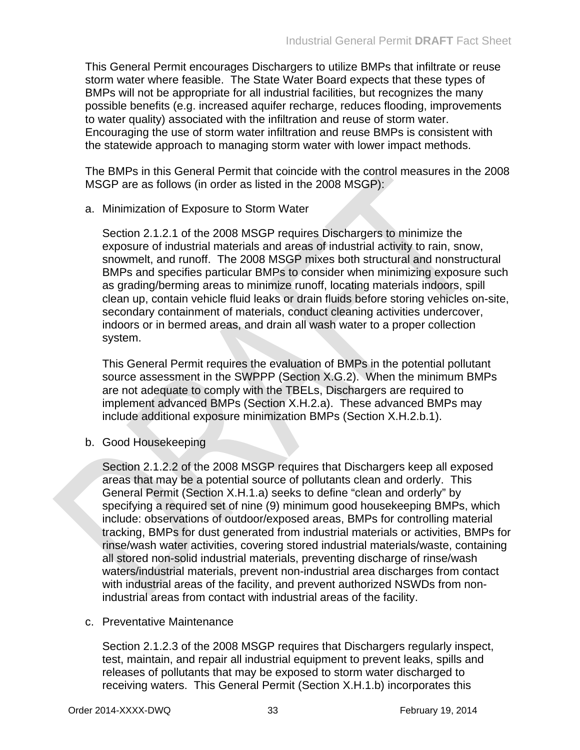This General Permit encourages Dischargers to utilize BMPs that infiltrate or reuse storm water where feasible. The State Water Board expects that these types of BMPs will not be appropriate for all industrial facilities, but recognizes the many possible benefits (e.g. increased aquifer recharge, reduces flooding, improvements to water quality) associated with the infiltration and reuse of storm water. Encouraging the use of storm water infiltration and reuse BMPs is consistent with the statewide approach to managing storm water with lower impact methods.

The BMPs in this General Permit that coincide with the control measures in the 2008 MSGP are as follows (in order as listed in the 2008 MSGP):

a. Minimization of Exposure to Storm Water

   Section 2.1.2.1 of the 2008 MSGP requires Dischargers to minimize the exposure of industrial materials and areas of industrial activity to rain, snow, snowmelt, and runoff. The 2008 MSGP mixes both structural and nonstructural BMPs and specifies particular BMPs to consider when minimizing exposure such as grading/berming areas to minimize runoff, locating materials indoors, spill clean up, contain vehicle fluid leaks or drain fluids before storing vehicles on-site, secondary containment of materials, conduct cleaning activities undercover, indoors or in bermed areas, and drain all wash water to a proper collection system.

   This General Permit requires the evaluation of BMPs in the potential pollutant source assessment in the SWPPP (Section X.G.2). When the minimum BMPs are not adequate to comply with the TBELs, Dischargers are required to implement advanced BMPs (Section X.H.2.a). These advanced BMPs may include additional exposure minimization BMPs (Section X.H.2.b.1).

b. Good Housekeeping

   Section 2.1.2.2 of the 2008 MSGP requires that Dischargers keep all exposed areas that may be a potential source of pollutants clean and orderly. This General Permit (Section X.H.1.a) seeks to define "clean and orderly" by specifying a required set of nine (9) minimum good housekeeping BMPs, which include: observations of outdoor/exposed areas, BMPs for controlling material tracking, BMPs for dust generated from industrial materials or activities, BMPs for rinse/wash water activities, covering stored industrial materials/waste, containing all stored non-solid industrial materials, preventing discharge of rinse/wash waters/industrial materials, prevent non-industrial area discharges from contact with industrial areas of the facility, and prevent authorized NSWDs from non-industrial areas from contact with industrial areas of the facility.

c. Preventative Maintenance

   Section 2.1.2.3 of the 2008 MSGP requires that Dischargers regularly inspect, test, maintain, and repair all industrial equipment to prevent leaks, spills and releases of pollutants that may be exposed to storm water discharged to receiving waters. This General Permit (Section X.H.1.b) incorporates this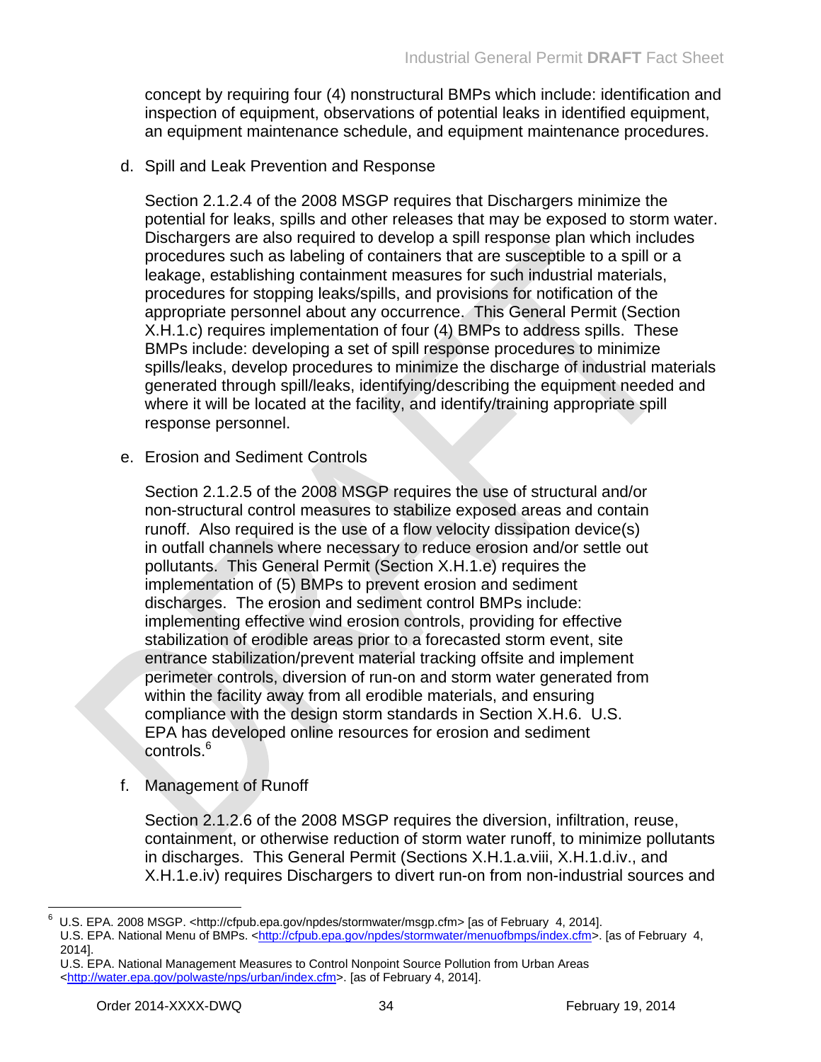concept by requiring four (4) nonstructural BMPs which include: identification and inspection of equipment, observations of potential leaks in identified equipment, an equipment maintenance schedule, and equipment maintenance procedures.

d. Spill and Leak Prevention and Response

Section 2.1.2.4 of the 2008 MSGP requires that Dischargers minimize the potential for leaks, spills and other releases that may be exposed to storm water. Dischargers are also required to develop a spill response plan which includes procedures such as labeling of containers that are susceptible to a spill or a leakage, establishing containment measures for such industrial materials, procedures for stopping leaks/spills, and provisions for notification of the appropriate personnel about any occurrence. This General Permit (Section X.H.1.c) requires implementation of four (4) BMPs to address spills. These BMPs include: developing a set of spill response procedures to minimize spills/leaks, develop procedures to minimize the discharge of industrial materials generated through spill/leaks, identifying/describing the equipment needed and where it will be located at the facility, and identify/training appropriate spill response personnel.

e. Erosion and Sediment Controls

Section 2.1.2.5 of the 2008 MSGP requires the use of structural and/or non-structural control measures to stabilize exposed areas and contain runoff. Also required is the use of a flow velocity dissipation device(s) in outfall channels where necessary to reduce erosion and/or settle out pollutants. This General Permit (Section X.H.1.e) requires the implementation of (5) BMPs to prevent erosion and sediment discharges. The erosion and sediment control BMPs include: implementing effective wind erosion controls, providing for effective stabilization of erodible areas prior to a forecasted storm event, site entrance stabilization/prevent material tracking offsite and implement perimeter controls, diversion of run-on and storm water generated from within the facility away from all erodible materials, and ensuring compliance with the design storm standards in Section X.H.6. U.S. EPA has developed online resources for erosion and sediment controls.[6]

f. Management of Runoff

Section 2.1.2.6 of the 2008 MSGP requires the diversion, infiltration, reuse, containment, or otherwise reduction of storm water runoff, to minimize pollutants in discharges. This General Permit (Sections X.H.1.a.viii, X.H.1.d.iv., and X.H.1.e.iv) requires Dischargers to divert run-on from non-industrial sources and

---

[6] U.S. EPA. 2008 MSGP. <http://cfpub.epa.gov/npdes/stormwater/msgp.cfm> [as of February 4, 2014].
U.S. EPA. National Menu of BMPs. <http://cfpub.epa.gov/npdes/stormwater/menuofbmps/index.cfm>. [as of February 4, 2014].
U.S. EPA. National Management Measures to Control Nonpoint Source Pollution from Urban Areas <http://water.epa.gov/polwaste/nps/urban/index.cfm>. [as of February 4, 2014].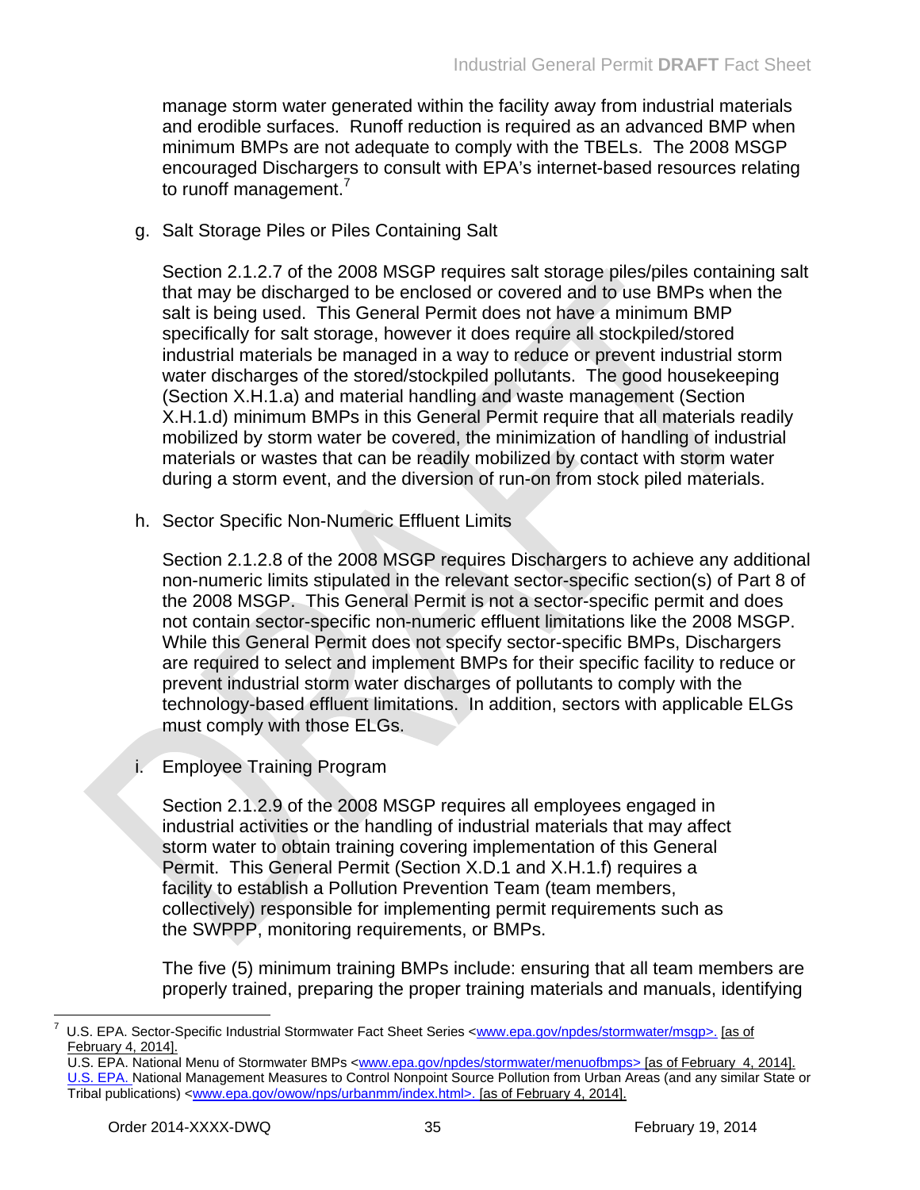manage storm water generated within the facility away from industrial materials and erodible surfaces. Runoff reduction is required as an advanced BMP when minimum BMPs are not adequate to comply with the TBELs. The 2008 MSGP encouraged Dischargers to consult with EPA's internet-based resources relating to runoff management.[7]

g. Salt Storage Piles or Piles Containing Salt

Section 2.1.2.7 of the 2008 MSGP requires salt storage piles/piles containing salt that may be discharged to be enclosed or covered and to use BMPs when the salt is being used. This General Permit does not have a minimum BMP specifically for salt storage, however it does require all stockpiled/stored industrial materials be managed in a way to reduce or prevent industrial storm water discharges of the stored/stockpiled pollutants. The good housekeeping (Section X.H.1.a) and material handling and waste management (Section X.H.1.d) minimum BMPs in this General Permit require that all materials readily mobilized by storm water be covered, the minimization of handling of industrial materials or wastes that can be readily mobilized by contact with storm water during a storm event, and the diversion of run-on from stock piled materials.

h. Sector Specific Non-Numeric Effluent Limits

Section 2.1.2.8 of the 2008 MSGP requires Dischargers to achieve any additional non-numeric limits stipulated in the relevant sector-specific section(s) of Part 8 of the 2008 MSGP. This General Permit is not a sector-specific permit and does not contain sector-specific non-numeric effluent limitations like the 2008 MSGP. While this General Permit does not specify sector-specific BMPs, Dischargers are required to select and implement BMPs for their specific facility to reduce or prevent industrial storm water discharges of pollutants to comply with the technology-based effluent limitations. In addition, sectors with applicable ELGs must comply with those ELGs.

i. Employee Training Program

Section 2.1.2.9 of the 2008 MSGP requires all employees engaged in industrial activities or the handling of industrial materials that may affect storm water to obtain training covering implementation of this General Permit. This General Permit (Section X.D.1 and X.H.1.f) requires a facility to establish a Pollution Prevention Team (team members, collectively) responsible for implementing permit requirements such as the SWPPP, monitoring requirements, or BMPs.

The five (5) minimum training BMPs include: ensuring that all team members are properly trained, preparing the proper training materials and manuals, identifying

---

[7] U.S. EPA. Sector-Specific Industrial Stormwater Fact Sheet Series <www.epa.gov/npdes/stormwater/msgp>. [as of February 4, 2014].
U.S. EPA. National Menu of Stormwater BMPs <www.epa.gov/npdes/stormwater/menuofbmps> [as of February 4, 2014].
U.S. EPA. National Management Measures to Control Nonpoint Source Pollution from Urban Areas (and any similar State or Tribal publications) <www.epa.gov/owow/nps/urbanmm/index.html>. [as of February 4, 2014].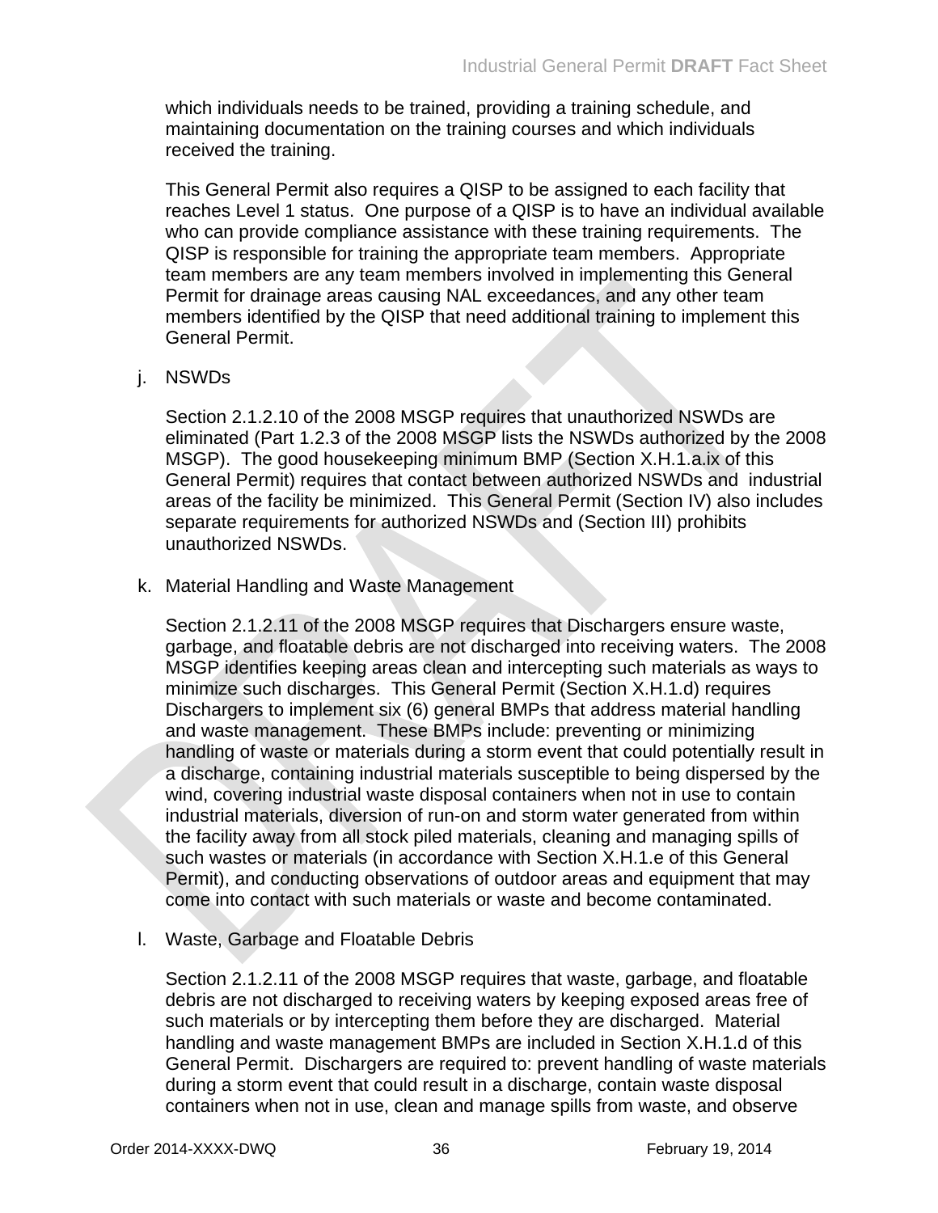which individuals needs to be trained, providing a training schedule, and maintaining documentation on the training courses and which individuals received the training.

This General Permit also requires a QISP to be assigned to each facility that reaches Level 1 status. One purpose of a QISP is to have an individual available who can provide compliance assistance with these training requirements. The QISP is responsible for training the appropriate team members. Appropriate team members are any team members involved in implementing this General Permit for drainage areas causing NAL exceedances, and any other team members identified by the QISP that need additional training to implement this General Permit.

j. NSWDs

Section 2.1.2.10 of the 2008 MSGP requires that unauthorized NSWDs are eliminated (Part 1.2.3 of the 2008 MSGP lists the NSWDs authorized by the 2008 MSGP). The good housekeeping minimum BMP (Section X.H.1.a.ix of this General Permit) requires that contact between authorized NSWDs and industrial areas of the facility be minimized. This General Permit (Section IV) also includes separate requirements for authorized NSWDs and (Section III) prohibits unauthorized NSWDs.

k. Material Handling and Waste Management

Section 2.1.2.11 of the 2008 MSGP requires that Dischargers ensure waste, garbage, and floatable debris are not discharged into receiving waters. The 2008 MSGP identifies keeping areas clean and intercepting such materials as ways to minimize such discharges. This General Permit (Section X.H.1.d) requires Dischargers to implement six (6) general BMPs that address material handling and waste management. These BMPs include: preventing or minimizing handling of waste or materials during a storm event that could potentially result in a discharge, containing industrial materials susceptible to being dispersed by the wind, covering industrial waste disposal containers when not in use to contain industrial materials, diversion of run-on and storm water generated from within the facility away from all stock piled materials, cleaning and managing spills of such wastes or materials (in accordance with Section X.H.1.e of this General Permit), and conducting observations of outdoor areas and equipment that may come into contact with such materials or waste and become contaminated.

l. Waste, Garbage and Floatable Debris

Section 2.1.2.11 of the 2008 MSGP requires that waste, garbage, and floatable debris are not discharged to receiving waters by keeping exposed areas free of such materials or by intercepting them before they are discharged. Material handling and waste management BMPs are included in Section X.H.1.d of this General Permit. Dischargers are required to: prevent handling of waste materials during a storm event that could result in a discharge, contain waste disposal containers when not in use, clean and manage spills from waste, and observe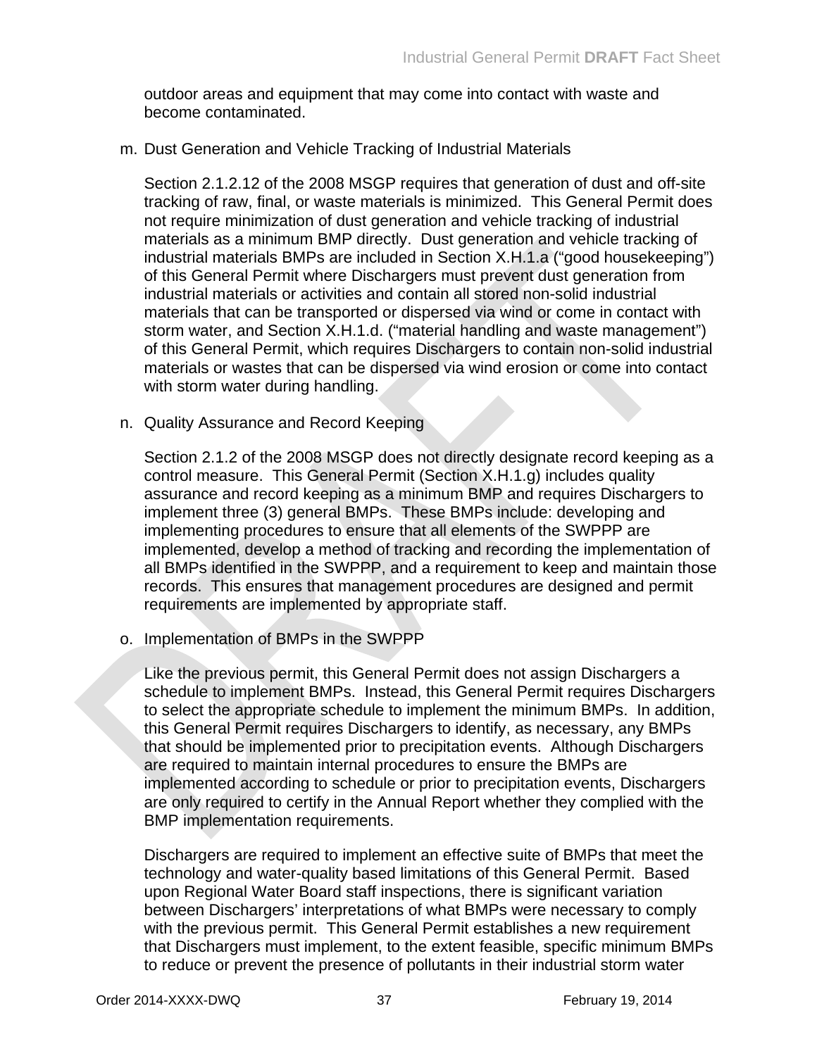outdoor areas and equipment that may come into contact with waste and become contaminated.

m. Dust Generation and Vehicle Tracking of Industrial Materials

Section 2.1.2.12 of the 2008 MSGP requires that generation of dust and off-site tracking of raw, final, or waste materials is minimized. This General Permit does not require minimization of dust generation and vehicle tracking of industrial materials as a minimum BMP directly. Dust generation and vehicle tracking of industrial materials BMPs are included in Section X.H.1.a ("good housekeeping") of this General Permit where Dischargers must prevent dust generation from industrial materials or activities and contain all stored non-solid industrial materials that can be transported or dispersed via wind or come in contact with storm water, and Section X.H.1.d. ("material handling and waste management") of this General Permit, which requires Dischargers to contain non-solid industrial materials or wastes that can be dispersed via wind erosion or come into contact with storm water during handling.

n. Quality Assurance and Record Keeping

Section 2.1.2 of the 2008 MSGP does not directly designate record keeping as a control measure. This General Permit (Section X.H.1.g) includes quality assurance and record keeping as a minimum BMP and requires Dischargers to implement three (3) general BMPs. These BMPs include: developing and implementing procedures to ensure that all elements of the SWPPP are implemented, develop a method of tracking and recording the implementation of all BMPs identified in the SWPPP, and a requirement to keep and maintain those records. This ensures that management procedures are designed and permit requirements are implemented by appropriate staff.

o. Implementation of BMPs in the SWPPP

Like the previous permit, this General Permit does not assign Dischargers a schedule to implement BMPs. Instead, this General Permit requires Dischargers to select the appropriate schedule to implement the minimum BMPs. In addition, this General Permit requires Dischargers to identify, as necessary, any BMPs that should be implemented prior to precipitation events. Although Dischargers are required to maintain internal procedures to ensure the BMPs are implemented according to schedule or prior to precipitation events, Dischargers are only required to certify in the Annual Report whether they complied with the BMP implementation requirements.

Dischargers are required to implement an effective suite of BMPs that meet the technology and water-quality based limitations of this General Permit. Based upon Regional Water Board staff inspections, there is significant variation between Dischargers' interpretations of what BMPs were necessary to comply with the previous permit. This General Permit establishes a new requirement that Dischargers must implement, to the extent feasible, specific minimum BMPs to reduce or prevent the presence of pollutants in their industrial storm water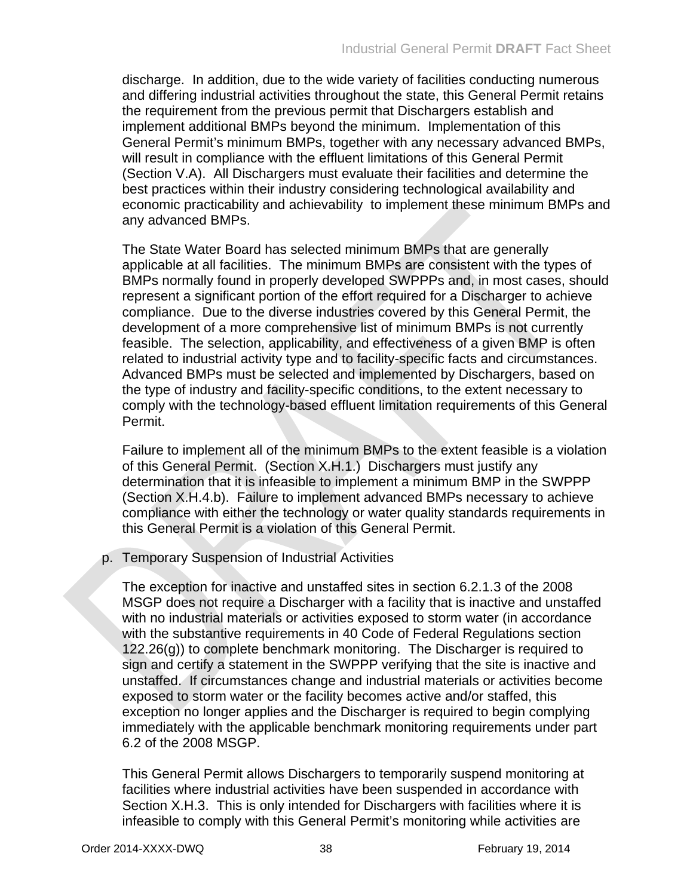discharge. In addition, due to the wide variety of facilities conducting numerous and differing industrial activities throughout the state, this General Permit retains the requirement from the previous permit that Dischargers establish and implement additional BMPs beyond the minimum. Implementation of this General Permit's minimum BMPs, together with any necessary advanced BMPs, will result in compliance with the effluent limitations of this General Permit (Section V.A). All Dischargers must evaluate their facilities and determine the best practices within their industry considering technological availability and economic practicability and achievability to implement these minimum BMPs and any advanced BMPs.

The State Water Board has selected minimum BMPs that are generally applicable at all facilities. The minimum BMPs are consistent with the types of BMPs normally found in properly developed SWPPPs and, in most cases, should represent a significant portion of the effort required for a Discharger to achieve compliance. Due to the diverse industries covered by this General Permit, the development of a more comprehensive list of minimum BMPs is not currently feasible. The selection, applicability, and effectiveness of a given BMP is often related to industrial activity type and to facility-specific facts and circumstances. Advanced BMPs must be selected and implemented by Dischargers, based on the type of industry and facility-specific conditions, to the extent necessary to comply with the technology-based effluent limitation requirements of this General Permit.

Failure to implement all of the minimum BMPs to the extent feasible is a violation of this General Permit. (Section X.H.1.) Dischargers must justify any determination that it is infeasible to implement a minimum BMP in the SWPPP (Section X.H.4.b). Failure to implement advanced BMPs necessary to achieve compliance with either the technology or water quality standards requirements in this General Permit is a violation of this General Permit.

p. Temporary Suspension of Industrial Activities

The exception for inactive and unstaffed sites in section 6.2.1.3 of the 2008 MSGP does not require a Discharger with a facility that is inactive and unstaffed with no industrial materials or activities exposed to storm water (in accordance with the substantive requirements in 40 Code of Federal Regulations section 122.26(g)) to complete benchmark monitoring. The Discharger is required to sign and certify a statement in the SWPPP verifying that the site is inactive and unstaffed. If circumstances change and industrial materials or activities become exposed to storm water or the facility becomes active and/or staffed, this exception no longer applies and the Discharger is required to begin complying immediately with the applicable benchmark monitoring requirements under part 6.2 of the 2008 MSGP.

This General Permit allows Dischargers to temporarily suspend monitoring at facilities where industrial activities have been suspended in accordance with Section X.H.3. This is only intended for Dischargers with facilities where it is infeasible to comply with this General Permit's monitoring while activities are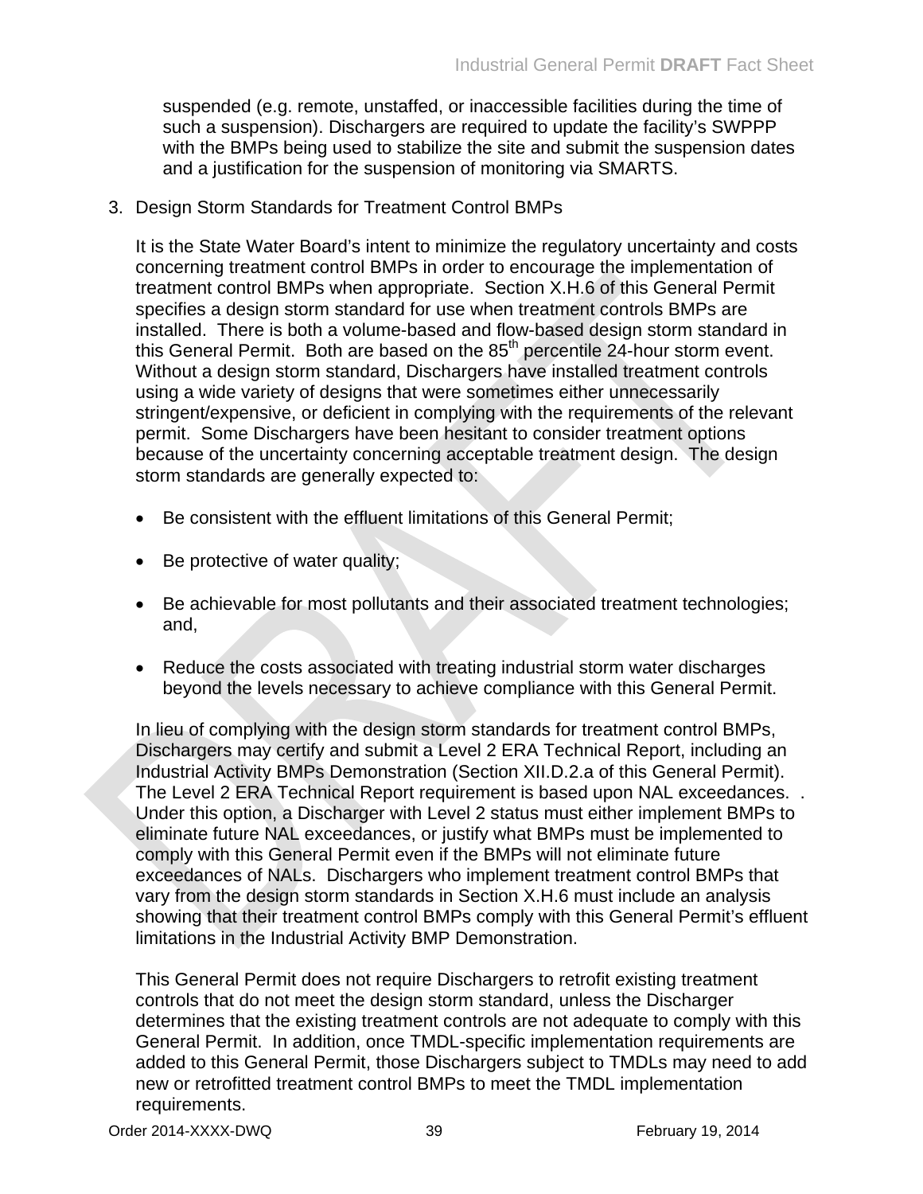suspended (e.g. remote, unstaffed, or inaccessible facilities during the time of such a suspension). Dischargers are required to update the facility's SWPPP with the BMPs being used to stabilize the site and submit the suspension dates and a justification for the suspension of monitoring via SMARTS.

3. Design Storm Standards for Treatment Control BMPs

It is the State Water Board's intent to minimize the regulatory uncertainty and costs concerning treatment control BMPs in order to encourage the implementation of treatment control BMPs when appropriate. Section X.H.6 of this General Permit specifies a design storm standard for use when treatment controls BMPs are installed. There is both a volume-based and flow-based design storm standard in this General Permit. Both are based on the 85th percentile 24-hour storm event. Without a design storm standard, Dischargers have installed treatment controls using a wide variety of designs that were sometimes either unnecessarily stringent/expensive, or deficient in complying with the requirements of the relevant permit. Some Dischargers have been hesitant to consider treatment options because of the uncertainty concerning acceptable treatment design. The design storm standards are generally expected to:

- Be consistent with the effluent limitations of this General Permit;
- Be protective of water quality;
- Be achievable for most pollutants and their associated treatment technologies; and,
- Reduce the costs associated with treating industrial storm water discharges beyond the levels necessary to achieve compliance with this General Permit.

In lieu of complying with the design storm standards for treatment control BMPs, Dischargers may certify and submit a Level 2 ERA Technical Report, including an Industrial Activity BMPs Demonstration (Section XII.D.2.a of this General Permit). The Level 2 ERA Technical Report requirement is based upon NAL exceedances. . Under this option, a Discharger with Level 2 status must either implement BMPs to eliminate future NAL exceedances, or justify what BMPs must be implemented to comply with this General Permit even if the BMPs will not eliminate future exceedances of NALs. Dischargers who implement treatment control BMPs that vary from the design storm standards in Section X.H.6 must include an analysis showing that their treatment control BMPs comply with this General Permit's effluent limitations in the Industrial Activity BMP Demonstration.

This General Permit does not require Dischargers to retrofit existing treatment controls that do not meet the design storm standard, unless the Discharger determines that the existing treatment controls are not adequate to comply with this General Permit. In addition, once TMDL-specific implementation requirements are added to this General Permit, those Dischargers subject to TMDLs may need to add new or retrofitted treatment control BMPs to meet the TMDL implementation requirements.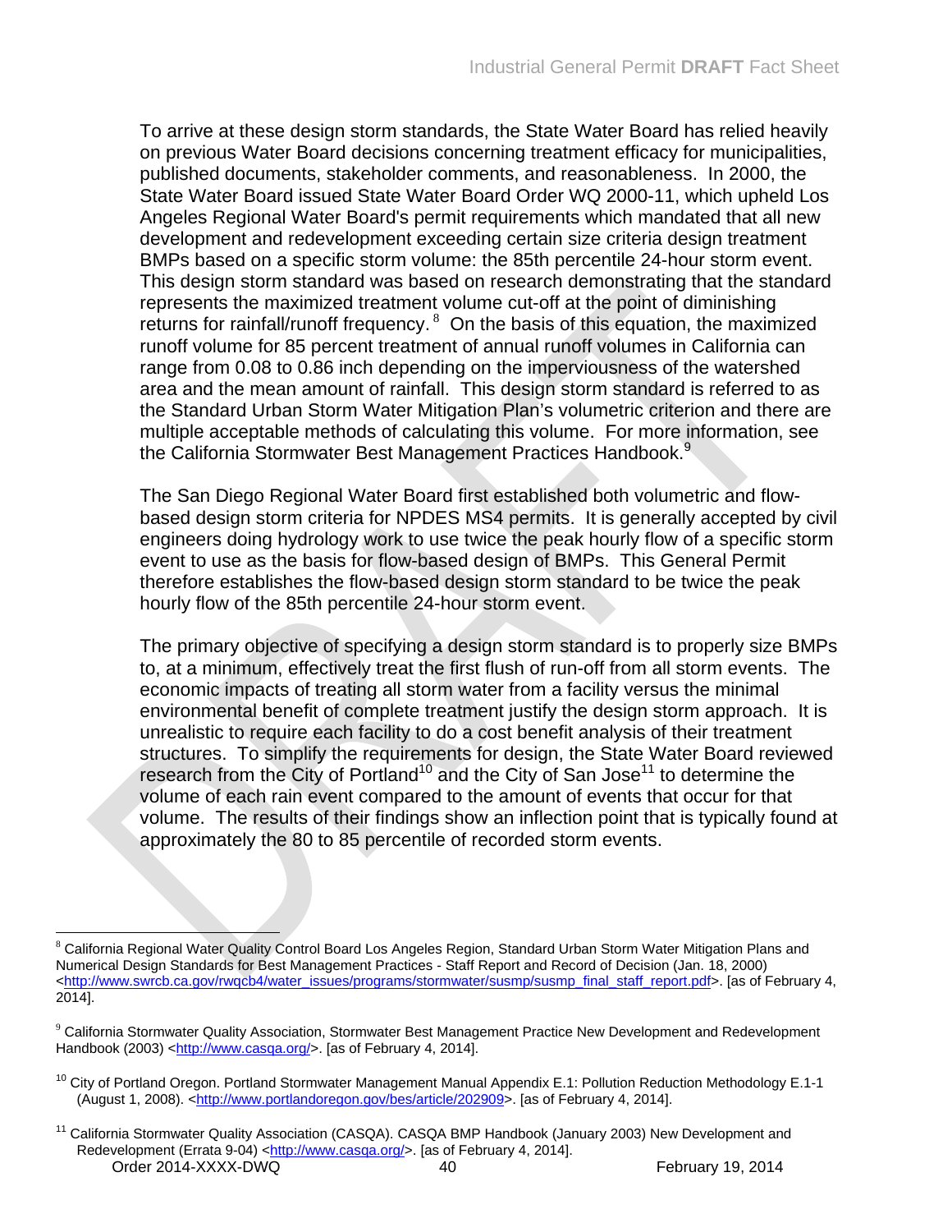To arrive at these design storm standards, the State Water Board has relied heavily on previous Water Board decisions concerning treatment efficacy for municipalities, published documents, stakeholder comments, and reasonableness. In 2000, the State Water Board issued State Water Board Order WQ 2000-11, which upheld Los Angeles Regional Water Board's permit requirements which mandated that all new development and redevelopment exceeding certain size criteria design treatment BMPs based on a specific storm volume: the 85th percentile 24-hour storm event. This design storm standard was based on research demonstrating that the standard represents the maximized treatment volume cut-off at the point of diminishing returns for rainfall/runoff frequency.[8] On the basis of this equation, the maximized runoff volume for 85 percent treatment of annual runoff volumes in California can range from 0.08 to 0.86 inch depending on the imperviousness of the watershed area and the mean amount of rainfall. This design storm standard is referred to as the Standard Urban Storm Water Mitigation Plan's volumetric criterion and there are multiple acceptable methods of calculating this volume. For more information, see the California Stormwater Best Management Practices Handbook.[9]

The San Diego Regional Water Board first established both volumetric and flow-based design storm criteria for NPDES MS4 permits. It is generally accepted by civil engineers doing hydrology work to use twice the peak hourly flow of a specific storm event to use as the basis for flow-based design of BMPs. This General Permit therefore establishes the flow-based design storm standard to be twice the peak hourly flow of the 85th percentile 24-hour storm event.

The primary objective of specifying a design storm standard is to properly size BMPs to, at a minimum, effectively treat the first flush of run-off from all storm events. The economic impacts of treating all storm water from a facility versus the minimal environmental benefit of complete treatment justify the design storm approach. It is unrealistic to require each facility to do a cost benefit analysis of their treatment structures. To simplify the requirements for design, the State Water Board reviewed research from the City of Portland[10] and the City of San Jose[11] to determine the volume of each rain event compared to the amount of events that occur for that volume. The results of their findings show an inflection point that is typically found at approximately the 80 to 85 percentile of recorded storm events.

---

[8] California Regional Water Quality Control Board Los Angeles Region, Standard Urban Storm Water Mitigation Plans and Numerical Design Standards for Best Management Practices - Staff Report and Record of Decision (Jan. 18, 2000) <http://www.swrcb.ca.gov/rwqcb4/water_issues/programs/stormwater/susmp/susmp_final_staff_report.pdf>. [as of February 4, 2014].

[9] California Stormwater Quality Association, Stormwater Best Management Practice New Development and Redevelopment Handbook (2003) <http://www.casqa.org/>. [as of February 4, 2014].

[10] City of Portland Oregon. Portland Stormwater Management Manual Appendix E.1: Pollution Reduction Methodology E.1-1 (August 1, 2008). <http://www.portlandoregon.gov/bes/article/202909>. [as of February 4, 2014].

[11] California Stormwater Quality Association (CASQA). CASQA BMP Handbook (January 2003) New Development and Redevelopment (Errata 9-04) <http://www.casqa.org/>. [as of February 4, 2014].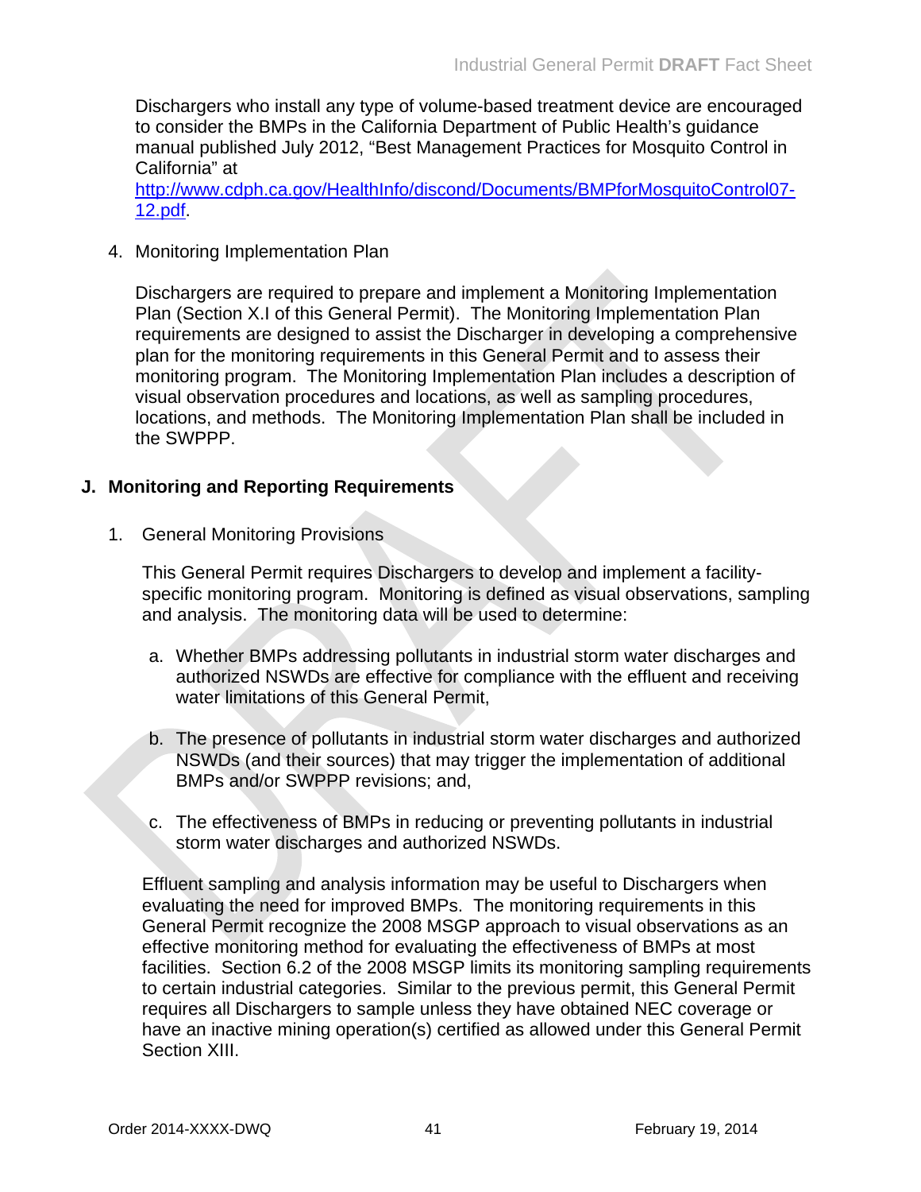Dischargers who install any type of volume-based treatment device are encouraged to consider the BMPs in the California Department of Public Health's guidance manual published July 2012, "Best Management Practices for Mosquito Control in California" at http://www.cdph.ca.gov/HealthInfo/discond/Documents/BMPforMosquitoControl07-12.pdf.

4. Monitoring Implementation Plan

Dischargers are required to prepare and implement a Monitoring Implementation Plan (Section X.I of this General Permit). The Monitoring Implementation Plan requirements are designed to assist the Discharger in developing a comprehensive plan for the monitoring requirements in this General Permit and to assess their monitoring program. The Monitoring Implementation Plan includes a description of visual observation procedures and locations, as well as sampling procedures, locations, and methods. The Monitoring Implementation Plan shall be included in the SWPPP.

## J. Monitoring and Reporting Requirements

1. General Monitoring Provisions

This General Permit requires Dischargers to develop and implement a facility-specific monitoring program. Monitoring is defined as visual observations, sampling and analysis. The monitoring data will be used to determine:

a. Whether BMPs addressing pollutants in industrial storm water discharges and authorized NSWDs are effective for compliance with the effluent and receiving water limitations of this General Permit,

b. The presence of pollutants in industrial storm water discharges and authorized NSWDs (and their sources) that may trigger the implementation of additional BMPs and/or SWPPP revisions; and,

c. The effectiveness of BMPs in reducing or preventing pollutants in industrial storm water discharges and authorized NSWDs.

Effluent sampling and analysis information may be useful to Dischargers when evaluating the need for improved BMPs. The monitoring requirements in this General Permit recognize the 2008 MSGP approach to visual observations as an effective monitoring method for evaluating the effectiveness of BMPs at most facilities. Section 6.2 of the 2008 MSGP limits its monitoring sampling requirements to certain industrial categories. Similar to the previous permit, this General Permit requires all Dischargers to sample unless they have obtained NEC coverage or have an inactive mining operation(s) certified as allowed under this General Permit Section XIII.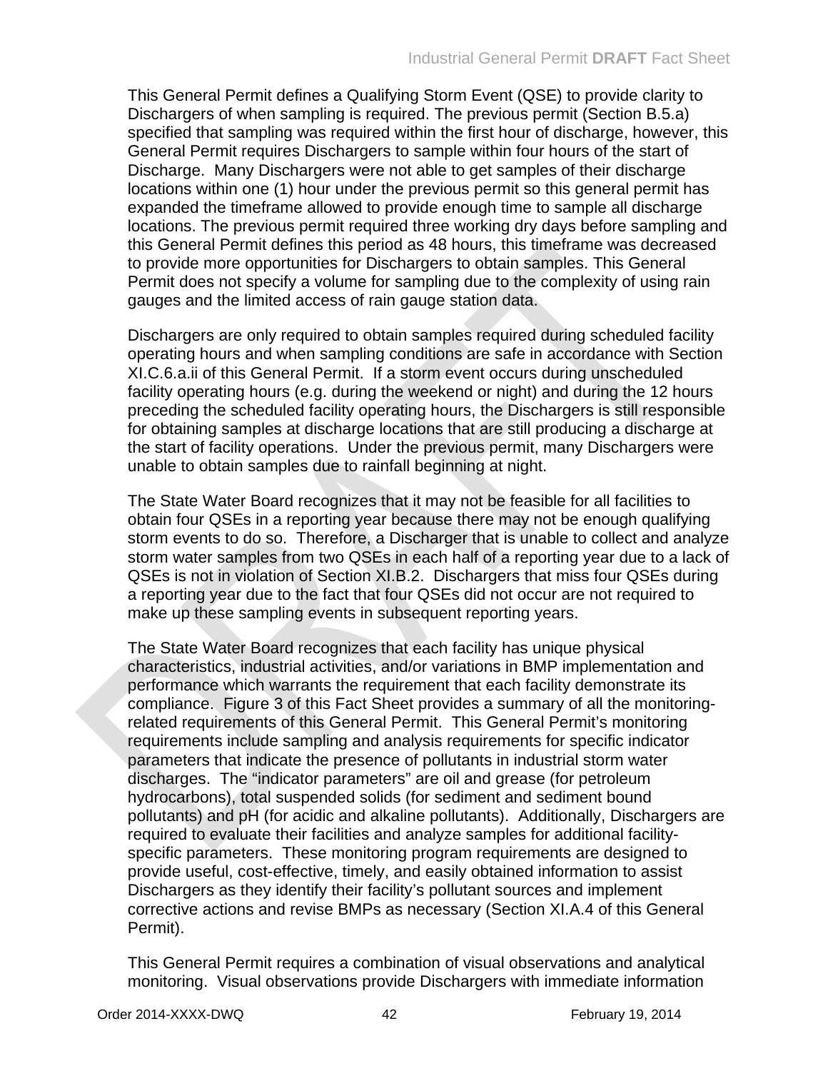This General Permit defines a Qualifying Storm Event (QSE) to provide clarity to Dischargers of when sampling is required. The previous permit (Section B.5.a) specified that sampling was required within the first hour of discharge, however, this General Permit requires Dischargers to sample within four hours of the start of Discharge. Many Dischargers were not able to get samples of their discharge locations within one (1) hour under the previous permit so this general permit has expanded the timeframe allowed to provide enough time to sample all discharge locations. The previous permit required three working dry days before sampling and this General Permit defines this period as 48 hours, this timeframe was decreased to provide more opportunities for Dischargers to obtain samples. This General Permit does not specify a volume for sampling due to the complexity of using rain gauges and the limited access of rain gauge station data.

Dischargers are only required to obtain samples required during scheduled facility operating hours and when sampling conditions are safe in accordance with Section XI.C.6.a.ii of this General Permit. If a storm event occurs during unscheduled facility operating hours (e.g. during the weekend or night) and during the 12 hours preceding the scheduled facility operating hours, the Dischargers is still responsible for obtaining samples at discharge locations that are still producing a discharge at the start of facility operations. Under the previous permit, many Dischargers were unable to obtain samples due to rainfall beginning at night.

The State Water Board recognizes that it may not be feasible for all facilities to obtain four QSEs in a reporting year because there may not be enough qualifying storm events to do so. Therefore, a Discharger that is unable to collect and analyze storm water samples from two QSEs in each half of a reporting year due to a lack of QSEs is not in violation of Section XI.B.2. Dischargers that miss four QSEs during a reporting year due to the fact that four QSEs did not occur are not required to make up these sampling events in subsequent reporting years.

The State Water Board recognizes that each facility has unique physical characteristics, industrial activities, and/or variations in BMP implementation and performance which warrants the requirement that each facility demonstrate its compliance. Figure 3 of this Fact Sheet provides a summary of all the monitoring-related requirements of this General Permit. This General Permit's monitoring requirements include sampling and analysis requirements for specific indicator parameters that indicate the presence of pollutants in industrial storm water discharges. The "indicator parameters" are oil and grease (for petroleum hydrocarbons), total suspended solids (for sediment and sediment bound pollutants) and pH (for acidic and alkaline pollutants). Additionally, Dischargers are required to evaluate their facilities and analyze samples for additional facility-specific parameters. These monitoring program requirements are designed to provide useful, cost-effective, timely, and easily obtained information to assist Dischargers as they identify their facility's pollutant sources and implement corrective actions and revise BMPs as necessary (Section XI.A.4 of this General Permit).

This General Permit requires a combination of visual observations and analytical monitoring. Visual observations provide Dischargers with immediate information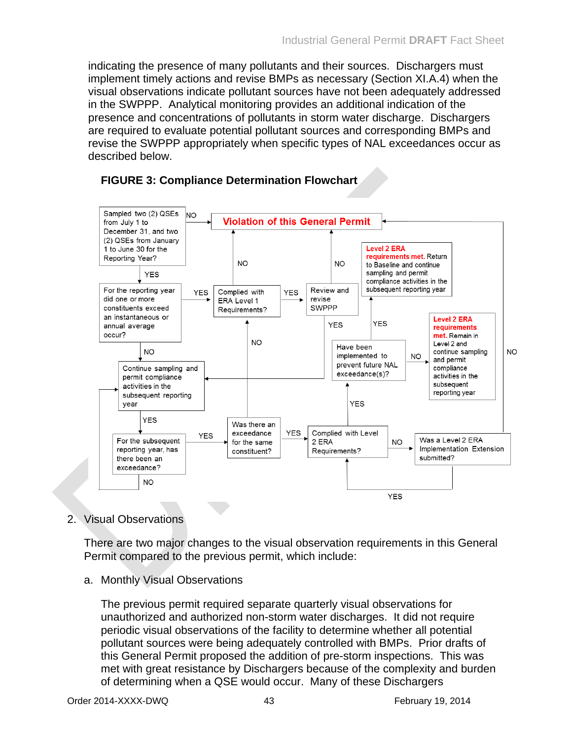indicating the presence of many pollutants and their sources. Dischargers must implement timely actions and revise BMPs as necessary (Section XI.A.4) when the visual observations indicate pollutant sources have not been adequately addressed in the SWPPP. Analytical monitoring provides an additional indication of the presence and concentrations of pollutants in storm water discharge. Dischargers are required to evaluate potential pollutant sources and corresponding BMPs and revise the SWPPP appropriately when specific types of NAL exceedances occur as described below.

**FIGURE 3: Compliance Determination Flowchart**

- Sampled two (2) QSEs from July 1 to December 31, and two (2) QSEs from January 1 to June 30 for the Reporting Year?
  - NO → Violation of this General Permit
  - YES → For the reporting year did one or more constituents exceed an instantaneous or annual average occur?
- For the reporting year did one or more constituents exceed an instantaneous or annual average occur?
  - YES → Complied with ERA Level 1 Requirements?
  - NO → Continue sampling and permit compliance activities in the subsequent reporting year
- Complied with ERA Level 1 Requirements?
  - NO → Violation of this General Permit
  - YES → Review and revise SWPPP
- Review and revise SWPPP
  - NO → Violation of this General Permit
  - YES → Continue sampling and permit compliance activities in the subsequent reporting year
- Continue sampling and permit compliance activities in the subsequent reporting year
  - YES → For the subsequent reporting year, has there been an exceedance?
- For the subsequent reporting year, has there been an exceedance?
  - NO → Continue sampling and permit compliance activities in the subsequent reporting year
  - YES → Was there an exceedance for the same constituent?
- Was there an exceedance for the same constituent?
  - NO → Complied with ERA Level 1 Requirements?
  - YES → Complied with Level 2 ERA Requirements?
- Complied with Level 2 ERA Requirements?
  - YES → Have been implemented to prevent future NAL exceedance(s)?
  - NO → Was a Level 2 ERA Implementation Extension submitted?
- Was a Level 2 ERA Implementation Extension submitted?
  - YES → Complied with Level 2 ERA Requirements?
  - NO → Violation of this General Permit
- Have been implemented to prevent future NAL exceedance(s)?
  - YES → **Level 2 ERA requirements met.** Return to Baseline and continue sampling and permit compliance activities in the subsequent reporting year
  - NO → **Level 2 ERA requirements met.** Remain in Level 2 and continue sampling and permit compliance activities in the subsequent reporting year

## 2. Visual Observations

There are two major changes to the visual observation requirements in this General Permit compared to the previous permit, which include:

### a. Monthly Visual Observations

The previous permit required separate quarterly visual observations for unauthorized and authorized non-storm water discharges. It did not require periodic visual observations of the facility to determine whether all potential pollutant sources were being adequately controlled with BMPs. Prior drafts of this General Permit proposed the addition of pre-storm inspections. This was met with great resistance by Dischargers because of the complexity and burden of determining when a QSE would occur. Many of these Dischargers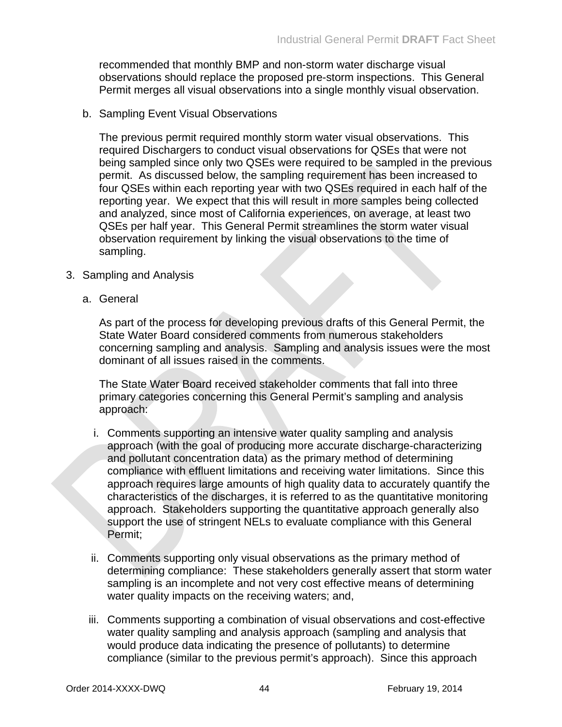recommended that monthly BMP and non-storm water discharge visual observations should replace the proposed pre-storm inspections. This General Permit merges all visual observations into a single monthly visual observation.

b. Sampling Event Visual Observations

The previous permit required monthly storm water visual observations. This required Dischargers to conduct visual observations for QSEs that were not being sampled since only two QSEs were required to be sampled in the previous permit. As discussed below, the sampling requirement has been increased to four QSEs within each reporting year with two QSEs required in each half of the reporting year. We expect that this will result in more samples being collected and analyzed, since most of California experiences, on average, at least two QSEs per half year. This General Permit streamlines the storm water visual observation requirement by linking the visual observations to the time of sampling.

3. Sampling and Analysis

a. General

As part of the process for developing previous drafts of this General Permit, the State Water Board considered comments from numerous stakeholders concerning sampling and analysis. Sampling and analysis issues were the most dominant of all issues raised in the comments.

The State Water Board received stakeholder comments that fall into three primary categories concerning this General Permit's sampling and analysis approach:

i. Comments supporting an intensive water quality sampling and analysis approach (with the goal of producing more accurate discharge-characterizing and pollutant concentration data) as the primary method of determining compliance with effluent limitations and receiving water limitations. Since this approach requires large amounts of high quality data to accurately quantify the characteristics of the discharges, it is referred to as the quantitative monitoring approach. Stakeholders supporting the quantitative approach generally also support the use of stringent NELs to evaluate compliance with this General Permit;

ii. Comments supporting only visual observations as the primary method of determining compliance: These stakeholders generally assert that storm water sampling is an incomplete and not very cost effective means of determining water quality impacts on the receiving waters; and,

iii. Comments supporting a combination of visual observations and cost-effective water quality sampling and analysis approach (sampling and analysis that would produce data indicating the presence of pollutants) to determine compliance (similar to the previous permit's approach). Since this approach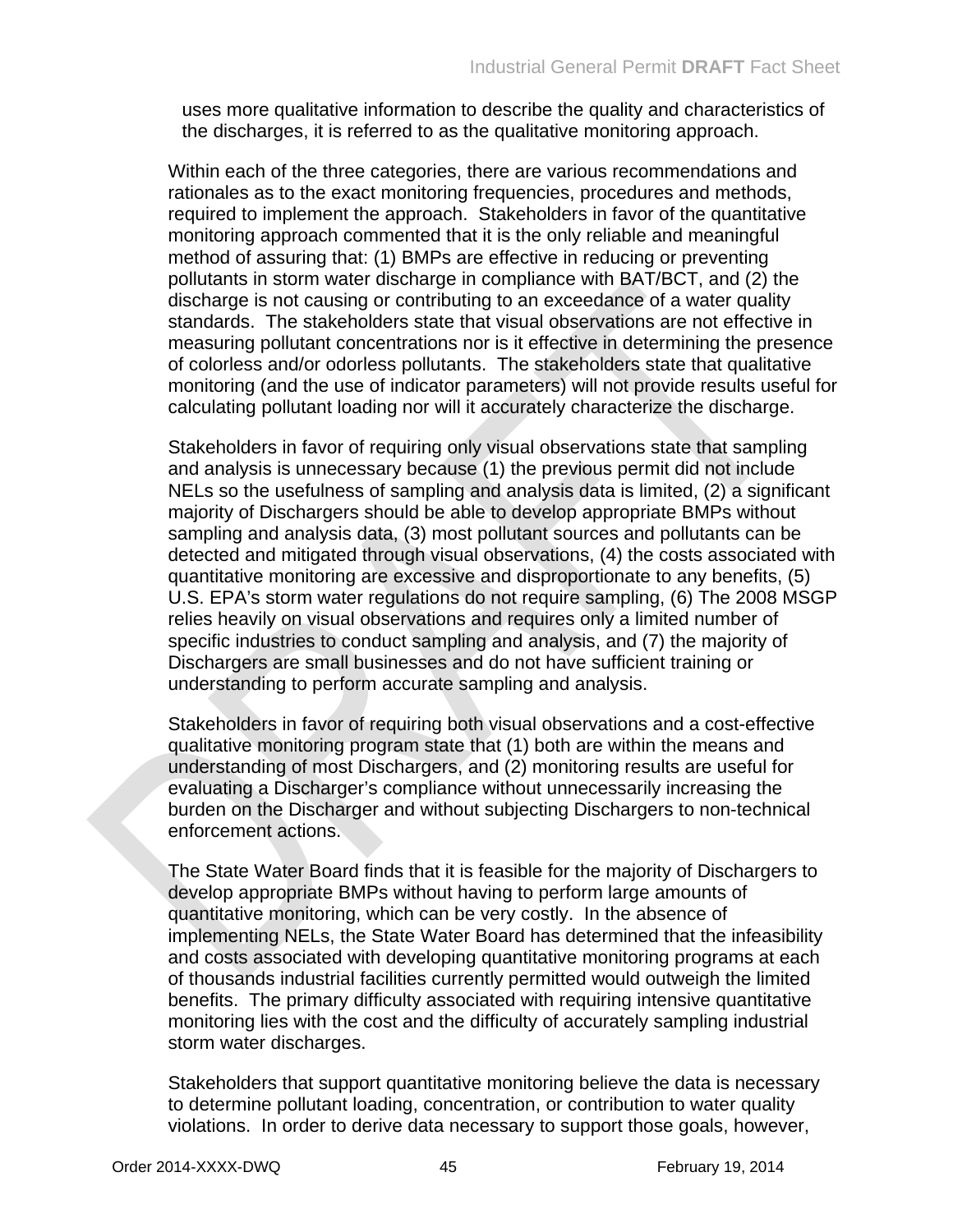uses more qualitative information to describe the quality and characteristics of the discharges, it is referred to as the qualitative monitoring approach.

Within each of the three categories, there are various recommendations and rationales as to the exact monitoring frequencies, procedures and methods, required to implement the approach. Stakeholders in favor of the quantitative monitoring approach commented that it is the only reliable and meaningful method of assuring that: (1) BMPs are effective in reducing or preventing pollutants in storm water discharge in compliance with BAT/BCT, and (2) the discharge is not causing or contributing to an exceedance of a water quality standards. The stakeholders state that visual observations are not effective in measuring pollutant concentrations nor is it effective in determining the presence of colorless and/or odorless pollutants. The stakeholders state that qualitative monitoring (and the use of indicator parameters) will not provide results useful for calculating pollutant loading nor will it accurately characterize the discharge.

Stakeholders in favor of requiring only visual observations state that sampling and analysis is unnecessary because (1) the previous permit did not include NELs so the usefulness of sampling and analysis data is limited, (2) a significant majority of Dischargers should be able to develop appropriate BMPs without sampling and analysis data, (3) most pollutant sources and pollutants can be detected and mitigated through visual observations, (4) the costs associated with quantitative monitoring are excessive and disproportionate to any benefits, (5) U.S. EPA's storm water regulations do not require sampling, (6) The 2008 MSGP relies heavily on visual observations and requires only a limited number of specific industries to conduct sampling and analysis, and (7) the majority of Dischargers are small businesses and do not have sufficient training or understanding to perform accurate sampling and analysis.

Stakeholders in favor of requiring both visual observations and a cost-effective qualitative monitoring program state that (1) both are within the means and understanding of most Dischargers, and (2) monitoring results are useful for evaluating a Discharger's compliance without unnecessarily increasing the burden on the Discharger and without subjecting Dischargers to non-technical enforcement actions.

The State Water Board finds that it is feasible for the majority of Dischargers to develop appropriate BMPs without having to perform large amounts of quantitative monitoring, which can be very costly. In the absence of implementing NELs, the State Water Board has determined that the infeasibility and costs associated with developing quantitative monitoring programs at each of thousands industrial facilities currently permitted would outweigh the limited benefits. The primary difficulty associated with requiring intensive quantitative monitoring lies with the cost and the difficulty of accurately sampling industrial storm water discharges.

Stakeholders that support quantitative monitoring believe the data is necessary to determine pollutant loading, concentration, or contribution to water quality violations. In order to derive data necessary to support those goals, however,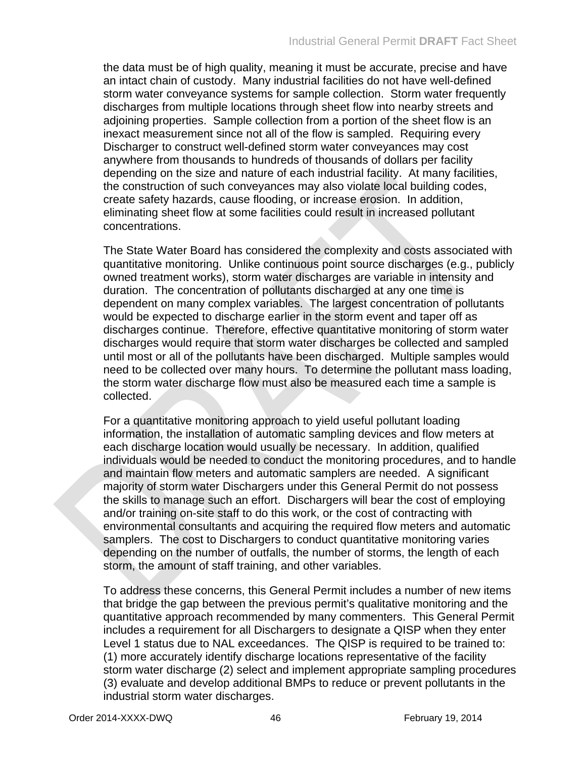the data must be of high quality, meaning it must be accurate, precise and have an intact chain of custody. Many industrial facilities do not have well-defined storm water conveyance systems for sample collection. Storm water frequently discharges from multiple locations through sheet flow into nearby streets and adjoining properties. Sample collection from a portion of the sheet flow is an inexact measurement since not all of the flow is sampled. Requiring every Discharger to construct well-defined storm water conveyances may cost anywhere from thousands to hundreds of thousands of dollars per facility depending on the size and nature of each industrial facility. At many facilities, the construction of such conveyances may also violate local building codes, create safety hazards, cause flooding, or increase erosion. In addition, eliminating sheet flow at some facilities could result in increased pollutant concentrations.

The State Water Board has considered the complexity and costs associated with quantitative monitoring. Unlike continuous point source discharges (e.g., publicly owned treatment works), storm water discharges are variable in intensity and duration. The concentration of pollutants discharged at any one time is dependent on many complex variables. The largest concentration of pollutants would be expected to discharge earlier in the storm event and taper off as discharges continue. Therefore, effective quantitative monitoring of storm water discharges would require that storm water discharges be collected and sampled until most or all of the pollutants have been discharged. Multiple samples would need to be collected over many hours. To determine the pollutant mass loading, the storm water discharge flow must also be measured each time a sample is collected.

For a quantitative monitoring approach to yield useful pollutant loading information, the installation of automatic sampling devices and flow meters at each discharge location would usually be necessary. In addition, qualified individuals would be needed to conduct the monitoring procedures, and to handle and maintain flow meters and automatic samplers are needed. A significant majority of storm water Dischargers under this General Permit do not possess the skills to manage such an effort. Dischargers will bear the cost of employing and/or training on-site staff to do this work, or the cost of contracting with environmental consultants and acquiring the required flow meters and automatic samplers. The cost to Dischargers to conduct quantitative monitoring varies depending on the number of outfalls, the number of storms, the length of each storm, the amount of staff training, and other variables.

To address these concerns, this General Permit includes a number of new items that bridge the gap between the previous permit's qualitative monitoring and the quantitative approach recommended by many commenters. This General Permit includes a requirement for all Dischargers to designate a QISP when they enter Level 1 status due to NAL exceedances. The QISP is required to be trained to: (1) more accurately identify discharge locations representative of the facility storm water discharge (2) select and implement appropriate sampling procedures (3) evaluate and develop additional BMPs to reduce or prevent pollutants in the industrial storm water discharges.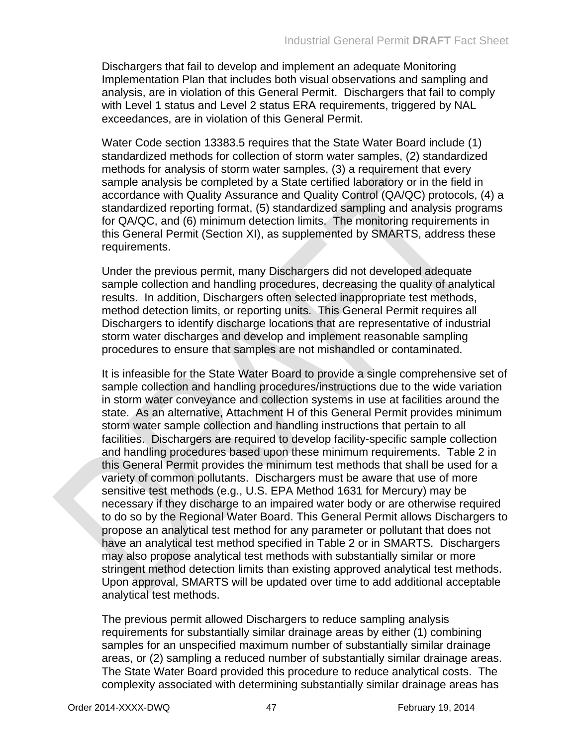Dischargers that fail to develop and implement an adequate Monitoring Implementation Plan that includes both visual observations and sampling and analysis, are in violation of this General Permit. Dischargers that fail to comply with Level 1 status and Level 2 status ERA requirements, triggered by NAL exceedances, are in violation of this General Permit.

Water Code section 13383.5 requires that the State Water Board include (1) standardized methods for collection of storm water samples, (2) standardized methods for analysis of storm water samples, (3) a requirement that every sample analysis be completed by a State certified laboratory or in the field in accordance with Quality Assurance and Quality Control (QA/QC) protocols, (4) a standardized reporting format, (5) standardized sampling and analysis programs for QA/QC, and (6) minimum detection limits. The monitoring requirements in this General Permit (Section XI), as supplemented by SMARTS, address these requirements.

Under the previous permit, many Dischargers did not developed adequate sample collection and handling procedures, decreasing the quality of analytical results. In addition, Dischargers often selected inappropriate test methods, method detection limits, or reporting units. This General Permit requires all Dischargers to identify discharge locations that are representative of industrial storm water discharges and develop and implement reasonable sampling procedures to ensure that samples are not mishandled or contaminated.

It is infeasible for the State Water Board to provide a single comprehensive set of sample collection and handling procedures/instructions due to the wide variation in storm water conveyance and collection systems in use at facilities around the state. As an alternative, Attachment H of this General Permit provides minimum storm water sample collection and handling instructions that pertain to all facilities. Dischargers are required to develop facility-specific sample collection and handling procedures based upon these minimum requirements. Table 2 in this General Permit provides the minimum test methods that shall be used for a variety of common pollutants. Dischargers must be aware that use of more sensitive test methods (e.g., U.S. EPA Method 1631 for Mercury) may be necessary if they discharge to an impaired water body or are otherwise required to do so by the Regional Water Board. This General Permit allows Dischargers to propose an analytical test method for any parameter or pollutant that does not have an analytical test method specified in Table 2 or in SMARTS. Dischargers may also propose analytical test methods with substantially similar or more stringent method detection limits than existing approved analytical test methods. Upon approval, SMARTS will be updated over time to add additional acceptable analytical test methods.

The previous permit allowed Dischargers to reduce sampling analysis requirements for substantially similar drainage areas by either (1) combining samples for an unspecified maximum number of substantially similar drainage areas, or (2) sampling a reduced number of substantially similar drainage areas. The State Water Board provided this procedure to reduce analytical costs. The complexity associated with determining substantially similar drainage areas has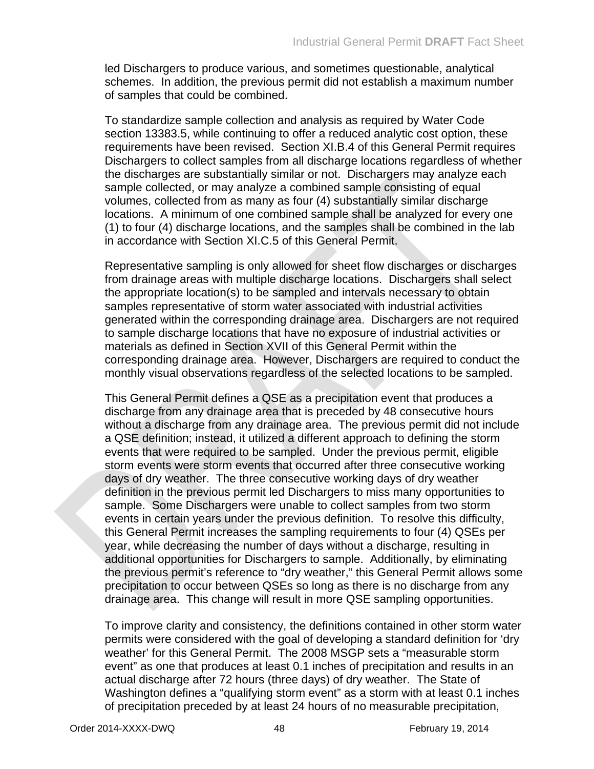led Dischargers to produce various, and sometimes questionable, analytical schemes. In addition, the previous permit did not establish a maximum number of samples that could be combined.

To standardize sample collection and analysis as required by Water Code section 13383.5, while continuing to offer a reduced analytic cost option, these requirements have been revised. Section XI.B.4 of this General Permit requires Dischargers to collect samples from all discharge locations regardless of whether the discharges are substantially similar or not. Dischargers may analyze each sample collected, or may analyze a combined sample consisting of equal volumes, collected from as many as four (4) substantially similar discharge locations. A minimum of one combined sample shall be analyzed for every one (1) to four (4) discharge locations, and the samples shall be combined in the lab in accordance with Section XI.C.5 of this General Permit.

Representative sampling is only allowed for sheet flow discharges or discharges from drainage areas with multiple discharge locations. Dischargers shall select the appropriate location(s) to be sampled and intervals necessary to obtain samples representative of storm water associated with industrial activities generated within the corresponding drainage area. Dischargers are not required to sample discharge locations that have no exposure of industrial activities or materials as defined in Section XVII of this General Permit within the corresponding drainage area. However, Dischargers are required to conduct the monthly visual observations regardless of the selected locations to be sampled.

This General Permit defines a QSE as a precipitation event that produces a discharge from any drainage area that is preceded by 48 consecutive hours without a discharge from any drainage area. The previous permit did not include a QSE definition; instead, it utilized a different approach to defining the storm events that were required to be sampled. Under the previous permit, eligible storm events were storm events that occurred after three consecutive working days of dry weather. The three consecutive working days of dry weather definition in the previous permit led Dischargers to miss many opportunities to sample. Some Dischargers were unable to collect samples from two storm events in certain years under the previous definition. To resolve this difficulty, this General Permit increases the sampling requirements to four (4) QSEs per year, while decreasing the number of days without a discharge, resulting in additional opportunities for Dischargers to sample. Additionally, by eliminating the previous permit's reference to "dry weather," this General Permit allows some precipitation to occur between QSEs so long as there is no discharge from any drainage area. This change will result in more QSE sampling opportunities.

To improve clarity and consistency, the definitions contained in other storm water permits were considered with the goal of developing a standard definition for 'dry weather' for this General Permit. The 2008 MSGP sets a "measurable storm event" as one that produces at least 0.1 inches of precipitation and results in an actual discharge after 72 hours (three days) of dry weather. The State of Washington defines a "qualifying storm event" as a storm with at least 0.1 inches of precipitation preceded by at least 24 hours of no measurable precipitation,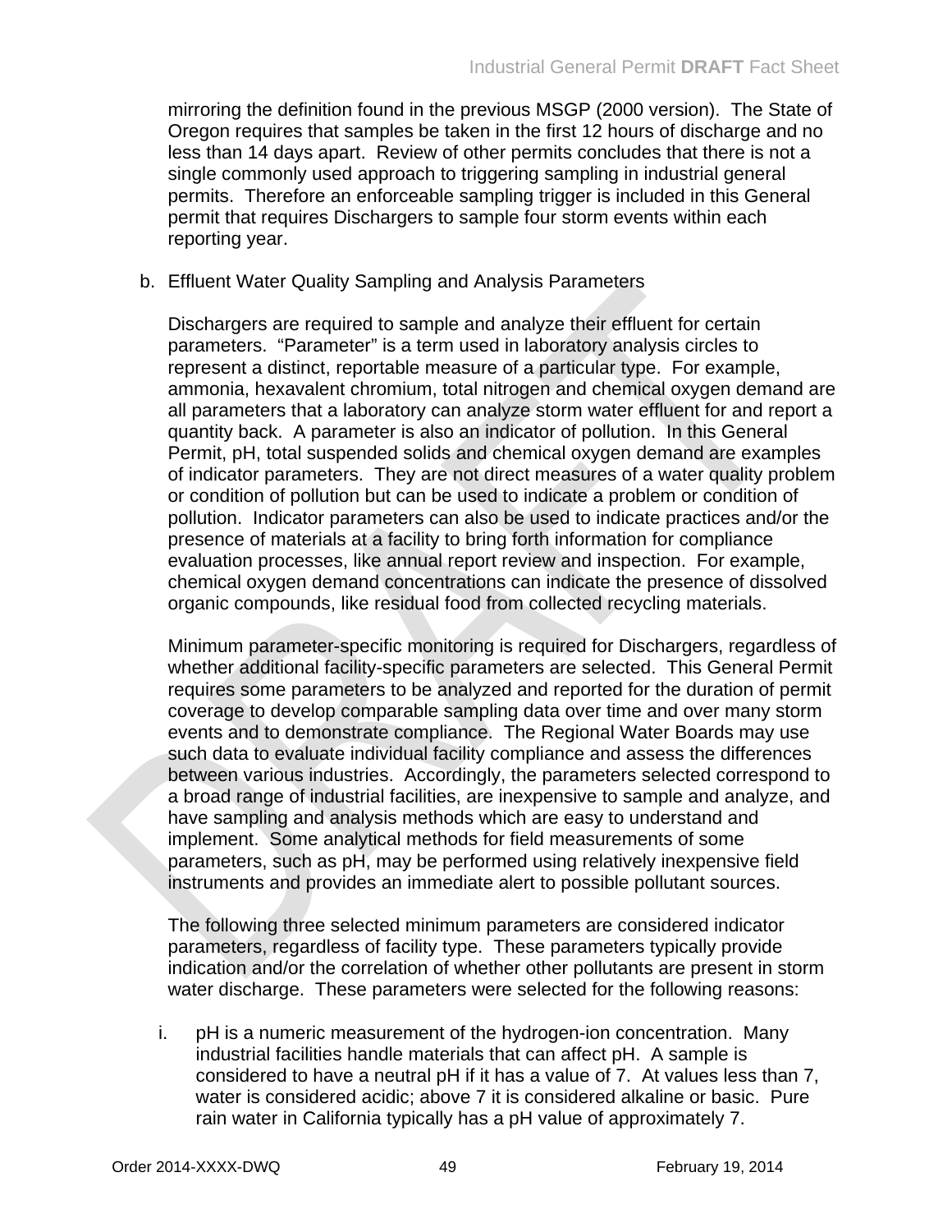mirroring the definition found in the previous MSGP (2000 version). The State of Oregon requires that samples be taken in the first 12 hours of discharge and no less than 14 days apart. Review of other permits concludes that there is not a single commonly used approach to triggering sampling in industrial general permits. Therefore an enforceable sampling trigger is included in this General permit that requires Dischargers to sample four storm events within each reporting year.

b. Effluent Water Quality Sampling and Analysis Parameters

Dischargers are required to sample and analyze their effluent for certain parameters. "Parameter" is a term used in laboratory analysis circles to represent a distinct, reportable measure of a particular type. For example, ammonia, hexavalent chromium, total nitrogen and chemical oxygen demand are all parameters that a laboratory can analyze storm water effluent for and report a quantity back. A parameter is also an indicator of pollution. In this General Permit, pH, total suspended solids and chemical oxygen demand are examples of indicator parameters. They are not direct measures of a water quality problem or condition of pollution but can be used to indicate a problem or condition of pollution. Indicator parameters can also be used to indicate practices and/or the presence of materials at a facility to bring forth information for compliance evaluation processes, like annual report review and inspection. For example, chemical oxygen demand concentrations can indicate the presence of dissolved organic compounds, like residual food from collected recycling materials.

Minimum parameter-specific monitoring is required for Dischargers, regardless of whether additional facility-specific parameters are selected. This General Permit requires some parameters to be analyzed and reported for the duration of permit coverage to develop comparable sampling data over time and over many storm events and to demonstrate compliance. The Regional Water Boards may use such data to evaluate individual facility compliance and assess the differences between various industries. Accordingly, the parameters selected correspond to a broad range of industrial facilities, are inexpensive to sample and analyze, and have sampling and analysis methods which are easy to understand and implement. Some analytical methods for field measurements of some parameters, such as pH, may be performed using relatively inexpensive field instruments and provides an immediate alert to possible pollutant sources.

The following three selected minimum parameters are considered indicator parameters, regardless of facility type. These parameters typically provide indication and/or the correlation of whether other pollutants are present in storm water discharge. These parameters were selected for the following reasons:

i. pH is a numeric measurement of the hydrogen-ion concentration. Many industrial facilities handle materials that can affect pH. A sample is considered to have a neutral pH if it has a value of 7. At values less than 7, water is considered acidic; above 7 it is considered alkaline or basic. Pure rain water in California typically has a pH value of approximately 7.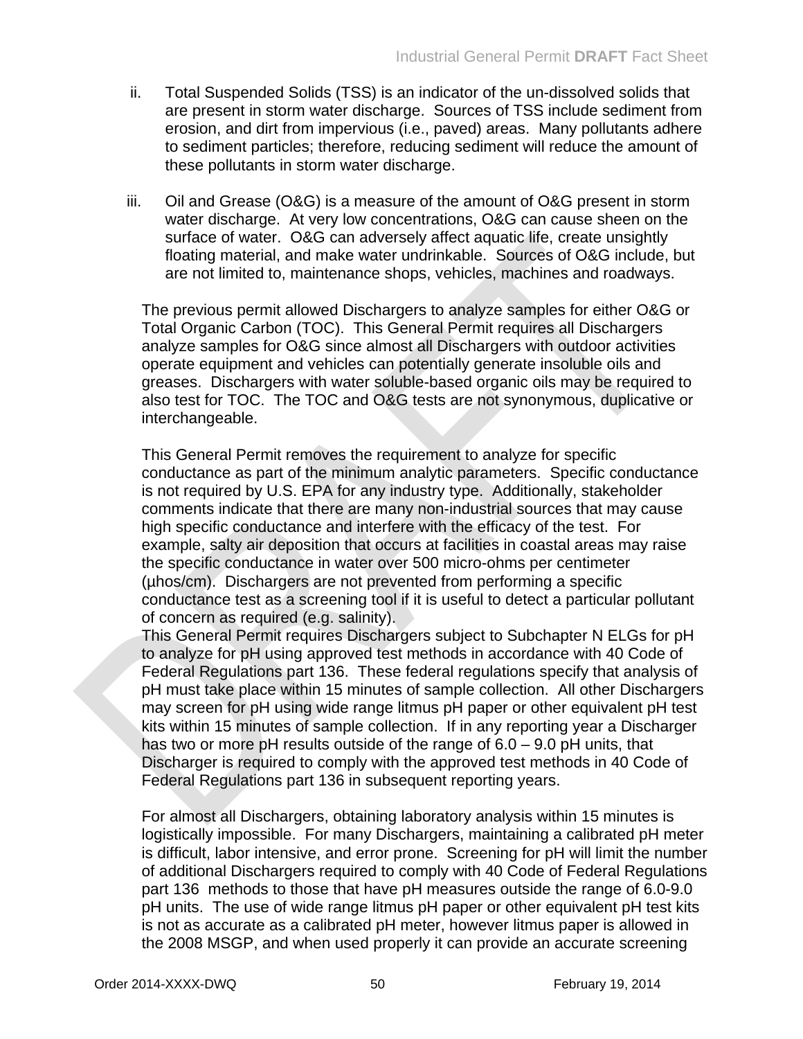ii. Total Suspended Solids (TSS) is an indicator of the un-dissolved solids that are present in storm water discharge. Sources of TSS include sediment from erosion, and dirt from impervious (i.e., paved) areas. Many pollutants adhere to sediment particles; therefore, reducing sediment will reduce the amount of these pollutants in storm water discharge.

iii. Oil and Grease (O&G) is a measure of the amount of O&G present in storm water discharge. At very low concentrations, O&G can cause sheen on the surface of water. O&G can adversely affect aquatic life, create unsightly floating material, and make water undrinkable. Sources of O&G include, but are not limited to, maintenance shops, vehicles, machines and roadways.

The previous permit allowed Dischargers to analyze samples for either O&G or Total Organic Carbon (TOC). This General Permit requires all Dischargers analyze samples for O&G since almost all Dischargers with outdoor activities operate equipment and vehicles can potentially generate insoluble oils and greases. Dischargers with water soluble-based organic oils may be required to also test for TOC. The TOC and O&G tests are not synonymous, duplicative or interchangeable.

This General Permit removes the requirement to analyze for specific conductance as part of the minimum analytic parameters. Specific conductance is not required by U.S. EPA for any industry type. Additionally, stakeholder comments indicate that there are many non-industrial sources that may cause high specific conductance and interfere with the efficacy of the test. For example, salty air deposition that occurs at facilities in coastal areas may raise the specific conductance in water over 500 micro-ohms per centimeter (μhos/cm). Dischargers are not prevented from performing a specific conductance test as a screening tool if it is useful to detect a particular pollutant of concern as required (e.g. salinity).

This General Permit requires Dischargers subject to Subchapter N ELGs for pH to analyze for pH using approved test methods in accordance with 40 Code of Federal Regulations part 136. These federal regulations specify that analysis of pH must take place within 15 minutes of sample collection. All other Dischargers may screen for pH using wide range litmus pH paper or other equivalent pH test kits within 15 minutes of sample collection. If in any reporting year a Discharger has two or more pH results outside of the range of 6.0 – 9.0 pH units, that Discharger is required to comply with the approved test methods in 40 Code of Federal Regulations part 136 in subsequent reporting years.

For almost all Dischargers, obtaining laboratory analysis within 15 minutes is logistically impossible. For many Dischargers, maintaining a calibrated pH meter is difficult, labor intensive, and error prone. Screening for pH will limit the number of additional Dischargers required to comply with 40 Code of Federal Regulations part 136 methods to those that have pH measures outside the range of 6.0-9.0 pH units. The use of wide range litmus pH paper or other equivalent pH test kits is not as accurate as a calibrated pH meter, however litmus paper is allowed in the 2008 MSGP, and when used properly it can provide an accurate screening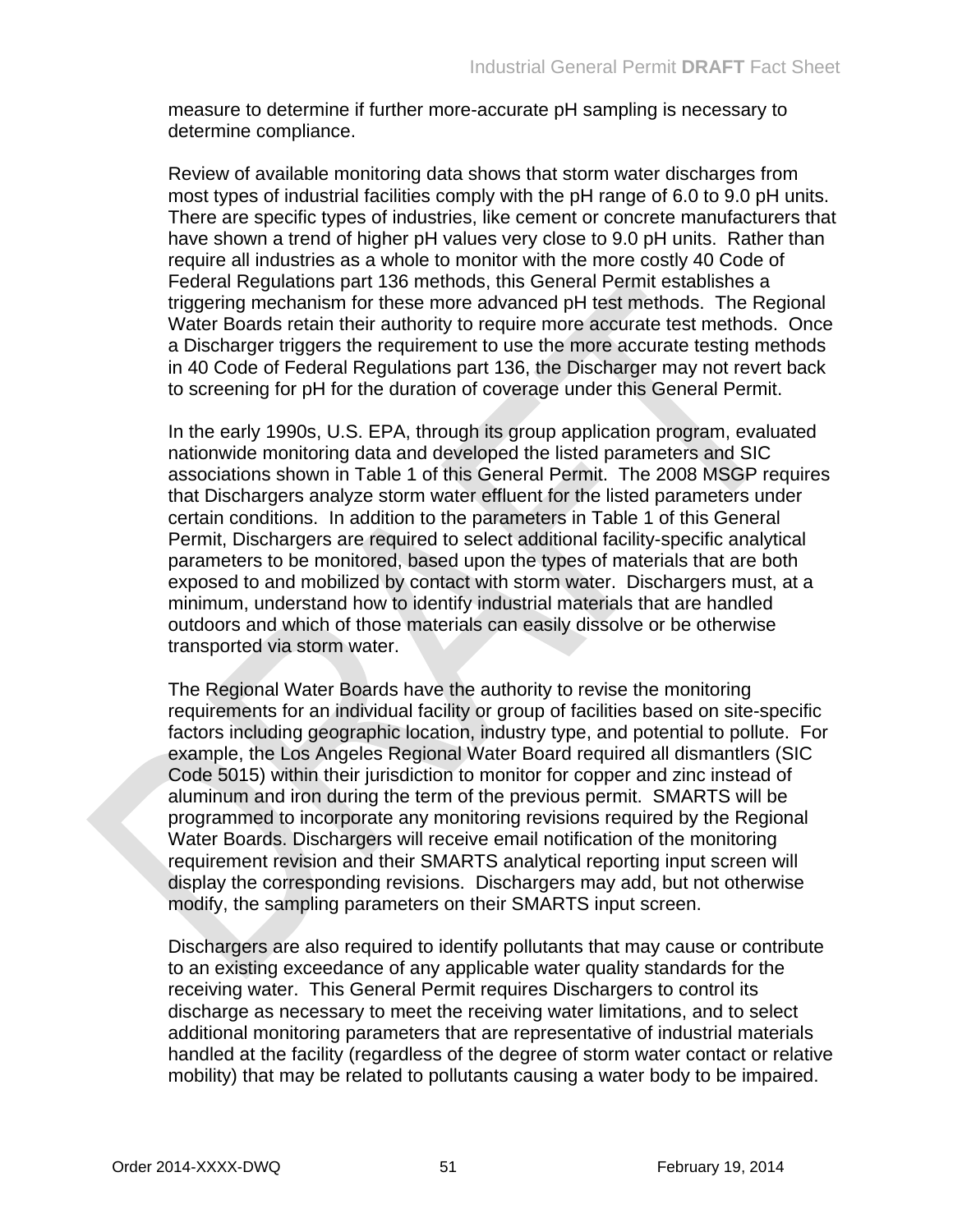measure to determine if further more-accurate pH sampling is necessary to determine compliance.

Review of available monitoring data shows that storm water discharges from most types of industrial facilities comply with the pH range of 6.0 to 9.0 pH units. There are specific types of industries, like cement or concrete manufacturers that have shown a trend of higher pH values very close to 9.0 pH units. Rather than require all industries as a whole to monitor with the more costly 40 Code of Federal Regulations part 136 methods, this General Permit establishes a triggering mechanism for these more advanced pH test methods. The Regional Water Boards retain their authority to require more accurate test methods. Once a Discharger triggers the requirement to use the more accurate testing methods in 40 Code of Federal Regulations part 136, the Discharger may not revert back to screening for pH for the duration of coverage under this General Permit.

In the early 1990s, U.S. EPA, through its group application program, evaluated nationwide monitoring data and developed the listed parameters and SIC associations shown in Table 1 of this General Permit. The 2008 MSGP requires that Dischargers analyze storm water effluent for the listed parameters under certain conditions. In addition to the parameters in Table 1 of this General Permit, Dischargers are required to select additional facility-specific analytical parameters to be monitored, based upon the types of materials that are both exposed to and mobilized by contact with storm water. Dischargers must, at a minimum, understand how to identify industrial materials that are handled outdoors and which of those materials can easily dissolve or be otherwise transported via storm water.

The Regional Water Boards have the authority to revise the monitoring requirements for an individual facility or group of facilities based on site-specific factors including geographic location, industry type, and potential to pollute. For example, the Los Angeles Regional Water Board required all dismantlers (SIC Code 5015) within their jurisdiction to monitor for copper and zinc instead of aluminum and iron during the term of the previous permit. SMARTS will be programmed to incorporate any monitoring revisions required by the Regional Water Boards. Dischargers will receive email notification of the monitoring requirement revision and their SMARTS analytical reporting input screen will display the corresponding revisions. Dischargers may add, but not otherwise modify, the sampling parameters on their SMARTS input screen.

Dischargers are also required to identify pollutants that may cause or contribute to an existing exceedance of any applicable water quality standards for the receiving water. This General Permit requires Dischargers to control its discharge as necessary to meet the receiving water limitations, and to select additional monitoring parameters that are representative of industrial materials handled at the facility (regardless of the degree of storm water contact or relative mobility) that may be related to pollutants causing a water body to be impaired.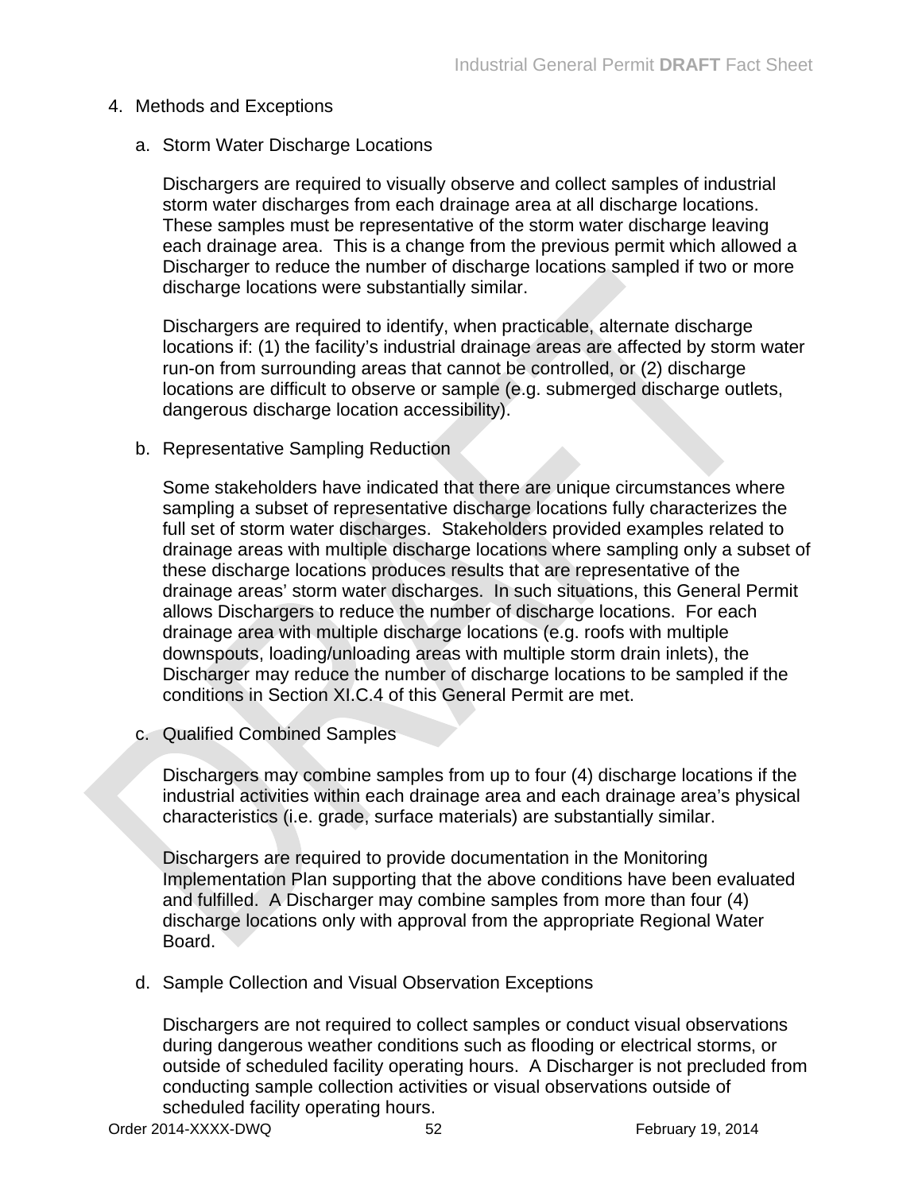4. Methods and Exceptions

   a. Storm Water Discharge Locations

      Dischargers are required to visually observe and collect samples of industrial storm water discharges from each drainage area at all discharge locations. These samples must be representative of the storm water discharge leaving each drainage area. This is a change from the previous permit which allowed a Discharger to reduce the number of discharge locations sampled if two or more discharge locations were substantially similar.

      Dischargers are required to identify, when practicable, alternate discharge locations if: (1) the facility's industrial drainage areas are affected by storm water run-on from surrounding areas that cannot be controlled, or (2) discharge locations are difficult to observe or sample (e.g. submerged discharge outlets, dangerous discharge location accessibility).

   b. Representative Sampling Reduction

      Some stakeholders have indicated that there are unique circumstances where sampling a subset of representative discharge locations fully characterizes the full set of storm water discharges. Stakeholders provided examples related to drainage areas with multiple discharge locations where sampling only a subset of these discharge locations produces results that are representative of the drainage areas' storm water discharges. In such situations, this General Permit allows Dischargers to reduce the number of discharge locations. For each drainage area with multiple discharge locations (e.g. roofs with multiple downspouts, loading/unloading areas with multiple storm drain inlets), the Discharger may reduce the number of discharge locations to be sampled if the conditions in Section XI.C.4 of this General Permit are met.

   c. Qualified Combined Samples

      Dischargers may combine samples from up to four (4) discharge locations if the industrial activities within each drainage area and each drainage area's physical characteristics (i.e. grade, surface materials) are substantially similar.

      Dischargers are required to provide documentation in the Monitoring Implementation Plan supporting that the above conditions have been evaluated and fulfilled. A Discharger may combine samples from more than four (4) discharge locations only with approval from the appropriate Regional Water Board.

   d. Sample Collection and Visual Observation Exceptions

      Dischargers are not required to collect samples or conduct visual observations during dangerous weather conditions such as flooding or electrical storms, or outside of scheduled facility operating hours. A Discharger is not precluded from conducting sample collection activities or visual observations outside of scheduled facility operating hours.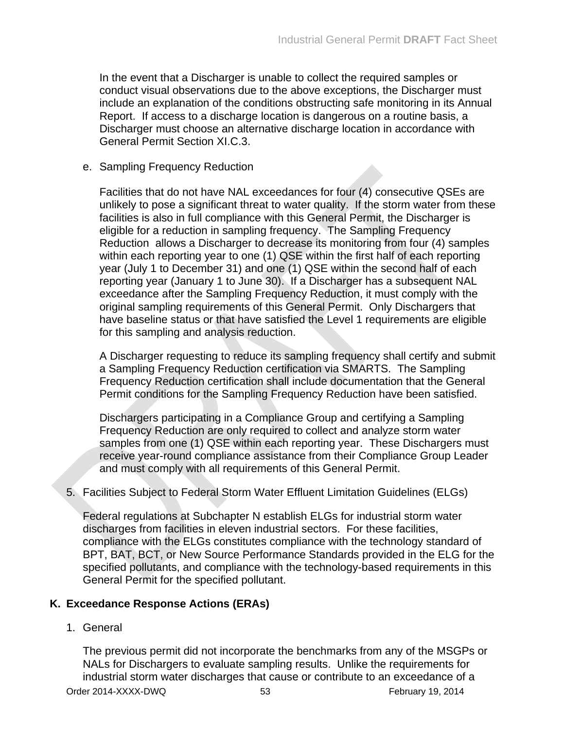In the event that a Discharger is unable to collect the required samples or conduct visual observations due to the above exceptions, the Discharger must include an explanation of the conditions obstructing safe monitoring in its Annual Report. If access to a discharge location is dangerous on a routine basis, a Discharger must choose an alternative discharge location in accordance with General Permit Section XI.C.3.

e. Sampling Frequency Reduction

Facilities that do not have NAL exceedances for four (4) consecutive QSEs are unlikely to pose a significant threat to water quality. If the storm water from these facilities is also in full compliance with this General Permit, the Discharger is eligible for a reduction in sampling frequency. The Sampling Frequency Reduction allows a Discharger to decrease its monitoring from four (4) samples within each reporting year to one (1) QSE within the first half of each reporting year (July 1 to December 31) and one (1) QSE within the second half of each reporting year (January 1 to June 30). If a Discharger has a subsequent NAL exceedance after the Sampling Frequency Reduction, it must comply with the original sampling requirements of this General Permit. Only Dischargers that have baseline status or that have satisfied the Level 1 requirements are eligible for this sampling and analysis reduction.

A Discharger requesting to reduce its sampling frequency shall certify and submit a Sampling Frequency Reduction certification via SMARTS. The Sampling Frequency Reduction certification shall include documentation that the General Permit conditions for the Sampling Frequency Reduction have been satisfied.

Dischargers participating in a Compliance Group and certifying a Sampling Frequency Reduction are only required to collect and analyze storm water samples from one (1) QSE within each reporting year. These Dischargers must receive year-round compliance assistance from their Compliance Group Leader and must comply with all requirements of this General Permit.

5. Facilities Subject to Federal Storm Water Effluent Limitation Guidelines (ELGs)

Federal regulations at Subchapter N establish ELGs for industrial storm water discharges from facilities in eleven industrial sectors. For these facilities, compliance with the ELGs constitutes compliance with the technology standard of BPT, BAT, BCT, or New Source Performance Standards provided in the ELG for the specified pollutants, and compliance with the technology-based requirements in this General Permit for the specified pollutant.

## K. Exceedance Response Actions (ERAs)

1. General

The previous permit did not incorporate the benchmarks from any of the MSGPs or NALs for Dischargers to evaluate sampling results. Unlike the requirements for industrial storm water discharges that cause or contribute to an exceedance of a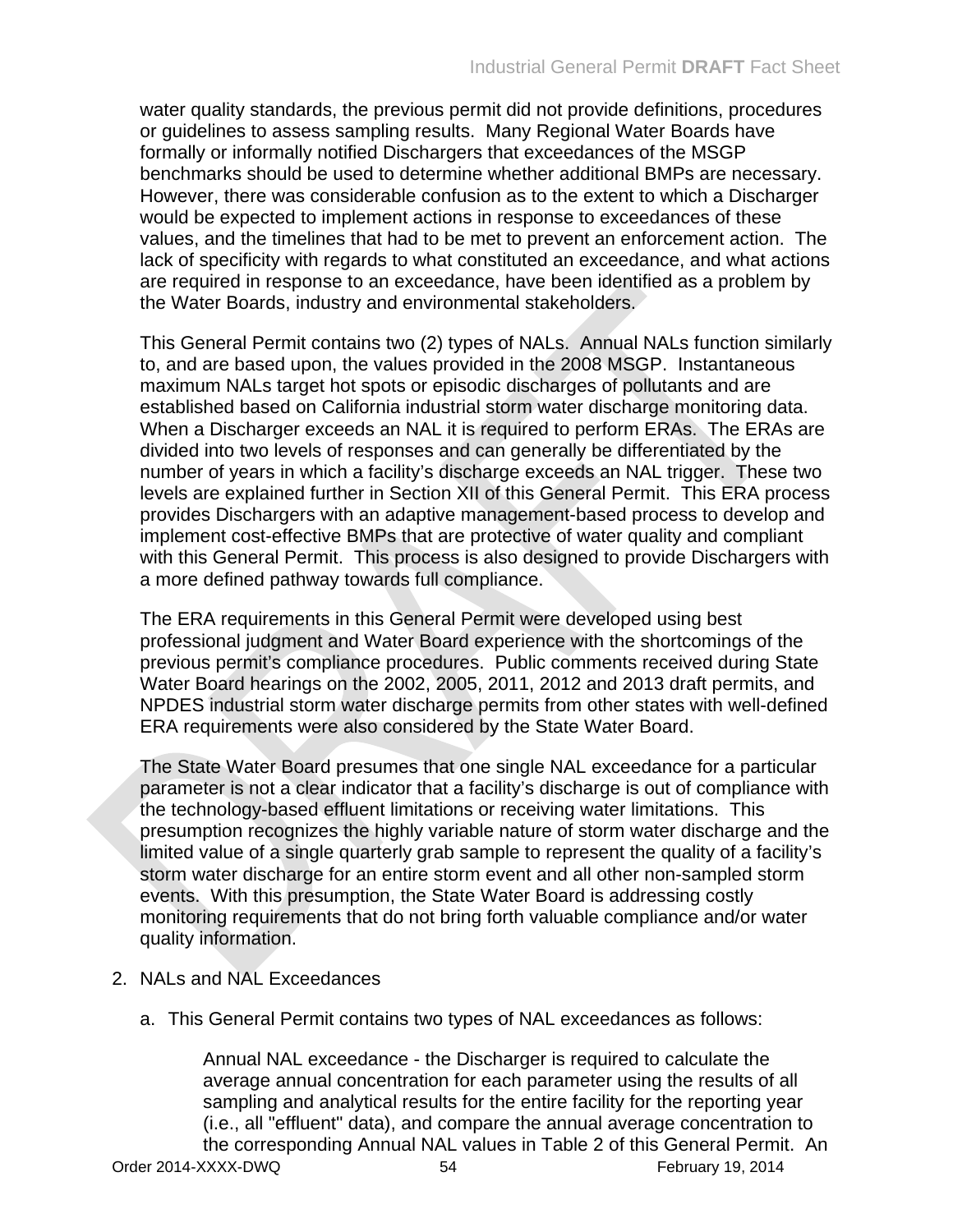water quality standards, the previous permit did not provide definitions, procedures or guidelines to assess sampling results. Many Regional Water Boards have formally or informally notified Dischargers that exceedances of the MSGP benchmarks should be used to determine whether additional BMPs are necessary. However, there was considerable confusion as to the extent to which a Discharger would be expected to implement actions in response to exceedances of these values, and the timelines that had to be met to prevent an enforcement action. The lack of specificity with regards to what constituted an exceedance, and what actions are required in response to an exceedance, have been identified as a problem by the Water Boards, industry and environmental stakeholders.

This General Permit contains two (2) types of NALs. Annual NALs function similarly to, and are based upon, the values provided in the 2008 MSGP. Instantaneous maximum NALs target hot spots or episodic discharges of pollutants and are established based on California industrial storm water discharge monitoring data. When a Discharger exceeds an NAL it is required to perform ERAs. The ERAs are divided into two levels of responses and can generally be differentiated by the number of years in which a facility's discharge exceeds an NAL trigger. These two levels are explained further in Section XII of this General Permit. This ERA process provides Dischargers with an adaptive management-based process to develop and implement cost-effective BMPs that are protective of water quality and compliant with this General Permit. This process is also designed to provide Dischargers with a more defined pathway towards full compliance.

The ERA requirements in this General Permit were developed using best professional judgment and Water Board experience with the shortcomings of the previous permit's compliance procedures. Public comments received during State Water Board hearings on the 2002, 2005, 2011, 2012 and 2013 draft permits, and NPDES industrial storm water discharge permits from other states with well-defined ERA requirements were also considered by the State Water Board.

The State Water Board presumes that one single NAL exceedance for a particular parameter is not a clear indicator that a facility's discharge is out of compliance with the technology-based effluent limitations or receiving water limitations. This presumption recognizes the highly variable nature of storm water discharge and the limited value of a single quarterly grab sample to represent the quality of a facility's storm water discharge for an entire storm event and all other non-sampled storm events. With this presumption, the State Water Board is addressing costly monitoring requirements that do not bring forth valuable compliance and/or water quality information.

2. NALs and NAL Exceedances

   a. This General Permit contains two types of NAL exceedances as follows:

      Annual NAL exceedance - the Discharger is required to calculate the average annual concentration for each parameter using the results of all sampling and analytical results for the entire facility for the reporting year (i.e., all "effluent" data), and compare the annual average concentration to the corresponding Annual NAL values in Table 2 of this General Permit. An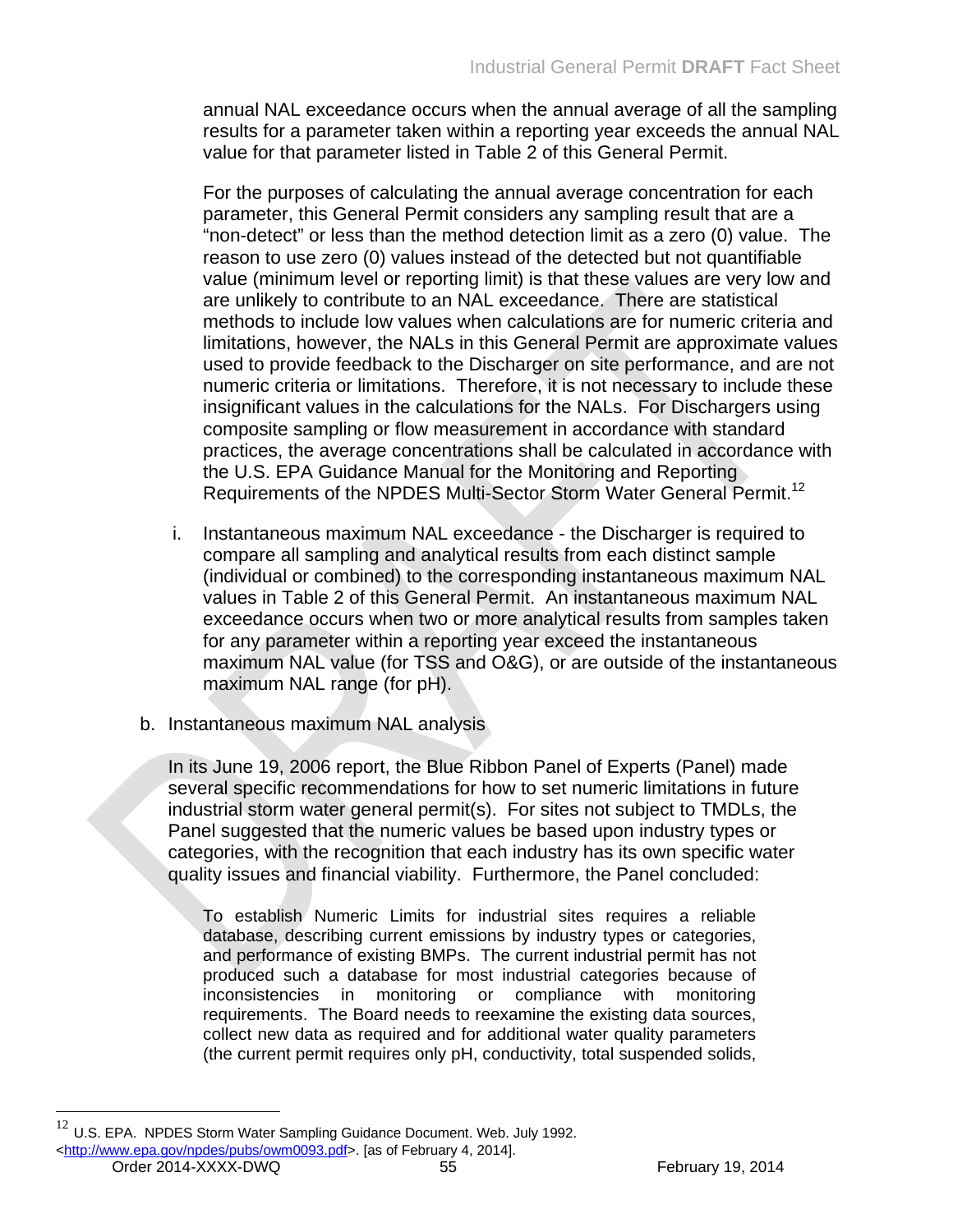annual NAL exceedance occurs when the annual average of all the sampling results for a parameter taken within a reporting year exceeds the annual NAL value for that parameter listed in Table 2 of this General Permit.

For the purposes of calculating the annual average concentration for each parameter, this General Permit considers any sampling result that are a "non-detect" or less than the method detection limit as a zero (0) value. The reason to use zero (0) values instead of the detected but not quantifiable value (minimum level or reporting limit) is that these values are very low and are unlikely to contribute to an NAL exceedance. There are statistical methods to include low values when calculations are for numeric criteria and limitations, however, the NALs in this General Permit are approximate values used to provide feedback to the Discharger on site performance, and are not numeric criteria or limitations. Therefore, it is not necessary to include these insignificant values in the calculations for the NALs. For Dischargers using composite sampling or flow measurement in accordance with standard practices, the average concentrations shall be calculated in accordance with the U.S. EPA Guidance Manual for the Monitoring and Reporting Requirements of the NPDES Multi-Sector Storm Water General Permit.[12]

i. Instantaneous maximum NAL exceedance - the Discharger is required to compare all sampling and analytical results from each distinct sample (individual or combined) to the corresponding instantaneous maximum NAL values in Table 2 of this General Permit. An instantaneous maximum NAL exceedance occurs when two or more analytical results from samples taken for any parameter within a reporting year exceed the instantaneous maximum NAL value (for TSS and O&G), or are outside of the instantaneous maximum NAL range (for pH).

b. Instantaneous maximum NAL analysis

In its June 19, 2006 report, the Blue Ribbon Panel of Experts (Panel) made several specific recommendations for how to set numeric limitations in future industrial storm water general permit(s). For sites not subject to TMDLs, the Panel suggested that the numeric values be based upon industry types or categories, with the recognition that each industry has its own specific water quality issues and financial viability. Furthermore, the Panel concluded:

> To establish Numeric Limits for industrial sites requires a reliable database, describing current emissions by industry types or categories, and performance of existing BMPs. The current industrial permit has not produced such a database for most industrial categories because of inconsistencies in monitoring or compliance with monitoring requirements. The Board needs to reexamine the existing data sources, collect new data as required and for additional water quality parameters (the current permit requires only pH, conductivity, total suspended solids,

---

[12] U.S. EPA. NPDES Storm Water Sampling Guidance Document. Web. July 1992. <http://www.epa.gov/npdes/pubs/owm0093.pdf>. [as of February 4, 2014].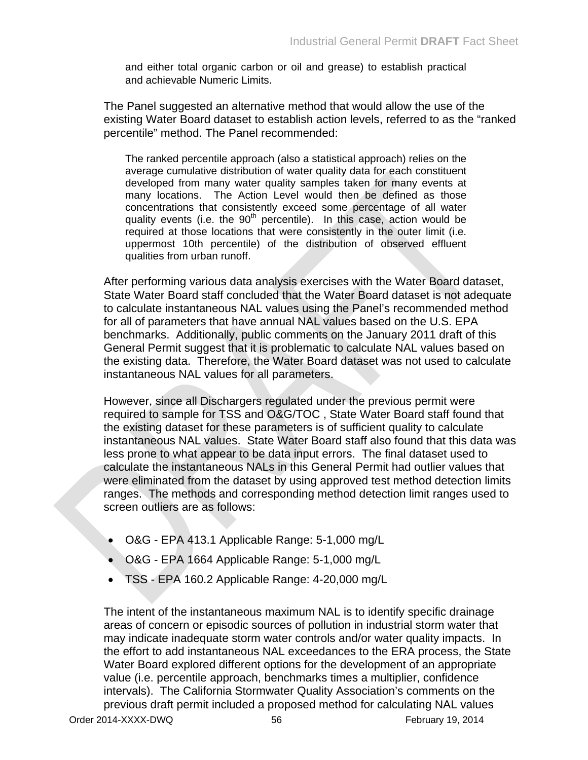> and either total organic carbon or oil and grease) to establish practical and achievable Numeric Limits.

The Panel suggested an alternative method that would allow the use of the existing Water Board dataset to establish action levels, referred to as the "ranked percentile" method. The Panel recommended:

> The ranked percentile approach (also a statistical approach) relies on the average cumulative distribution of water quality data for each constituent developed from many water quality samples taken for many events at many locations. The Action Level would then be defined as those concentrations that consistently exceed some percentage of all water quality events (i.e. the 90th percentile). In this case, action would be required at those locations that were consistently in the outer limit (i.e. uppermost 10th percentile) of the distribution of observed effluent qualities from urban runoff.

After performing various data analysis exercises with the Water Board dataset, State Water Board staff concluded that the Water Board dataset is not adequate to calculate instantaneous NAL values using the Panel's recommended method for all of parameters that have annual NAL values based on the U.S. EPA benchmarks. Additionally, public comments on the January 2011 draft of this General Permit suggest that it is problematic to calculate NAL values based on the existing data. Therefore, the Water Board dataset was not used to calculate instantaneous NAL values for all parameters.

However, since all Dischargers regulated under the previous permit were required to sample for TSS and O&G/TOC , State Water Board staff found that the existing dataset for these parameters is of sufficient quality to calculate instantaneous NAL values. State Water Board staff also found that this data was less prone to what appear to be data input errors. The final dataset used to calculate the instantaneous NALs in this General Permit had outlier values that were eliminated from the dataset by using approved test method detection limits ranges. The methods and corresponding method detection limit ranges used to screen outliers are as follows:

- O&G - EPA 413.1 Applicable Range: 5-1,000 mg/L
- O&G - EPA 1664 Applicable Range: 5-1,000 mg/L
- TSS - EPA 160.2 Applicable Range: 4-20,000 mg/L

The intent of the instantaneous maximum NAL is to identify specific drainage areas of concern or episodic sources of pollution in industrial storm water that may indicate inadequate storm water controls and/or water quality impacts. In the effort to add instantaneous NAL exceedances to the ERA process, the State Water Board explored different options for the development of an appropriate value (i.e. percentile approach, benchmarks times a multiplier, confidence intervals). The California Stormwater Quality Association's comments on the previous draft permit included a proposed method for calculating NAL values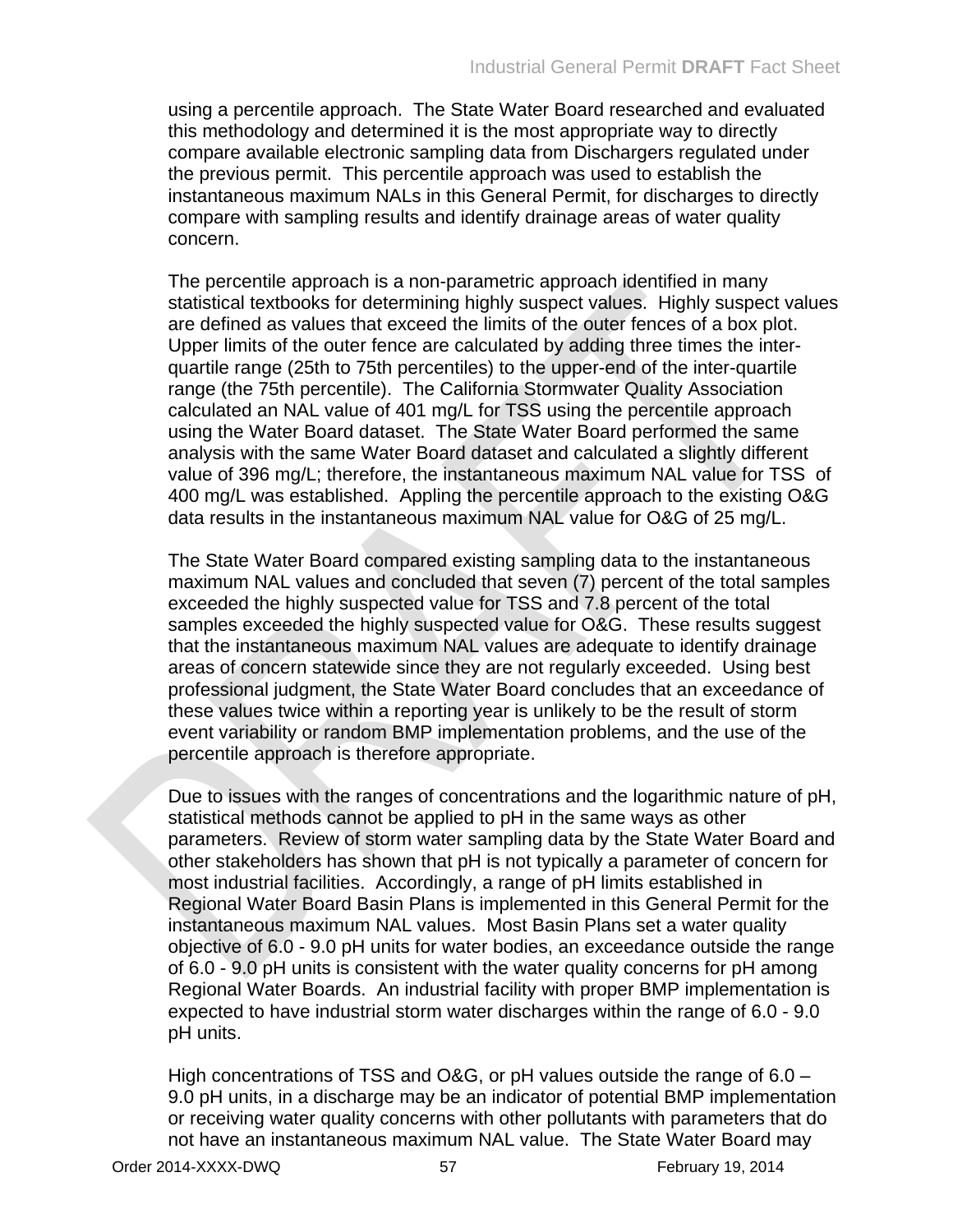using a percentile approach. The State Water Board researched and evaluated this methodology and determined it is the most appropriate way to directly compare available electronic sampling data from Dischargers regulated under the previous permit. This percentile approach was used to establish the instantaneous maximum NALs in this General Permit, for discharges to directly compare with sampling results and identify drainage areas of water quality concern.

The percentile approach is a non-parametric approach identified in many statistical textbooks for determining highly suspect values. Highly suspect values are defined as values that exceed the limits of the outer fences of a box plot. Upper limits of the outer fence are calculated by adding three times the inter-quartile range (25th to 75th percentiles) to the upper-end of the inter-quartile range (the 75th percentile). The California Stormwater Quality Association calculated an NAL value of 401 mg/L for TSS using the percentile approach using the Water Board dataset. The State Water Board performed the same analysis with the same Water Board dataset and calculated a slightly different value of 396 mg/L; therefore, the instantaneous maximum NAL value for TSS of 400 mg/L was established. Appling the percentile approach to the existing O&G data results in the instantaneous maximum NAL value for O&G of 25 mg/L.

The State Water Board compared existing sampling data to the instantaneous maximum NAL values and concluded that seven (7) percent of the total samples exceeded the highly suspected value for TSS and 7.8 percent of the total samples exceeded the highly suspected value for O&G. These results suggest that the instantaneous maximum NAL values are adequate to identify drainage areas of concern statewide since they are not regularly exceeded. Using best professional judgment, the State Water Board concludes that an exceedance of these values twice within a reporting year is unlikely to be the result of storm event variability or random BMP implementation problems, and the use of the percentile approach is therefore appropriate.

Due to issues with the ranges of concentrations and the logarithmic nature of pH, statistical methods cannot be applied to pH in the same ways as other parameters. Review of storm water sampling data by the State Water Board and other stakeholders has shown that pH is not typically a parameter of concern for most industrial facilities. Accordingly, a range of pH limits established in Regional Water Board Basin Plans is implemented in this General Permit for the instantaneous maximum NAL values. Most Basin Plans set a water quality objective of 6.0 - 9.0 pH units for water bodies, an exceedance outside the range of 6.0 - 9.0 pH units is consistent with the water quality concerns for pH among Regional Water Boards. An industrial facility with proper BMP implementation is expected to have industrial storm water discharges within the range of 6.0 - 9.0 pH units.

High concentrations of TSS and O&G, or pH values outside the range of 6.0 – 9.0 pH units, in a discharge may be an indicator of potential BMP implementation or receiving water quality concerns with other pollutants with parameters that do not have an instantaneous maximum NAL value. The State Water Board may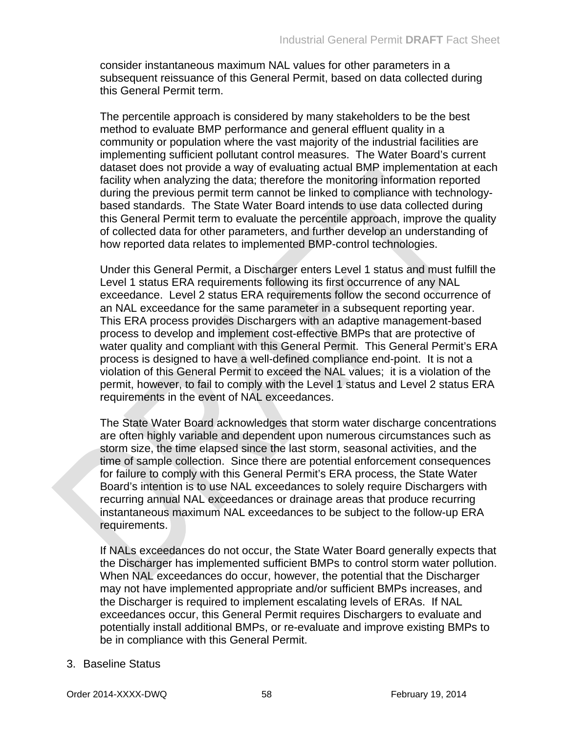consider instantaneous maximum NAL values for other parameters in a subsequent reissuance of this General Permit, based on data collected during this General Permit term.

The percentile approach is considered by many stakeholders to be the best method to evaluate BMP performance and general effluent quality in a community or population where the vast majority of the industrial facilities are implementing sufficient pollutant control measures. The Water Board's current dataset does not provide a way of evaluating actual BMP implementation at each facility when analyzing the data; therefore the monitoring information reported during the previous permit term cannot be linked to compliance with technology-based standards. The State Water Board intends to use data collected during this General Permit term to evaluate the percentile approach, improve the quality of collected data for other parameters, and further develop an understanding of how reported data relates to implemented BMP-control technologies.

Under this General Permit, a Discharger enters Level 1 status and must fulfill the Level 1 status ERA requirements following its first occurrence of any NAL exceedance. Level 2 status ERA requirements follow the second occurrence of an NAL exceedance for the same parameter in a subsequent reporting year. This ERA process provides Dischargers with an adaptive management-based process to develop and implement cost-effective BMPs that are protective of water quality and compliant with this General Permit. This General Permit's ERA process is designed to have a well-defined compliance end-point. It is not a violation of this General Permit to exceed the NAL values; it is a violation of the permit, however, to fail to comply with the Level 1 status and Level 2 status ERA requirements in the event of NAL exceedances.

The State Water Board acknowledges that storm water discharge concentrations are often highly variable and dependent upon numerous circumstances such as storm size, the time elapsed since the last storm, seasonal activities, and the time of sample collection. Since there are potential enforcement consequences for failure to comply with this General Permit's ERA process, the State Water Board's intention is to use NAL exceedances to solely require Dischargers with recurring annual NAL exceedances or drainage areas that produce recurring instantaneous maximum NAL exceedances to be subject to the follow-up ERA requirements.

If NALs exceedances do not occur, the State Water Board generally expects that the Discharger has implemented sufficient BMPs to control storm water pollution. When NAL exceedances do occur, however, the potential that the Discharger may not have implemented appropriate and/or sufficient BMPs increases, and the Discharger is required to implement escalating levels of ERAs. If NAL exceedances occur, this General Permit requires Dischargers to evaluate and potentially install additional BMPs, or re-evaluate and improve existing BMPs to be in compliance with this General Permit.

3. Baseline Status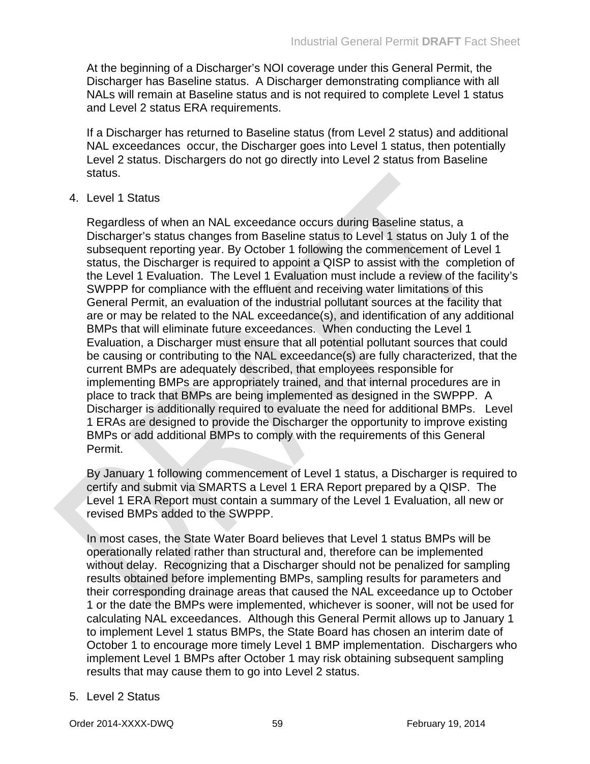At the beginning of a Discharger's NOI coverage under this General Permit, the Discharger has Baseline status. A Discharger demonstrating compliance with all NALs will remain at Baseline status and is not required to complete Level 1 status and Level 2 status ERA requirements.

If a Discharger has returned to Baseline status (from Level 2 status) and additional NAL exceedances occur, the Discharger goes into Level 1 status, then potentially Level 2 status. Dischargers do not go directly into Level 2 status from Baseline status.

4. Level 1 Status

Regardless of when an NAL exceedance occurs during Baseline status, a Discharger's status changes from Baseline status to Level 1 status on July 1 of the subsequent reporting year. By October 1 following the commencement of Level 1 status, the Discharger is required to appoint a QISP to assist with the completion of the Level 1 Evaluation. The Level 1 Evaluation must include a review of the facility's SWPPP for compliance with the effluent and receiving water limitations of this General Permit, an evaluation of the industrial pollutant sources at the facility that are or may be related to the NAL exceedance(s), and identification of any additional BMPs that will eliminate future exceedances. When conducting the Level 1 Evaluation, a Discharger must ensure that all potential pollutant sources that could be causing or contributing to the NAL exceedance(s) are fully characterized, that the current BMPs are adequately described, that employees responsible for implementing BMPs are appropriately trained, and that internal procedures are in place to track that BMPs are being implemented as designed in the SWPPP. A Discharger is additionally required to evaluate the need for additional BMPs. Level 1 ERAs are designed to provide the Discharger the opportunity to improve existing BMPs or add additional BMPs to comply with the requirements of this General Permit.

By January 1 following commencement of Level 1 status, a Discharger is required to certify and submit via SMARTS a Level 1 ERA Report prepared by a QISP. The Level 1 ERA Report must contain a summary of the Level 1 Evaluation, all new or revised BMPs added to the SWPPP.

In most cases, the State Water Board believes that Level 1 status BMPs will be operationally related rather than structural and, therefore can be implemented without delay. Recognizing that a Discharger should not be penalized for sampling results obtained before implementing BMPs, sampling results for parameters and their corresponding drainage areas that caused the NAL exceedance up to October 1 or the date the BMPs were implemented, whichever is sooner, will not be used for calculating NAL exceedances. Although this General Permit allows up to January 1 to implement Level 1 status BMPs, the State Board has chosen an interim date of October 1 to encourage more timely Level 1 BMP implementation. Dischargers who implement Level 1 BMPs after October 1 may risk obtaining subsequent sampling results that may cause them to go into Level 2 status.

5. Level 2 Status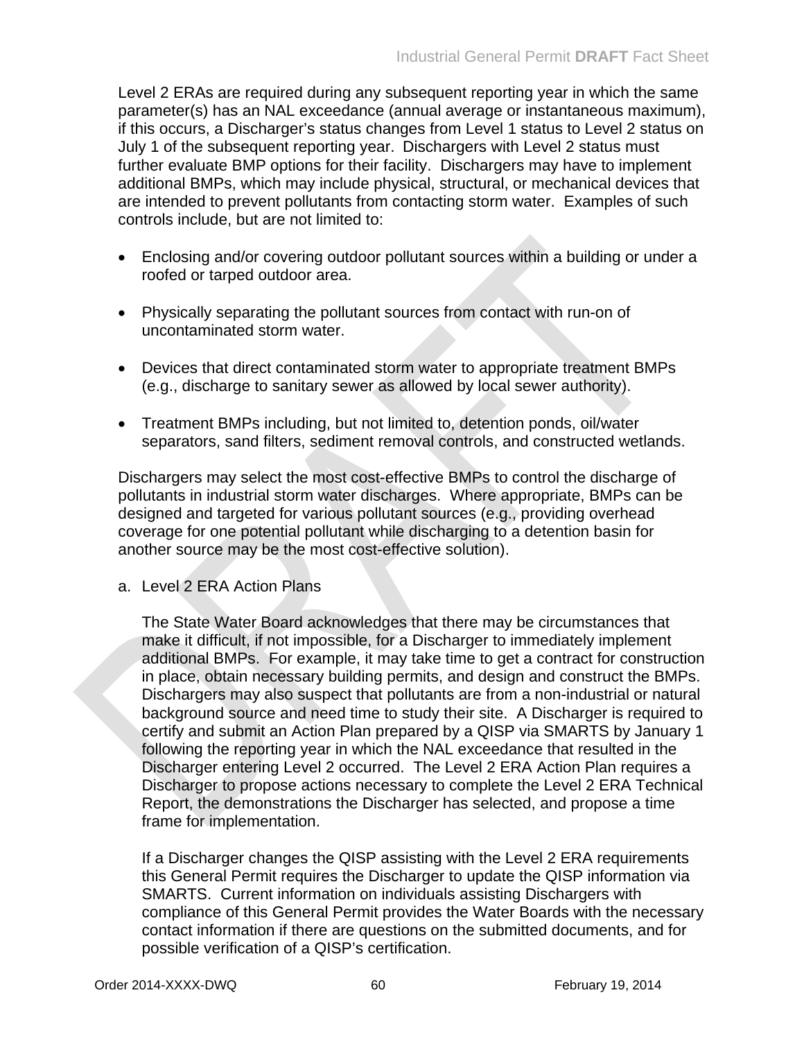Level 2 ERAs are required during any subsequent reporting year in which the same parameter(s) has an NAL exceedance (annual average or instantaneous maximum), if this occurs, a Discharger's status changes from Level 1 status to Level 2 status on July 1 of the subsequent reporting year. Dischargers with Level 2 status must further evaluate BMP options for their facility. Dischargers may have to implement additional BMPs, which may include physical, structural, or mechanical devices that are intended to prevent pollutants from contacting storm water. Examples of such controls include, but are not limited to:

- Enclosing and/or covering outdoor pollutant sources within a building or under a roofed or tarped outdoor area.
- Physically separating the pollutant sources from contact with run-on of uncontaminated storm water.
- Devices that direct contaminated storm water to appropriate treatment BMPs (e.g., discharge to sanitary sewer as allowed by local sewer authority).
- Treatment BMPs including, but not limited to, detention ponds, oil/water separators, sand filters, sediment removal controls, and constructed wetlands.

Dischargers may select the most cost-effective BMPs to control the discharge of pollutants in industrial storm water discharges. Where appropriate, BMPs can be designed and targeted for various pollutant sources (e.g., providing overhead coverage for one potential pollutant while discharging to a detention basin for another source may be the most cost-effective solution).

a. Level 2 ERA Action Plans

The State Water Board acknowledges that there may be circumstances that make it difficult, if not impossible, for a Discharger to immediately implement additional BMPs. For example, it may take time to get a contract for construction in place, obtain necessary building permits, and design and construct the BMPs. Dischargers may also suspect that pollutants are from a non-industrial or natural background source and need time to study their site. A Discharger is required to certify and submit an Action Plan prepared by a QISP via SMARTS by January 1 following the reporting year in which the NAL exceedance that resulted in the Discharger entering Level 2 occurred. The Level 2 ERA Action Plan requires a Discharger to propose actions necessary to complete the Level 2 ERA Technical Report, the demonstrations the Discharger has selected, and propose a time frame for implementation.

If a Discharger changes the QISP assisting with the Level 2 ERA requirements this General Permit requires the Discharger to update the QISP information via SMARTS. Current information on individuals assisting Dischargers with compliance of this General Permit provides the Water Boards with the necessary contact information if there are questions on the submitted documents, and for possible verification of a QISP's certification.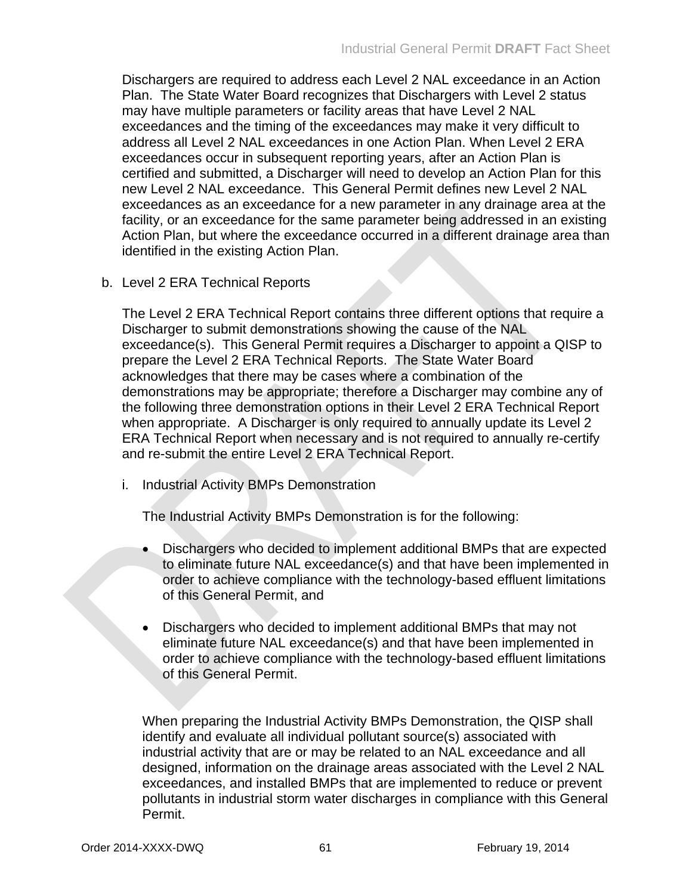Dischargers are required to address each Level 2 NAL exceedance in an Action Plan. The State Water Board recognizes that Dischargers with Level 2 status may have multiple parameters or facility areas that have Level 2 NAL exceedances and the timing of the exceedances may make it very difficult to address all Level 2 NAL exceedances in one Action Plan. When Level 2 ERA exceedances occur in subsequent reporting years, after an Action Plan is certified and submitted, a Discharger will need to develop an Action Plan for this new Level 2 NAL exceedance. This General Permit defines new Level 2 NAL exceedances as an exceedance for a new parameter in any drainage area at the facility, or an exceedance for the same parameter being addressed in an existing Action Plan, but where the exceedance occurred in a different drainage area than identified in the existing Action Plan.

b. Level 2 ERA Technical Reports

The Level 2 ERA Technical Report contains three different options that require a Discharger to submit demonstrations showing the cause of the NAL exceedance(s). This General Permit requires a Discharger to appoint a QISP to prepare the Level 2 ERA Technical Reports. The State Water Board acknowledges that there may be cases where a combination of the demonstrations may be appropriate; therefore a Discharger may combine any of the following three demonstration options in their Level 2 ERA Technical Report when appropriate. A Discharger is only required to annually update its Level 2 ERA Technical Report when necessary and is not required to annually re-certify and re-submit the entire Level 2 ERA Technical Report.

i. Industrial Activity BMPs Demonstration

The Industrial Activity BMPs Demonstration is for the following:

- Dischargers who decided to implement additional BMPs that are expected to eliminate future NAL exceedance(s) and that have been implemented in order to achieve compliance with the technology-based effluent limitations of this General Permit, and

- Dischargers who decided to implement additional BMPs that may not eliminate future NAL exceedance(s) and that have been implemented in order to achieve compliance with the technology-based effluent limitations of this General Permit.

When preparing the Industrial Activity BMPs Demonstration, the QISP shall identify and evaluate all individual pollutant source(s) associated with industrial activity that are or may be related to an NAL exceedance and all designed, information on the drainage areas associated with the Level 2 NAL exceedances, and installed BMPs that are implemented to reduce or prevent pollutants in industrial storm water discharges in compliance with this General Permit.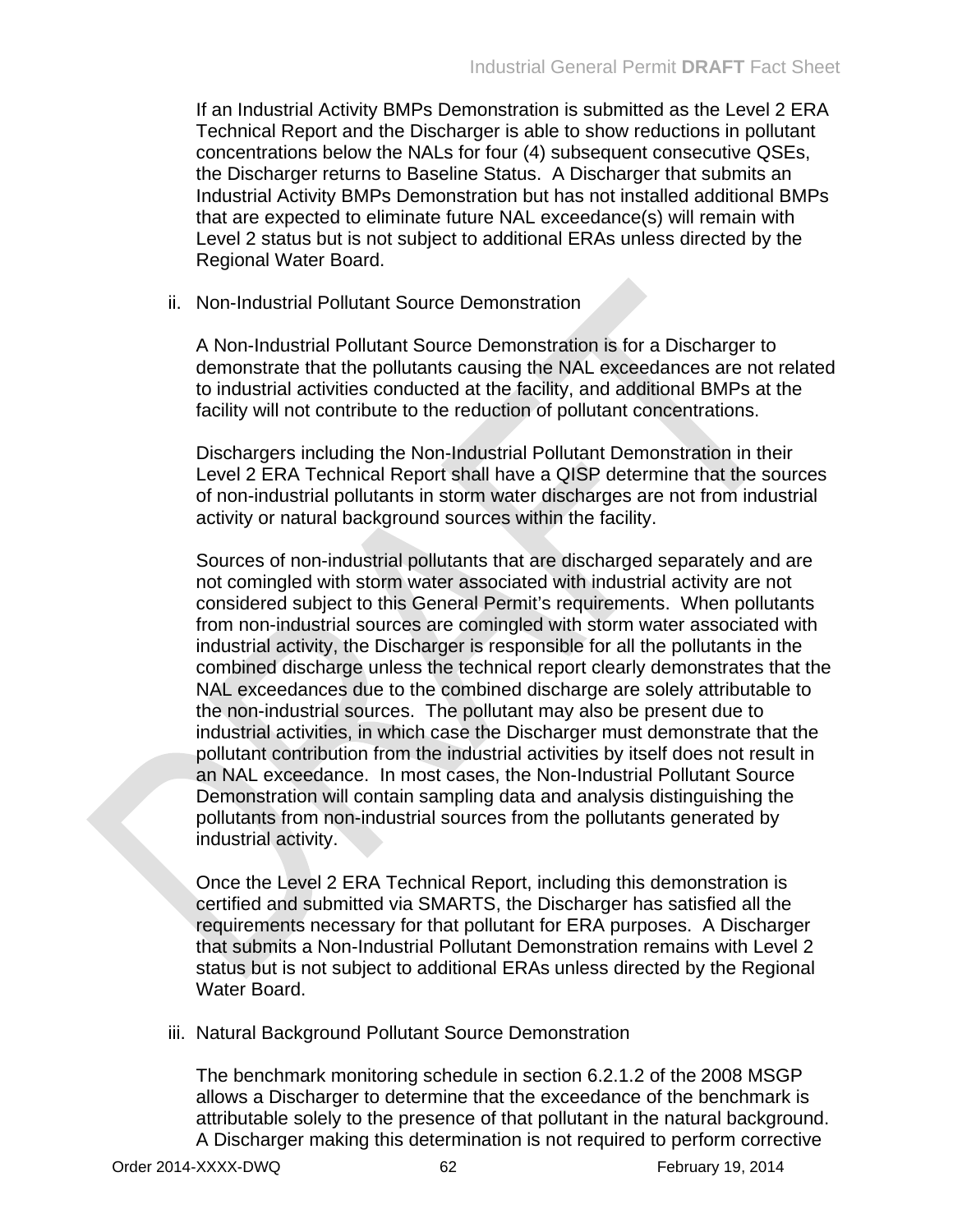If an Industrial Activity BMPs Demonstration is submitted as the Level 2 ERA Technical Report and the Discharger is able to show reductions in pollutant concentrations below the NALs for four (4) subsequent consecutive QSEs, the Discharger returns to Baseline Status. A Discharger that submits an Industrial Activity BMPs Demonstration but has not installed additional BMPs that are expected to eliminate future NAL exceedance(s) will remain with Level 2 status but is not subject to additional ERAs unless directed by the Regional Water Board.

ii. Non-Industrial Pollutant Source Demonstration

A Non-Industrial Pollutant Source Demonstration is for a Discharger to demonstrate that the pollutants causing the NAL exceedances are not related to industrial activities conducted at the facility, and additional BMPs at the facility will not contribute to the reduction of pollutant concentrations.

Dischargers including the Non-Industrial Pollutant Demonstration in their Level 2 ERA Technical Report shall have a QISP determine that the sources of non-industrial pollutants in storm water discharges are not from industrial activity or natural background sources within the facility.

Sources of non-industrial pollutants that are discharged separately and are not comingled with storm water associated with industrial activity are not considered subject to this General Permit's requirements. When pollutants from non-industrial sources are comingled with storm water associated with industrial activity, the Discharger is responsible for all the pollutants in the combined discharge unless the technical report clearly demonstrates that the NAL exceedances due to the combined discharge are solely attributable to the non-industrial sources. The pollutant may also be present due to industrial activities, in which case the Discharger must demonstrate that the pollutant contribution from the industrial activities by itself does not result in an NAL exceedance. In most cases, the Non-Industrial Pollutant Source Demonstration will contain sampling data and analysis distinguishing the pollutants from non-industrial sources from the pollutants generated by industrial activity.

Once the Level 2 ERA Technical Report, including this demonstration is certified and submitted via SMARTS, the Discharger has satisfied all the requirements necessary for that pollutant for ERA purposes. A Discharger that submits a Non-Industrial Pollutant Demonstration remains with Level 2 status but is not subject to additional ERAs unless directed by the Regional Water Board.

iii. Natural Background Pollutant Source Demonstration

The benchmark monitoring schedule in section 6.2.1.2 of the 2008 MSGP allows a Discharger to determine that the exceedance of the benchmark is attributable solely to the presence of that pollutant in the natural background. A Discharger making this determination is not required to perform corrective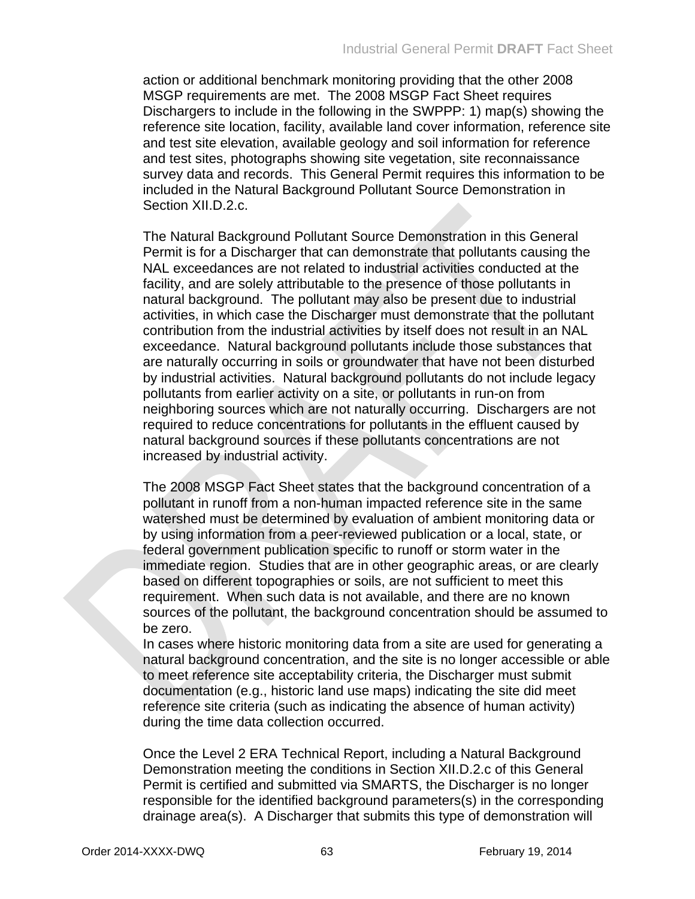action or additional benchmark monitoring providing that the other 2008 MSGP requirements are met. The 2008 MSGP Fact Sheet requires Dischargers to include in the following in the SWPPP: 1) map(s) showing the reference site location, facility, available land cover information, reference site and test site elevation, available geology and soil information for reference and test sites, photographs showing site vegetation, site reconnaissance survey data and records. This General Permit requires this information to be included in the Natural Background Pollutant Source Demonstration in Section XII.D.2.c.

The Natural Background Pollutant Source Demonstration in this General Permit is for a Discharger that can demonstrate that pollutants causing the NAL exceedances are not related to industrial activities conducted at the facility, and are solely attributable to the presence of those pollutants in natural background. The pollutant may also be present due to industrial activities, in which case the Discharger must demonstrate that the pollutant contribution from the industrial activities by itself does not result in an NAL exceedance. Natural background pollutants include those substances that are naturally occurring in soils or groundwater that have not been disturbed by industrial activities. Natural background pollutants do not include legacy pollutants from earlier activity on a site, or pollutants in run-on from neighboring sources which are not naturally occurring. Dischargers are not required to reduce concentrations for pollutants in the effluent caused by natural background sources if these pollutants concentrations are not increased by industrial activity.

The 2008 MSGP Fact Sheet states that the background concentration of a pollutant in runoff from a non-human impacted reference site in the same watershed must be determined by evaluation of ambient monitoring data or by using information from a peer-reviewed publication or a local, state, or federal government publication specific to runoff or storm water in the immediate region. Studies that are in other geographic areas, or are clearly based on different topographies or soils, are not sufficient to meet this requirement. When such data is not available, and there are no known sources of the pollutant, the background concentration should be assumed to be zero.
In cases where historic monitoring data from a site are used for generating a natural background concentration, and the site is no longer accessible or able to meet reference site acceptability criteria, the Discharger must submit documentation (e.g., historic land use maps) indicating the site did meet reference site criteria (such as indicating the absence of human activity) during the time data collection occurred.

Once the Level 2 ERA Technical Report, including a Natural Background Demonstration meeting the conditions in Section XII.D.2.c of this General Permit is certified and submitted via SMARTS, the Discharger is no longer responsible for the identified background parameters(s) in the corresponding drainage area(s). A Discharger that submits this type of demonstration will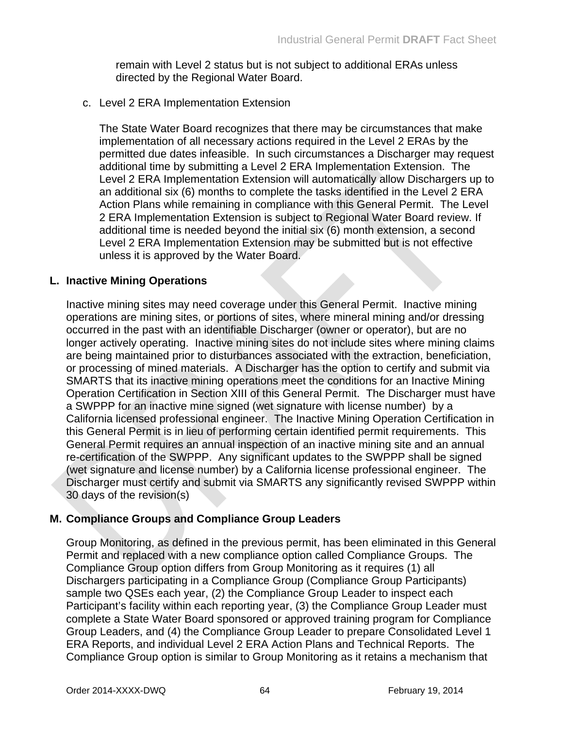remain with Level 2 status but is not subject to additional ERAs unless directed by the Regional Water Board.

c. Level 2 ERA Implementation Extension

The State Water Board recognizes that there may be circumstances that make implementation of all necessary actions required in the Level 2 ERAs by the permitted due dates infeasible. In such circumstances a Discharger may request additional time by submitting a Level 2 ERA Implementation Extension. The Level 2 ERA Implementation Extension will automatically allow Dischargers up to an additional six (6) months to complete the tasks identified in the Level 2 ERA Action Plans while remaining in compliance with this General Permit. The Level 2 ERA Implementation Extension is subject to Regional Water Board review. If additional time is needed beyond the initial six (6) month extension, a second Level 2 ERA Implementation Extension may be submitted but is not effective unless it is approved by the Water Board.

## L. Inactive Mining Operations

Inactive mining sites may need coverage under this General Permit. Inactive mining operations are mining sites, or portions of sites, where mineral mining and/or dressing occurred in the past with an identifiable Discharger (owner or operator), but are no longer actively operating. Inactive mining sites do not include sites where mining claims are being maintained prior to disturbances associated with the extraction, beneficiation, or processing of mined materials. A Discharger has the option to certify and submit via SMARTS that its inactive mining operations meet the conditions for an Inactive Mining Operation Certification in Section XIII of this General Permit. The Discharger must have a SWPPP for an inactive mine signed (wet signature with license number) by a California licensed professional engineer. The Inactive Mining Operation Certification in this General Permit is in lieu of performing certain identified permit requirements. This General Permit requires an annual inspection of an inactive mining site and an annual re-certification of the SWPPP. Any significant updates to the SWPPP shall be signed (wet signature and license number) by a California license professional engineer. The Discharger must certify and submit via SMARTS any significantly revised SWPPP within 30 days of the revision(s)

## M. Compliance Groups and Compliance Group Leaders

Group Monitoring, as defined in the previous permit, has been eliminated in this General Permit and replaced with a new compliance option called Compliance Groups. The Compliance Group option differs from Group Monitoring as it requires (1) all Dischargers participating in a Compliance Group (Compliance Group Participants) sample two QSEs each year, (2) the Compliance Group Leader to inspect each Participant's facility within each reporting year, (3) the Compliance Group Leader must complete a State Water Board sponsored or approved training program for Compliance Group Leaders, and (4) the Compliance Group Leader to prepare Consolidated Level 1 ERA Reports, and individual Level 2 ERA Action Plans and Technical Reports. The Compliance Group option is similar to Group Monitoring as it retains a mechanism that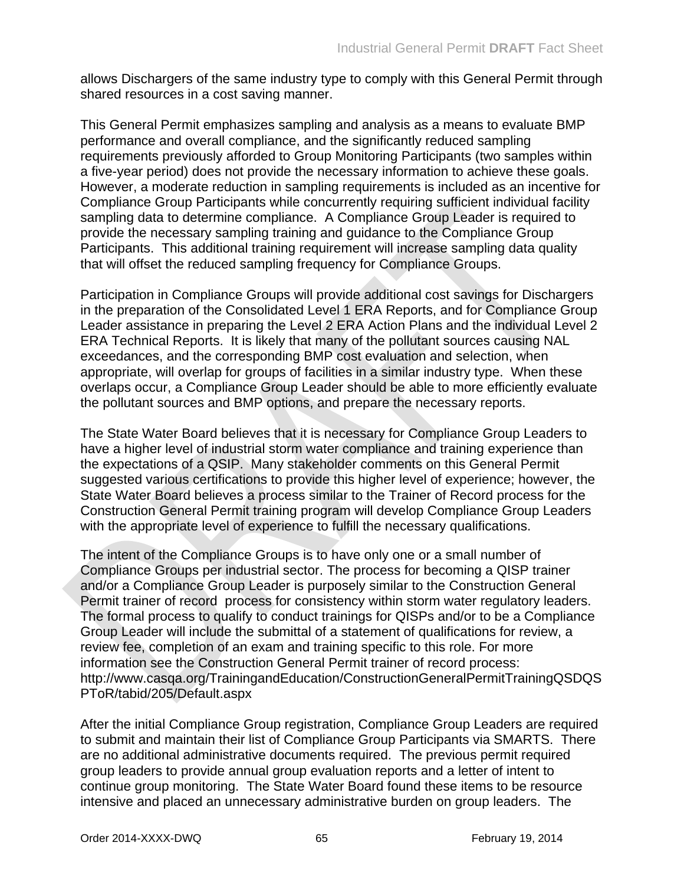allows Dischargers of the same industry type to comply with this General Permit through shared resources in a cost saving manner.

This General Permit emphasizes sampling and analysis as a means to evaluate BMP performance and overall compliance, and the significantly reduced sampling requirements previously afforded to Group Monitoring Participants (two samples within a five-year period) does not provide the necessary information to achieve these goals. However, a moderate reduction in sampling requirements is included as an incentive for Compliance Group Participants while concurrently requiring sufficient individual facility sampling data to determine compliance. A Compliance Group Leader is required to provide the necessary sampling training and guidance to the Compliance Group Participants. This additional training requirement will increase sampling data quality that will offset the reduced sampling frequency for Compliance Groups.

Participation in Compliance Groups will provide additional cost savings for Dischargers in the preparation of the Consolidated Level 1 ERA Reports, and for Compliance Group Leader assistance in preparing the Level 2 ERA Action Plans and the individual Level 2 ERA Technical Reports. It is likely that many of the pollutant sources causing NAL exceedances, and the corresponding BMP cost evaluation and selection, when appropriate, will overlap for groups of facilities in a similar industry type. When these overlaps occur, a Compliance Group Leader should be able to more efficiently evaluate the pollutant sources and BMP options, and prepare the necessary reports.

The State Water Board believes that it is necessary for Compliance Group Leaders to have a higher level of industrial storm water compliance and training experience than the expectations of a QSIP. Many stakeholder comments on this General Permit suggested various certifications to provide this higher level of experience; however, the State Water Board believes a process similar to the Trainer of Record process for the Construction General Permit training program will develop Compliance Group Leaders with the appropriate level of experience to fulfill the necessary qualifications.

The intent of the Compliance Groups is to have only one or a small number of Compliance Groups per industrial sector. The process for becoming a QISP trainer and/or a Compliance Group Leader is purposely similar to the Construction General Permit trainer of record process for consistency within storm water regulatory leaders. The formal process to qualify to conduct trainings for QISPs and/or to be a Compliance Group Leader will include the submittal of a statement of qualifications for review, a review fee, completion of an exam and training specific to this role. For more information see the Construction General Permit trainer of record process: http://www.casqa.org/TrainingandEducation/ConstructionGeneralPermitTrainingQSDQSPToR/tabid/205/Default.aspx

After the initial Compliance Group registration, Compliance Group Leaders are required to submit and maintain their list of Compliance Group Participants via SMARTS. There are no additional administrative documents required. The previous permit required group leaders to provide annual group evaluation reports and a letter of intent to continue group monitoring. The State Water Board found these items to be resource intensive and placed an unnecessary administrative burden on group leaders. The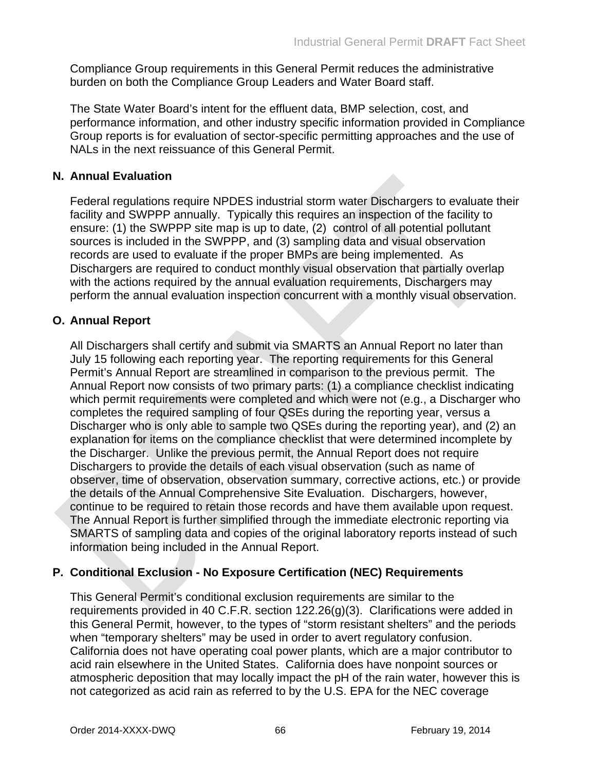Compliance Group requirements in this General Permit reduces the administrative burden on both the Compliance Group Leaders and Water Board staff.

The State Water Board's intent for the effluent data, BMP selection, cost, and performance information, and other industry specific information provided in Compliance Group reports is for evaluation of sector-specific permitting approaches and the use of NALs in the next reissuance of this General Permit.

## N. Annual Evaluation

Federal regulations require NPDES industrial storm water Dischargers to evaluate their facility and SWPPP annually. Typically this requires an inspection of the facility to ensure: (1) the SWPPP site map is up to date, (2) control of all potential pollutant sources is included in the SWPPP, and (3) sampling data and visual observation records are used to evaluate if the proper BMPs are being implemented. As Dischargers are required to conduct monthly visual observation that partially overlap with the actions required by the annual evaluation requirements, Dischargers may perform the annual evaluation inspection concurrent with a monthly visual observation.

## O. Annual Report

All Dischargers shall certify and submit via SMARTS an Annual Report no later than July 15 following each reporting year. The reporting requirements for this General Permit's Annual Report are streamlined in comparison to the previous permit. The Annual Report now consists of two primary parts: (1) a compliance checklist indicating which permit requirements were completed and which were not (e.g., a Discharger who completes the required sampling of four QSEs during the reporting year, versus a Discharger who is only able to sample two QSEs during the reporting year), and (2) an explanation for items on the compliance checklist that were determined incomplete by the Discharger. Unlike the previous permit, the Annual Report does not require Dischargers to provide the details of each visual observation (such as name of observer, time of observation, observation summary, corrective actions, etc.) or provide the details of the Annual Comprehensive Site Evaluation. Dischargers, however, continue to be required to retain those records and have them available upon request. The Annual Report is further simplified through the immediate electronic reporting via SMARTS of sampling data and copies of the original laboratory reports instead of such information being included in the Annual Report.

## P. Conditional Exclusion - No Exposure Certification (NEC) Requirements

This General Permit's conditional exclusion requirements are similar to the requirements provided in 40 C.F.R. section 122.26(g)(3). Clarifications were added in this General Permit, however, to the types of "storm resistant shelters" and the periods when "temporary shelters" may be used in order to avert regulatory confusion. California does not have operating coal power plants, which are a major contributor to acid rain elsewhere in the United States. California does have nonpoint sources or atmospheric deposition that may locally impact the pH of the rain water, however this is not categorized as acid rain as referred to by the U.S. EPA for the NEC coverage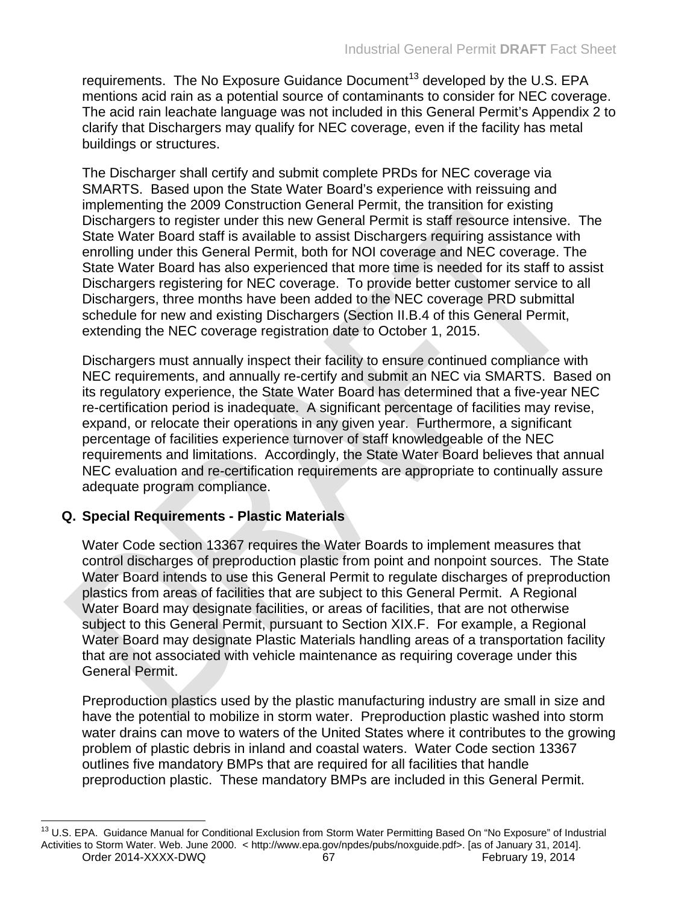requirements. The No Exposure Guidance Document[13] developed by the U.S. EPA mentions acid rain as a potential source of contaminants to consider for NEC coverage. The acid rain leachate language was not included in this General Permit's Appendix 2 to clarify that Dischargers may qualify for NEC coverage, even if the facility has metal buildings or structures.

The Discharger shall certify and submit complete PRDs for NEC coverage via SMARTS. Based upon the State Water Board's experience with reissuing and implementing the 2009 Construction General Permit, the transition for existing Dischargers to register under this new General Permit is staff resource intensive. The State Water Board staff is available to assist Dischargers requiring assistance with enrolling under this General Permit, both for NOI coverage and NEC coverage. The State Water Board has also experienced that more time is needed for its staff to assist Dischargers registering for NEC coverage. To provide better customer service to all Dischargers, three months have been added to the NEC coverage PRD submittal schedule for new and existing Dischargers (Section II.B.4 of this General Permit, extending the NEC coverage registration date to October 1, 2015.

Dischargers must annually inspect their facility to ensure continued compliance with NEC requirements, and annually re-certify and submit an NEC via SMARTS. Based on its regulatory experience, the State Water Board has determined that a five-year NEC re-certification period is inadequate. A significant percentage of facilities may revise, expand, or relocate their operations in any given year. Furthermore, a significant percentage of facilities experience turnover of staff knowledgeable of the NEC requirements and limitations. Accordingly, the State Water Board believes that annual NEC evaluation and re-certification requirements are appropriate to continually assure adequate program compliance.

## Q. Special Requirements - Plastic Materials

Water Code section 13367 requires the Water Boards to implement measures that control discharges of preproduction plastic from point and nonpoint sources. The State Water Board intends to use this General Permit to regulate discharges of preproduction plastics from areas of facilities that are subject to this General Permit. A Regional Water Board may designate facilities, or areas of facilities, that are not otherwise subject to this General Permit, pursuant to Section XIX.F. For example, a Regional Water Board may designate Plastic Materials handling areas of a transportation facility that are not associated with vehicle maintenance as requiring coverage under this General Permit.

Preproduction plastics used by the plastic manufacturing industry are small in size and have the potential to mobilize in storm water. Preproduction plastic washed into storm water drains can move to waters of the United States where it contributes to the growing problem of plastic debris in inland and coastal waters. Water Code section 13367 outlines five mandatory BMPs that are required for all facilities that handle preproduction plastic. These mandatory BMPs are included in this General Permit.

---

[13] U.S. EPA. Guidance Manual for Conditional Exclusion from Storm Water Permitting Based On "No Exposure" of Industrial Activities to Storm Water. Web. June 2000. < http://www.epa.gov/npdes/pubs/noxguide.pdf>. [as of January 31, 2014].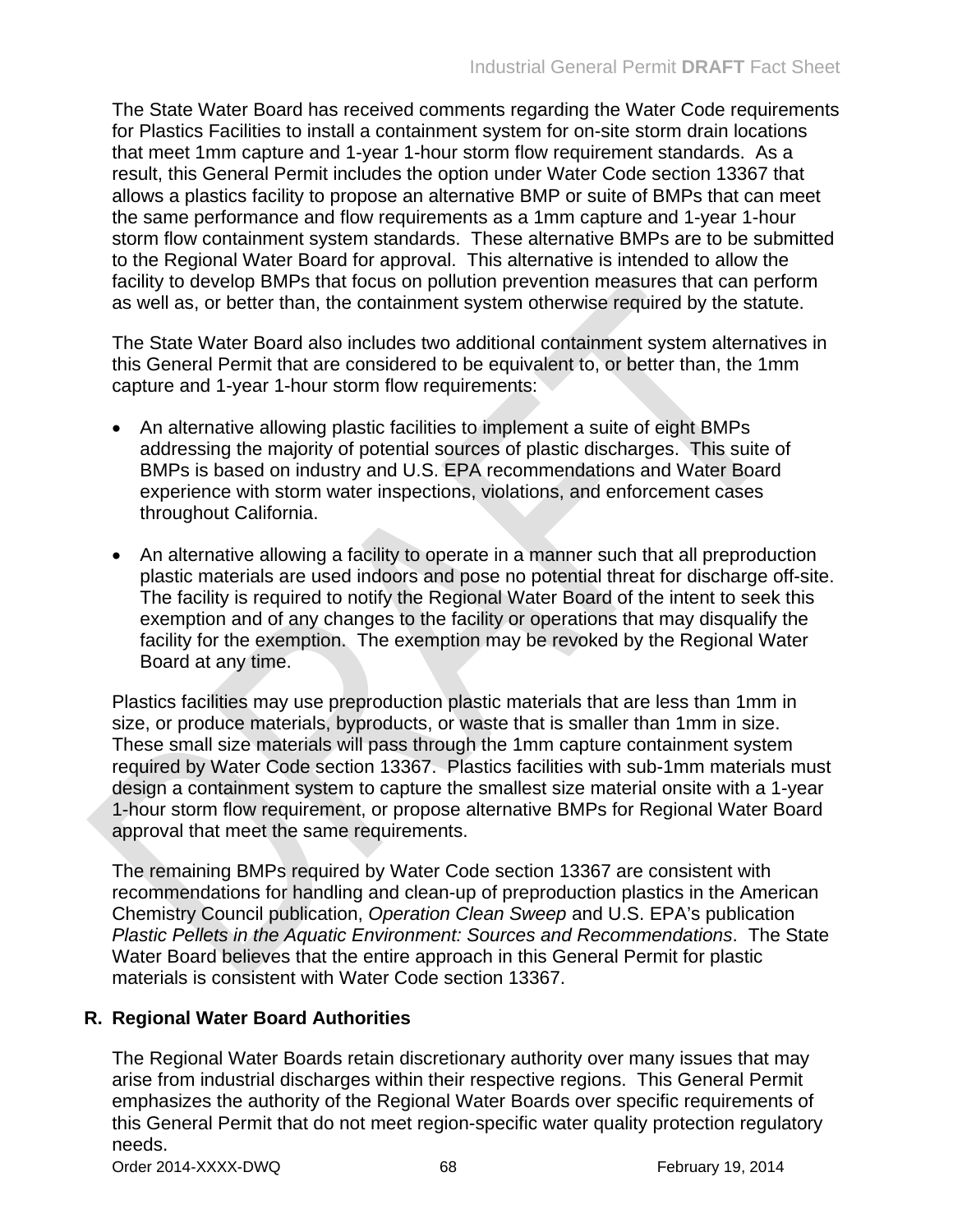The State Water Board has received comments regarding the Water Code requirements for Plastics Facilities to install a containment system for on-site storm drain locations that meet 1mm capture and 1-year 1-hour storm flow requirement standards. As a result, this General Permit includes the option under Water Code section 13367 that allows a plastics facility to propose an alternative BMP or suite of BMPs that can meet the same performance and flow requirements as a 1mm capture and 1-year 1-hour storm flow containment system standards. These alternative BMPs are to be submitted to the Regional Water Board for approval. This alternative is intended to allow the facility to develop BMPs that focus on pollution prevention measures that can perform as well as, or better than, the containment system otherwise required by the statute.

The State Water Board also includes two additional containment system alternatives in this General Permit that are considered to be equivalent to, or better than, the 1mm capture and 1-year 1-hour storm flow requirements:

- An alternative allowing plastic facilities to implement a suite of eight BMPs addressing the majority of potential sources of plastic discharges. This suite of BMPs is based on industry and U.S. EPA recommendations and Water Board experience with storm water inspections, violations, and enforcement cases throughout California.
- An alternative allowing a facility to operate in a manner such that all preproduction plastic materials are used indoors and pose no potential threat for discharge off-site. The facility is required to notify the Regional Water Board of the intent to seek this exemption and of any changes to the facility or operations that may disqualify the facility for the exemption. The exemption may be revoked by the Regional Water Board at any time.

Plastics facilities may use preproduction plastic materials that are less than 1mm in size, or produce materials, byproducts, or waste that is smaller than 1mm in size. These small size materials will pass through the 1mm capture containment system required by Water Code section 13367. Plastics facilities with sub-1mm materials must design a containment system to capture the smallest size material onsite with a 1-year 1-hour storm flow requirement, or propose alternative BMPs for Regional Water Board approval that meet the same requirements.

The remaining BMPs required by Water Code section 13367 are consistent with recommendations for handling and clean-up of preproduction plastics in the American Chemistry Council publication, *Operation Clean Sweep* and U.S. EPA's publication *Plastic Pellets in the Aquatic Environment: Sources and Recommendations*. The State Water Board believes that the entire approach in this General Permit for plastic materials is consistent with Water Code section 13367.

## R. Regional Water Board Authorities

The Regional Water Boards retain discretionary authority over many issues that may arise from industrial discharges within their respective regions. This General Permit emphasizes the authority of the Regional Water Boards over specific requirements of this General Permit that do not meet region-specific water quality protection regulatory needs.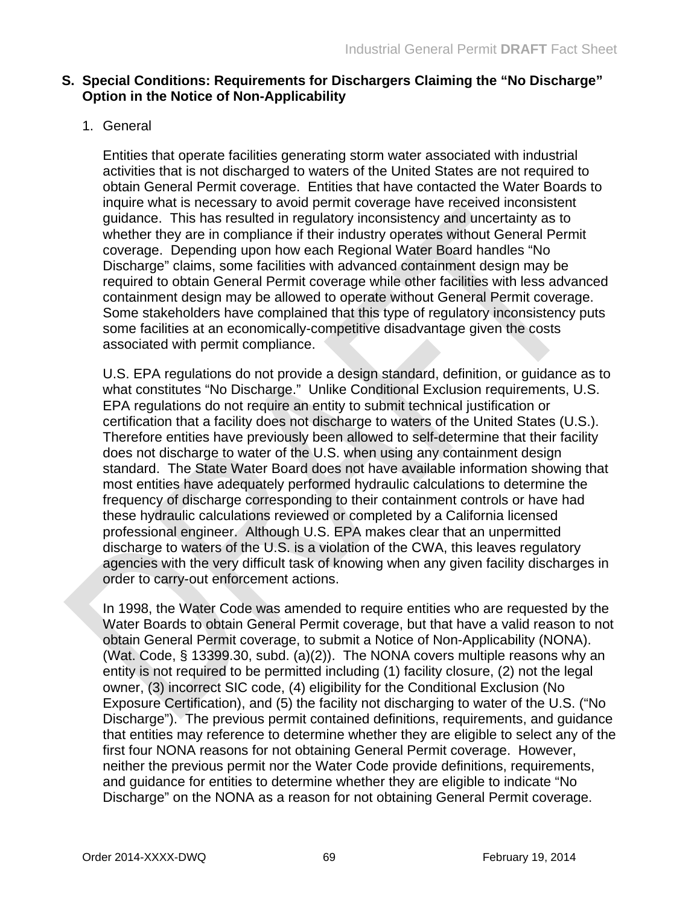## S. Special Conditions: Requirements for Dischargers Claiming the "No Discharge" Option in the Notice of Non-Applicability

### 1. General

Entities that operate facilities generating storm water associated with industrial activities that is not discharged to waters of the United States are not required to obtain General Permit coverage. Entities that have contacted the Water Boards to inquire what is necessary to avoid permit coverage have received inconsistent guidance. This has resulted in regulatory inconsistency and uncertainty as to whether they are in compliance if their industry operates without General Permit coverage. Depending upon how each Regional Water Board handles "No Discharge" claims, some facilities with advanced containment design may be required to obtain General Permit coverage while other facilities with less advanced containment design may be allowed to operate without General Permit coverage. Some stakeholders have complained that this type of regulatory inconsistency puts some facilities at an economically-competitive disadvantage given the costs associated with permit compliance.

U.S. EPA regulations do not provide a design standard, definition, or guidance as to what constitutes "No Discharge." Unlike Conditional Exclusion requirements, U.S. EPA regulations do not require an entity to submit technical justification or certification that a facility does not discharge to waters of the United States (U.S.). Therefore entities have previously been allowed to self-determine that their facility does not discharge to water of the U.S. when using any containment design standard. The State Water Board does not have available information showing that most entities have adequately performed hydraulic calculations to determine the frequency of discharge corresponding to their containment controls or have had these hydraulic calculations reviewed or completed by a California licensed professional engineer. Although U.S. EPA makes clear that an unpermitted discharge to waters of the U.S. is a violation of the CWA, this leaves regulatory agencies with the very difficult task of knowing when any given facility discharges in order to carry-out enforcement actions.

In 1998, the Water Code was amended to require entities who are requested by the Water Boards to obtain General Permit coverage, but that have a valid reason to not obtain General Permit coverage, to submit a Notice of Non-Applicability (NONA). (Wat. Code, § 13399.30, subd. (a)(2)). The NONA covers multiple reasons why an entity is not required to be permitted including (1) facility closure, (2) not the legal owner, (3) incorrect SIC code, (4) eligibility for the Conditional Exclusion (No Exposure Certification), and (5) the facility not discharging to water of the U.S. ("No Discharge"). The previous permit contained definitions, requirements, and guidance that entities may reference to determine whether they are eligible to select any of the first four NONA reasons for not obtaining General Permit coverage. However, neither the previous permit nor the Water Code provide definitions, requirements, and guidance for entities to determine whether they are eligible to indicate "No Discharge" on the NONA as a reason for not obtaining General Permit coverage.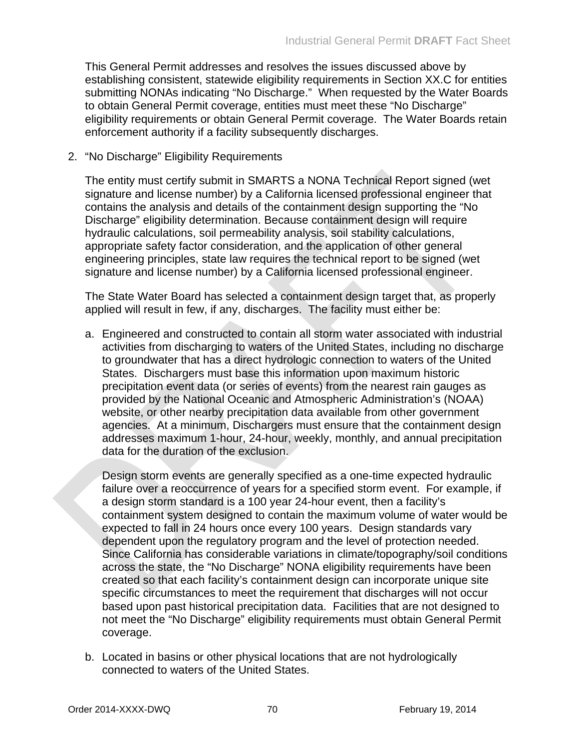This General Permit addresses and resolves the issues discussed above by establishing consistent, statewide eligibility requirements in Section XX.C for entities submitting NONAs indicating "No Discharge." When requested by the Water Boards to obtain General Permit coverage, entities must meet these "No Discharge" eligibility requirements or obtain General Permit coverage. The Water Boards retain enforcement authority if a facility subsequently discharges.

2. "No Discharge" Eligibility Requirements

   The entity must certify submit in SMARTS a NONA Technical Report signed (wet signature and license number) by a California licensed professional engineer that contains the analysis and details of the containment design supporting the "No Discharge" eligibility determination. Because containment design will require hydraulic calculations, soil permeability analysis, soil stability calculations, appropriate safety factor consideration, and the application of other general engineering principles, state law requires the technical report to be signed (wet signature and license number) by a California licensed professional engineer.

   The State Water Board has selected a containment design target that, as properly applied will result in few, if any, discharges. The facility must either be:

   a. Engineered and constructed to contain all storm water associated with industrial activities from discharging to waters of the United States, including no discharge to groundwater that has a direct hydrologic connection to waters of the United States. Dischargers must base this information upon maximum historic precipitation event data (or series of events) from the nearest rain gauges as provided by the National Oceanic and Atmospheric Administration's (NOAA) website, or other nearby precipitation data available from other government agencies. At a minimum, Dischargers must ensure that the containment design addresses maximum 1-hour, 24-hour, weekly, monthly, and annual precipitation data for the duration of the exclusion.

      Design storm events are generally specified as a one-time expected hydraulic failure over a reoccurrence of years for a specified storm event. For example, if a design storm standard is a 100 year 24-hour event, then a facility's containment system designed to contain the maximum volume of water would be expected to fall in 24 hours once every 100 years. Design standards vary dependent upon the regulatory program and the level of protection needed. Since California has considerable variations in climate/topography/soil conditions across the state, the "No Discharge" NONA eligibility requirements have been created so that each facility's containment design can incorporate unique site specific circumstances to meet the requirement that discharges will not occur based upon past historical precipitation data. Facilities that are not designed to not meet the "No Discharge" eligibility requirements must obtain General Permit coverage.

   b. Located in basins or other physical locations that are not hydrologically connected to waters of the United States.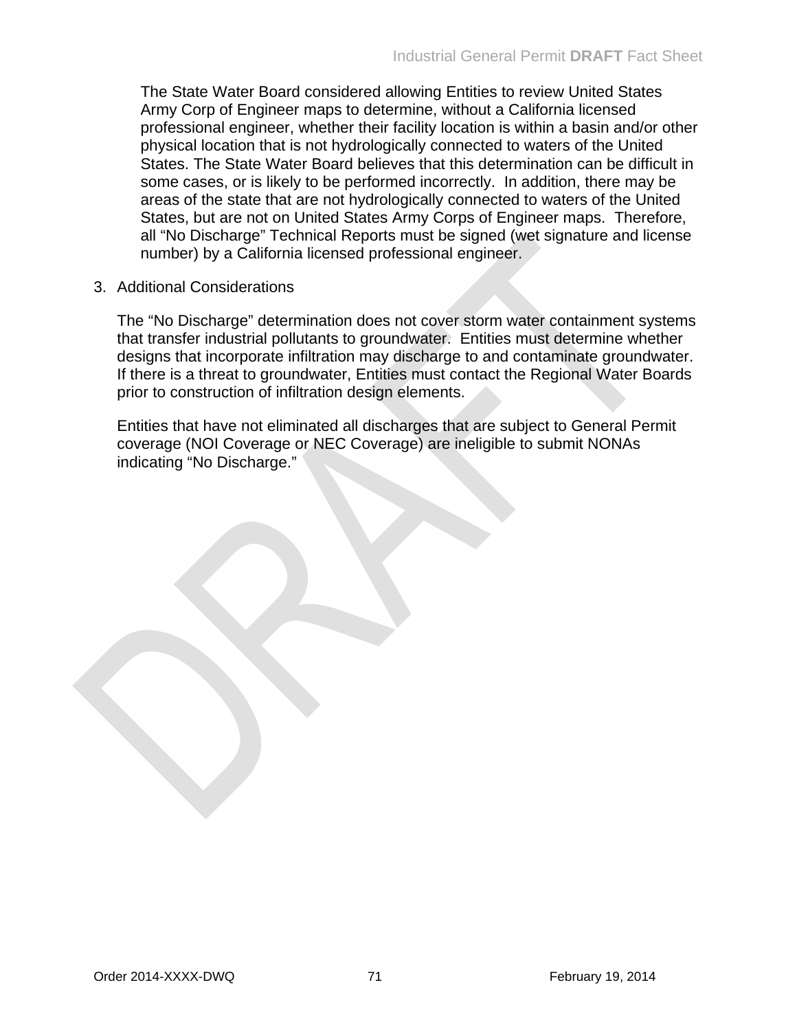The State Water Board considered allowing Entities to review United States Army Corp of Engineer maps to determine, without a California licensed professional engineer, whether their facility location is within a basin and/or other physical location that is not hydrologically connected to waters of the United States. The State Water Board believes that this determination can be difficult in some cases, or is likely to be performed incorrectly. In addition, there may be areas of the state that are not hydrologically connected to waters of the United States, but are not on United States Army Corps of Engineer maps. Therefore, all "No Discharge" Technical Reports must be signed (wet signature and license number) by a California licensed professional engineer.

3. Additional Considerations

The "No Discharge" determination does not cover storm water containment systems that transfer industrial pollutants to groundwater. Entities must determine whether designs that incorporate infiltration may discharge to and contaminate groundwater. If there is a threat to groundwater, Entities must contact the Regional Water Boards prior to construction of infiltration design elements.

Entities that have not eliminated all discharges that are subject to General Permit coverage (NOI Coverage or NEC Coverage) are ineligible to submit NONAs indicating "No Discharge."